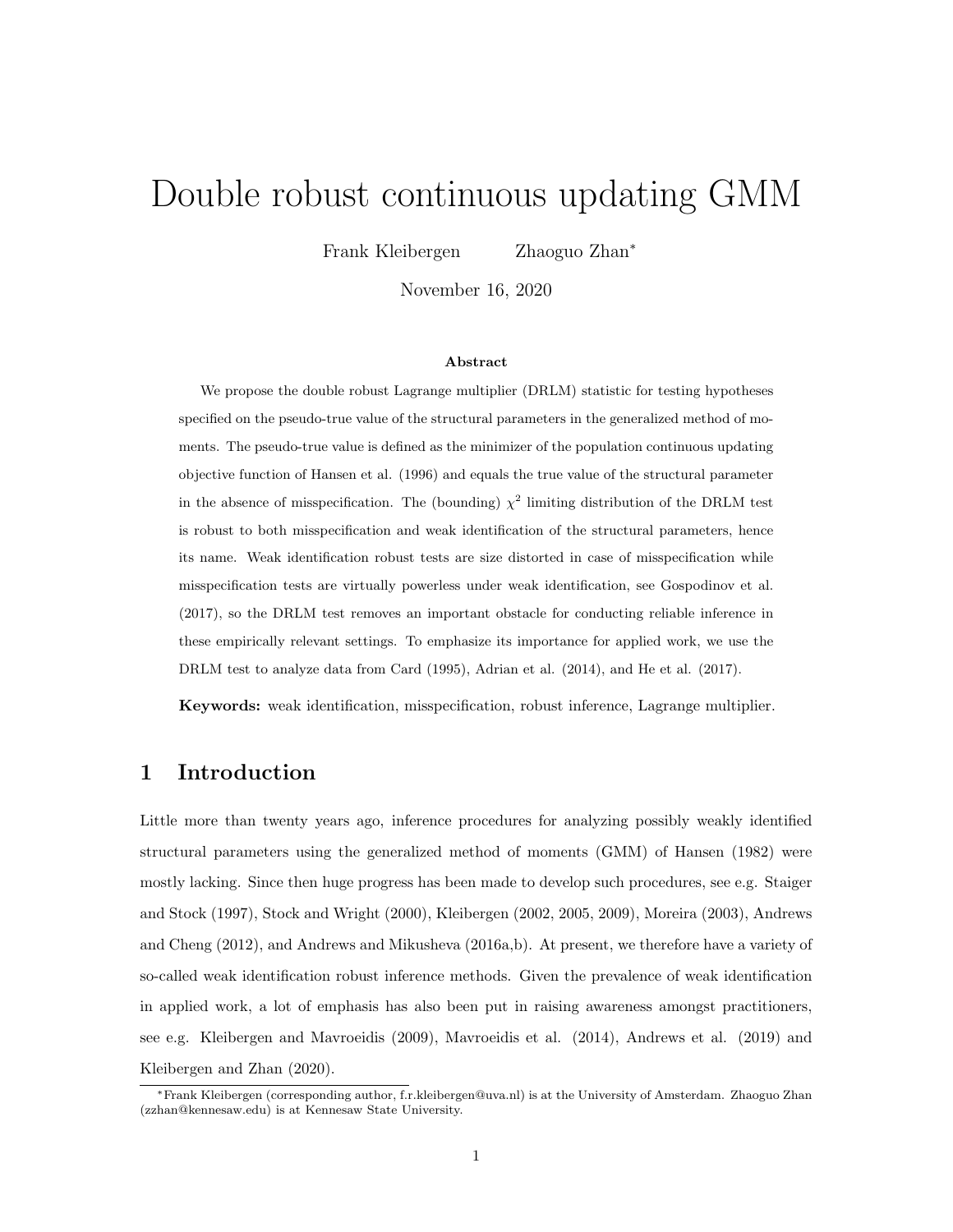# Double robust continuous updating GMM

Frank Kleibergen Zhaoguo Zhan*

November 16, 2020

**Abstract**

We propose the double robust Lagrange multiplier (DRLM) statistic for testing hypotheses specified on the pseudo-true value of the structural parameters in the generalized method of moments. The pseudo-true value is defined as the minimizer of the population continuous updating objective function of Hansen et al. (1996) and equals the true value of the structural parameter in the absence of misspecification. The (bounding) $\chi^2$ limiting distribution of the DRLM test is robust to both misspecification and weak identification of the structural parameters, hence its name. Weak identification robust tests are size distorted in case of misspecification while misspecification tests are virtually powerless under weak identification, see Gospodinov et al. (2017), so the DRLM test removes an important obstacle for conducting reliable inference in these empirically relevant settings. To emphasize its importance for applied work, we use the DRLM test to analyze data from Card (1995), Adrian et al. (2014), and He et al. (2017).

**Keywords:** weak identification, misspecification, robust inference, Lagrange multiplier.

## 1 Introduction

Little more than twenty years ago, inference procedures for analyzing possibly weakly identified structural parameters using the generalized method of moments (GMM) of Hansen (1982) were mostly lacking. Since then huge progress has been made to develop such procedures, see e.g. Staiger and Stock (1997), Stock and Wright (2000), Kleibergen (2002, 2005, 2009), Moreira (2003), Andrews and Cheng (2012), and Andrews and Mikusheva (2016a,b). At present, we therefore have a variety of so-called weak identification robust inference methods. Given the prevalence of weak identification in applied work, a lot of emphasis has also been put in raising awareness amongst practitioners, see e.g. Kleibergen and Mavroeidis (2009), Mavroeidis et al. (2014), Andrews et al. (2019) and Kleibergen and Zhan (2020).

*Frank Kleibergen (corresponding author, f.r.kleibergen@uva.nl) is at the University of Amsterdam. Zhaoguo Zhan (zzhan@kennesaw.edu) is at Kennesaw State University.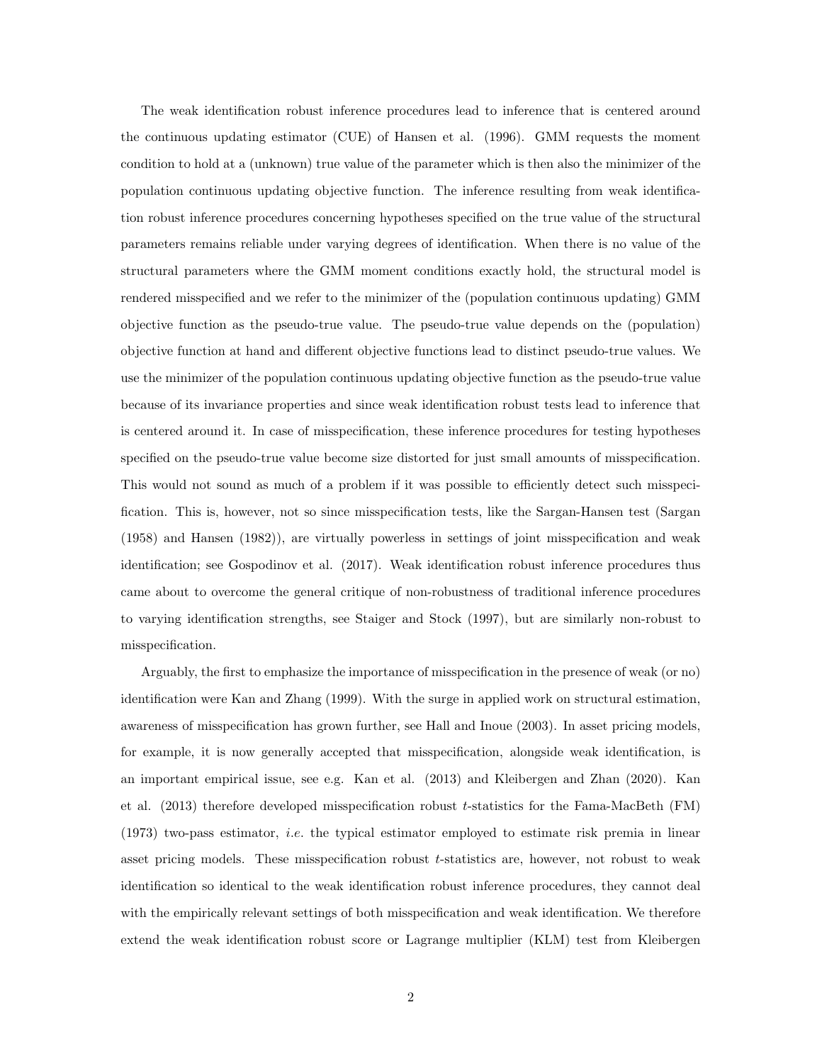The weak identification robust inference procedures lead to inference that is centered around the continuous updating estimator (CUE) of Hansen et al. (1996). GMM requests the moment condition to hold at a (unknown) true value of the parameter which is then also the minimizer of the population continuous updating objective function. The inference resulting from weak identification robust inference procedures concerning hypotheses specified on the true value of the structural parameters remains reliable under varying degrees of identification. When there is no value of the structural parameters where the GMM moment conditions exactly hold, the structural model is rendered misspecified and we refer to the minimizer of the (population continuous updating) GMM objective function as the pseudo-true value. The pseudo-true value depends on the (population) objective function at hand and different objective functions lead to distinct pseudo-true values. We use the minimizer of the population continuous updating objective function as the pseudo-true value because of its invariance properties and since weak identification robust tests lead to inference that is centered around it. In case of misspecification, these inference procedures for testing hypotheses specified on the pseudo-true value become size distorted for just small amounts of misspecification. This would not sound as much of a problem if it was possible to efficiently detect such misspecification. This is, however, not so since misspecification tests, like the Sargan-Hansen test (Sargan (1958) and Hansen (1982)), are virtually powerless in settings of joint misspecification and weak identification; see Gospodinov et al. (2017). Weak identification robust inference procedures thus came about to overcome the general critique of non-robustness of traditional inference procedures to varying identification strengths, see Staiger and Stock (1997), but are similarly non-robust to misspecification.

Arguably, the first to emphasize the importance of misspecification in the presence of weak (or no) identification were Kan and Zhang (1999). With the surge in applied work on structural estimation, awareness of misspecification has grown further, see Hall and Inoue (2003). In asset pricing models, for example, it is now generally accepted that misspecification, alongside weak identification, is an important empirical issue, see e.g. Kan et al. (2013) and Kleibergen and Zhan (2020). Kan et al. (2013) therefore developed misspecification robust $t$-statistics for the Fama-MacBeth (FM) (1973) two-pass estimator, *i.e.* the typical estimator employed to estimate risk premia in linear asset pricing models. These misspecification robust $t$-statistics are, however, not robust to weak identification so identical to the weak identification robust inference procedures, they cannot deal with the empirically relevant settings of both misspecification and weak identification. We therefore extend the weak identification robust score or Lagrange multiplier (KLM) test from Kleibergen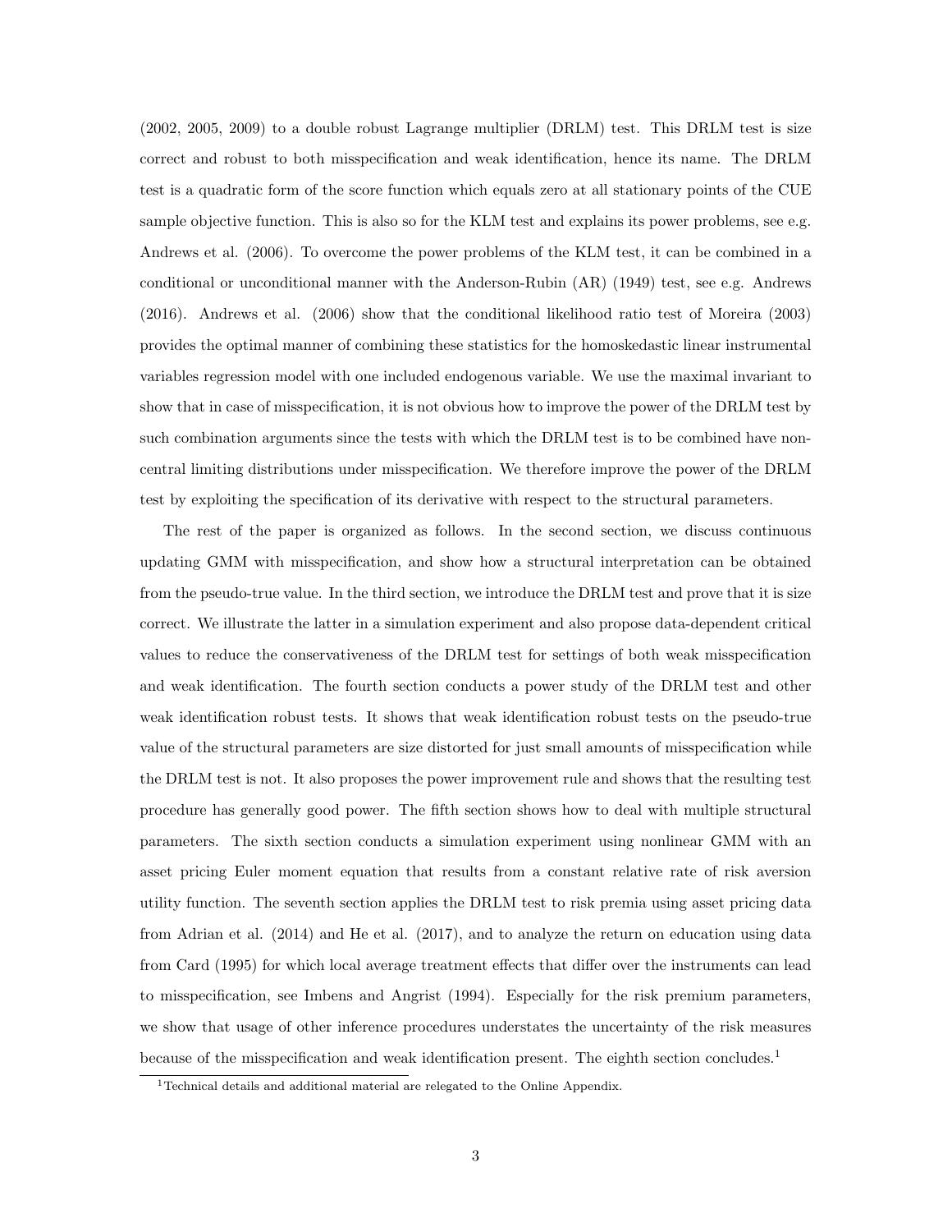(2002, 2005, 2009) to a double robust Lagrange multiplier (DRLM) test. This DRLM test is size correct and robust to both misspecification and weak identification, hence its name. The DRLM test is a quadratic form of the score function which equals zero at all stationary points of the CUE sample objective function. This is also so for the KLM test and explains its power problems, see e.g. Andrews et al. (2006). To overcome the power problems of the KLM test, it can be combined in a conditional or unconditional manner with the Anderson-Rubin (AR) (1949) test, see e.g. Andrews (2016). Andrews et al. (2006) show that the conditional likelihood ratio test of Moreira (2003) provides the optimal manner of combining these statistics for the homoskedastic linear instrumental variables regression model with one included endogenous variable. We use the maximal invariant to show that in case of misspecification, it is not obvious how to improve the power of the DRLM test by such combination arguments since the tests with which the DRLM test is to be combined have noncentral limiting distributions under misspecification. We therefore improve the power of the DRLM test by exploiting the specification of its derivative with respect to the structural parameters.

The rest of the paper is organized as follows. In the second section, we discuss continuous updating GMM with misspecification, and show how a structural interpretation can be obtained from the pseudo-true value. In the third section, we introduce the DRLM test and prove that it is size correct. We illustrate the latter in a simulation experiment and also propose data-dependent critical values to reduce the conservativeness of the DRLM test for settings of both weak misspecification and weak identification. The fourth section conducts a power study of the DRLM test and other weak identification robust tests. It shows that weak identification robust tests on the pseudo-true value of the structural parameters are size distorted for just small amounts of misspecification while the DRLM test is not. It also proposes the power improvement rule and shows that the resulting test procedure has generally good power. The fifth section shows how to deal with multiple structural parameters. The sixth section conducts a simulation experiment using nonlinear GMM with an asset pricing Euler moment equation that results from a constant relative rate of risk aversion utility function. The seventh section applies the DRLM test to risk premia using asset pricing data from Adrian et al. (2014) and He et al. (2017), and to analyze the return on education using data from Card (1995) for which local average treatment effects that differ over the instruments can lead to misspecification, see Imbens and Angrist (1994). Especially for the risk premium parameters, we show that usage of other inference procedures understates the uncertainty of the risk measures because of the misspecification and weak identification present. The eighth section concludes.[1]

[1] Technical details and additional material are relegated to the Online Appendix.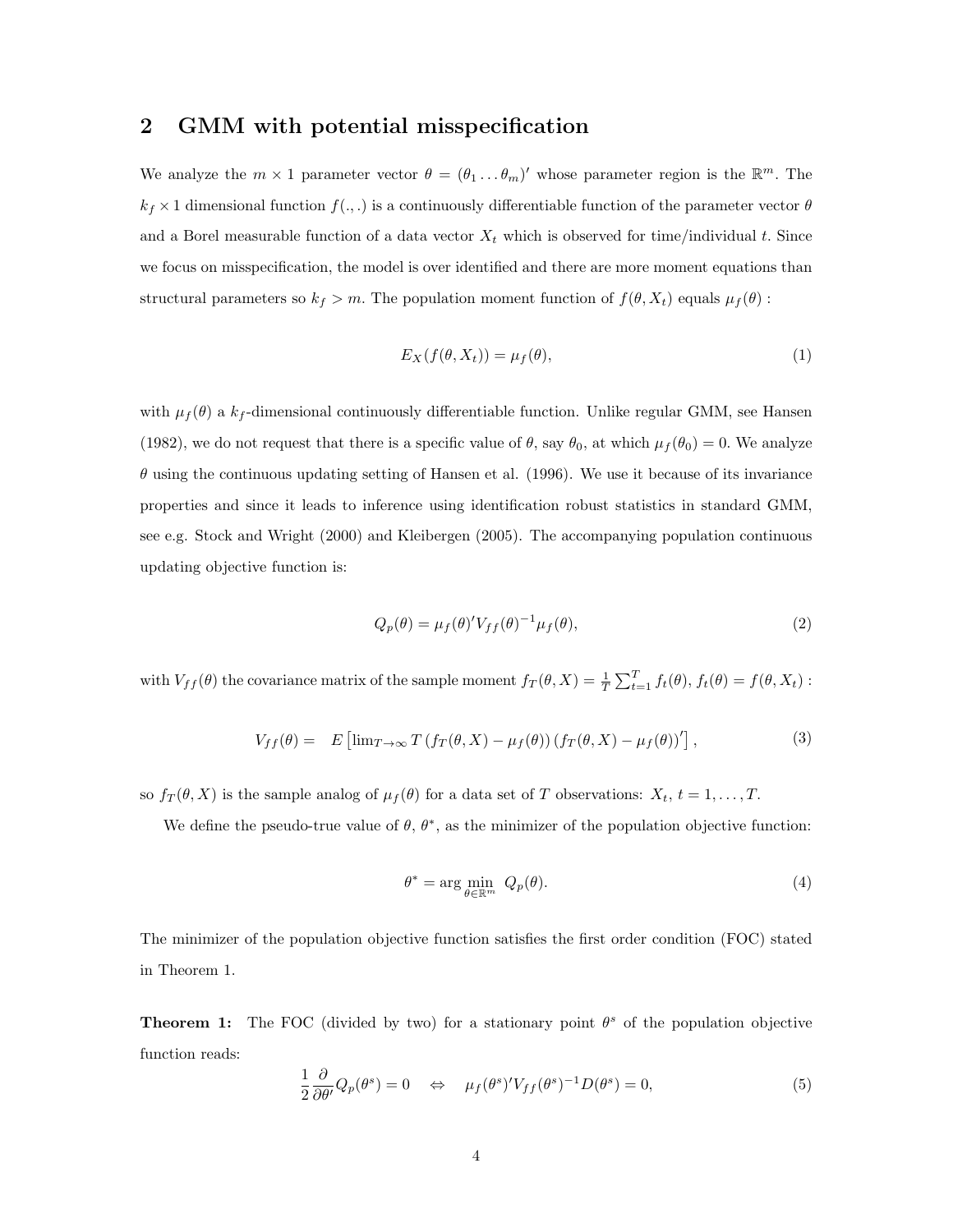## 2 GMM with potential misspecification

We analyze the $m \times 1$ parameter vector $\theta = (\theta_1 \dots \theta_m)'$ whose parameter region is the $\mathbb{R}^m$. The $k_f \times 1$ dimensional function $f(.,.)$ is a continuously differentiable function of the parameter vector $\theta$ and a Borel measurable function of a data vector $X_t$ which is observed for time/individual $t$. Since we focus on misspecification, the model is over identified and there are more moment equations than structural parameters so $k_f > m$. The population moment function of $f(\theta, X_t)$ equals $\mu_f(\theta)$ :

$$E_X(f(\theta, X_t)) = \mu_f(\theta), \tag{1}$$

with $\mu_f(\theta)$ a $k_f$-dimensional continuously differentiable function. Unlike regular GMM, see Hansen (1982), we do not request that there is a specific value of $\theta$, say $\theta_0$, at which $\mu_f(\theta_0) = 0$. We analyze $\theta$ using the continuous updating setting of Hansen et al. (1996). We use it because of its invariance properties and since it leads to inference using identification robust statistics in standard GMM, see e.g. Stock and Wright (2000) and Kleibergen (2005). The accompanying population continuous updating objective function is:

$$Q_p(\theta) = \mu_f(\theta)' V_{ff}(\theta)^{-1} \mu_f(\theta), \tag{2}$$

with $V_{ff}(\theta)$ the covariance matrix of the sample moment $f_T(\theta, X) = \frac{1}{T}\sum_{t=1}^{T} f_t(\theta)$, $f_t(\theta) = f(\theta, X_t)$ :

$$V_{ff}(\theta) = \quad E\left[\lim_{T\to\infty} T\left(f_T(\theta, X) - \mu_f(\theta)\right)\left(f_T(\theta, X) - \mu_f(\theta)\right)'\right], \tag{3}$$

so $f_T(\theta, X)$ is the sample analog of $\mu_f(\theta)$ for a data set of $T$ observations: $X_t$, $t = 1, \dots, T$.

We define the pseudo-true value of $\theta$, $\theta^*$, as the minimizer of the population objective function:

$$\theta^* = \arg\min_{\theta \in \mathbb{R}^m} \; Q_p(\theta). \tag{4}$$

The minimizer of the population objective function satisfies the first order condition (FOC) stated in Theorem 1.

**Theorem 1:** The FOC (divided by two) for a stationary point $\theta^s$ of the population objective function reads:

$$\frac{1}{2}\frac{\partial}{\partial \theta'} Q_p(\theta^s) = 0 \quad \Leftrightarrow \quad \mu_f(\theta^s)' V_{ff}(\theta^s)^{-1} D(\theta^s) = 0, \tag{5}$$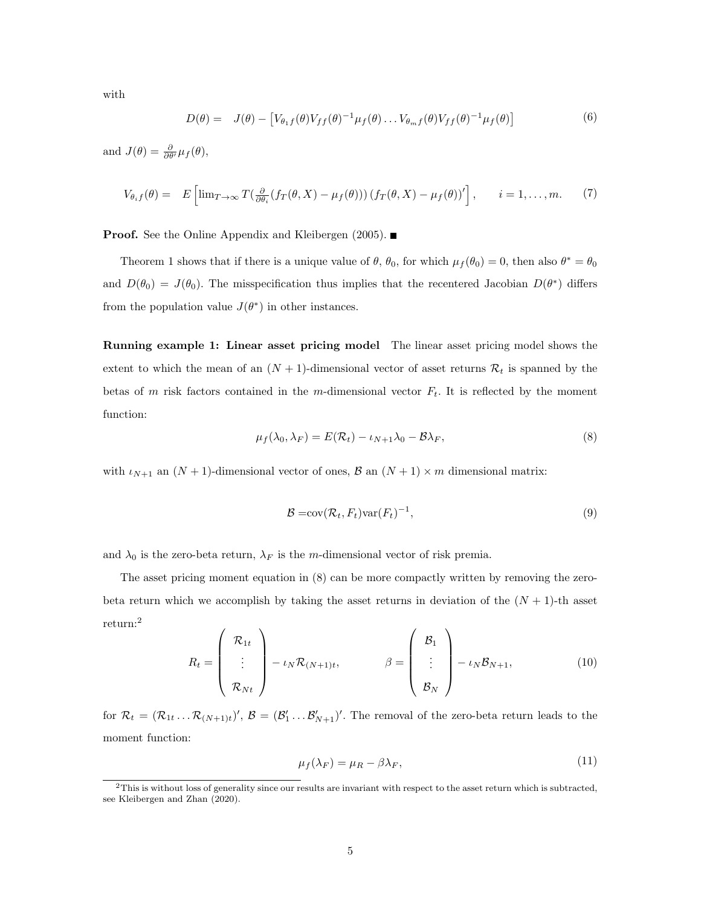with

$$D(\theta) = \quad J(\theta) - \left[V_{\theta_1 f}(\theta)V_{ff}(\theta)^{-1}\mu_f(\theta) \ldots V_{\theta_m f}(\theta)V_{ff}(\theta)^{-1}\mu_f(\theta)\right] \tag{6}$$

and $J(\theta) = \frac{\partial}{\partial\theta'}\mu_f(\theta)$,

$$V_{\theta_i f}(\theta) = \quad E\left[\lim_{T\to\infty} T(\tfrac{\partial}{\partial\theta_i}(f_T(\theta, X) - \mu_f(\theta)))\,(f_T(\theta, X) - \mu_f(\theta))'\right], \qquad i = 1, \ldots, m. \tag{7}$$

**Proof.** See the Online Appendix and Kleibergen (2005). ■

Theorem 1 shows that if there is a unique value of $\theta$, $\theta_0$, for which $\mu_f(\theta_0) = 0$, then also $\theta^* = \theta_0$ and $D(\theta_0) = J(\theta_0)$. The misspecification thus implies that the recentered Jacobian $D(\theta^*)$ differs from the population value $J(\theta^*)$ in other instances.

**Running example 1: Linear asset pricing model** The linear asset pricing model shows the extent to which the mean of an $(N + 1)$-dimensional vector of asset returns $\mathcal{R}_t$ is spanned by the betas of $m$ risk factors contained in the $m$-dimensional vector $F_t$. It is reflected by the moment function:

$$\mu_f(\lambda_0, \lambda_F) = E(\mathcal{R}_t) - \iota_{N+1}\lambda_0 - \mathcal{B}\lambda_F, \tag{8}$$

with $\iota_{N+1}$ an $(N + 1)$-dimensional vector of ones, $\mathcal{B}$ an $(N + 1) \times m$ dimensional matrix:

$$\mathcal{B} = \text{cov}(\mathcal{R}_t, F_t)\text{var}(F_t)^{-1}, \tag{9}$$

and $\lambda_0$ is the zero-beta return, $\lambda_F$ is the $m$-dimensional vector of risk premia.

The asset pricing moment equation in (8) can be more compactly written by removing the zero-beta return which we accomplish by taking the asset returns in deviation of the $(N + 1)$-th asset return:[2]

$$R_t = \begin{pmatrix} \mathcal{R}_{1t} \\ \vdots \\ \mathcal{R}_{Nt} \end{pmatrix} - \iota_N \mathcal{R}_{(N+1)t}, \qquad \beta = \begin{pmatrix} \mathcal{B}_1 \\ \vdots \\ \mathcal{B}_N \end{pmatrix} - \iota_N \mathcal{B}_{N+1}, \tag{10}$$

for $\mathcal{R}_t = (\mathcal{R}_{1t} \ldots \mathcal{R}_{(N+1)t})'$, $\mathcal{B} = (\mathcal{B}_1' \ldots \mathcal{B}_{N+1}')'$. The removal of the zero-beta return leads to the moment function:

$$\mu_f(\lambda_F) = \mu_R - \beta\lambda_F, \tag{11}$$

[2] This is without loss of generality since our results are invariant with respect to the asset return which is subtracted, see Kleibergen and Zhan (2020).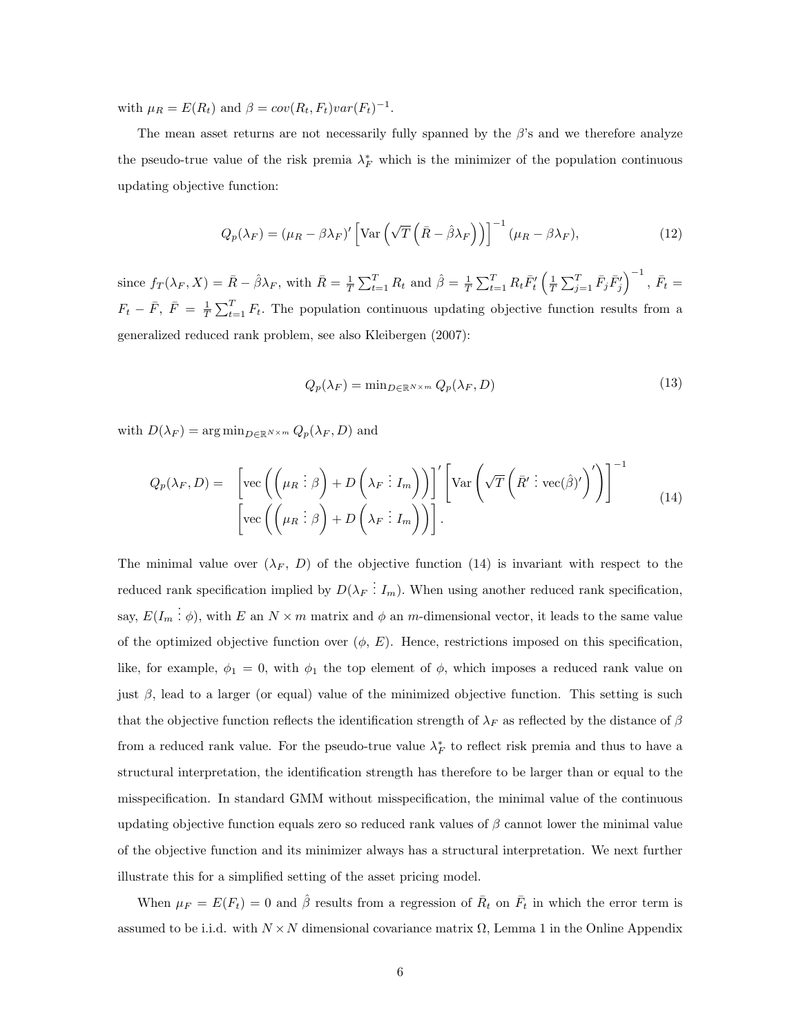with $\mu_R = E(R_t)$ and $\beta = cov(R_t, F_t)var(F_t)^{-1}$.

The mean asset returns are not necessarily fully spanned by the $\beta$'s and we therefore analyze the pseudo-true value of the risk premia $\lambda_F^*$ which is the minimizer of the population continuous updating objective function:

$$Q_p(\lambda_F) = (\mu_R - \beta\lambda_F)' \left[\text{Var}\left(\sqrt{T}\left(\bar{R} - \hat{\beta}\lambda_F\right)\right)\right]^{-1} (\mu_R - \beta\lambda_F), \tag{12}$$

since $f_T(\lambda_F, X) = \bar{R} - \hat{\beta}\lambda_F$, with $\bar{R} = \frac{1}{T}\sum_{t=1}^T R_t$ and $\hat{\beta} = \frac{1}{T}\sum_{t=1}^T R_t\bar{F}_t'\left(\frac{1}{T}\sum_{j=1}^T \bar{F}_j\bar{F}_j'\right)^{-1}$, $\bar{F}_t = F_t - \bar{F}$, $\bar{F} = \frac{1}{T}\sum_{t=1}^T F_t$. The population continuous updating objective function results from a generalized reduced rank problem, see also Kleibergen (2007):

$$Q_p(\lambda_F) = \min\nolimits_{D\in\mathbb{R}^{N\times m}} Q_p(\lambda_F, D) \tag{13}$$

with $D(\lambda_F) = \arg\min_{D\in\mathbb{R}^{N\times m}} Q_p(\lambda_F, D)$ and

$$\begin{aligned} Q_p(\lambda_F, D) = \; & \left[\text{vec}\left(\left(\mu_R \,\vdots\, \beta\right) + D\left(\lambda_F \,\vdots\, I_m\right)\right)\right]' \left[\text{Var}\left(\sqrt{T}\left(\bar{R}' \,\vdots\, \text{vec}(\hat{\beta})'\right)'\right)\right]^{-1} \\ & \left[\text{vec}\left(\left(\mu_R \,\vdots\, \beta\right) + D\left(\lambda_F \,\vdots\, I_m\right)\right)\right]. \end{aligned} \tag{14}$$

The minimal value over ($\lambda_F$, $D$) of the objective function (14) is invariant with respect to the reduced rank specification implied by $D(\lambda_F \,\vdots\, I_m)$. When using another reduced rank specification, say, $E(I_m \,\vdots\, \phi)$, with $E$ an $N \times m$ matrix and $\phi$ an $m$-dimensional vector, it leads to the same value of the optimized objective function over ($\phi$, $E$). Hence, restrictions imposed on this specification, like, for example, $\phi_1 = 0$, with $\phi_1$ the top element of $\phi$, which imposes a reduced rank value on just $\beta$, lead to a larger (or equal) value of the minimized objective function. This setting is such that the objective function reflects the identification strength of $\lambda_F$ as reflected by the distance of $\beta$ from a reduced rank value. For the pseudo-true value $\lambda_F^*$ to reflect risk premia and thus to have a structural interpretation, the identification strength has therefore to be larger than or equal to the misspecification. In standard GMM without misspecification, the minimal value of the continuous updating objective function equals zero so reduced rank values of $\beta$ cannot lower the minimal value of the objective function and its minimizer always has a structural interpretation. We next further illustrate this for a simplified setting of the asset pricing model.

When $\mu_F = E(F_t) = 0$ and $\hat{\beta}$ results from a regression of $\bar{R}_t$ on $\bar{F}_t$ in which the error term is assumed to be i.i.d. with $N \times N$ dimensional covariance matrix $\Omega$, Lemma 1 in the Online Appendix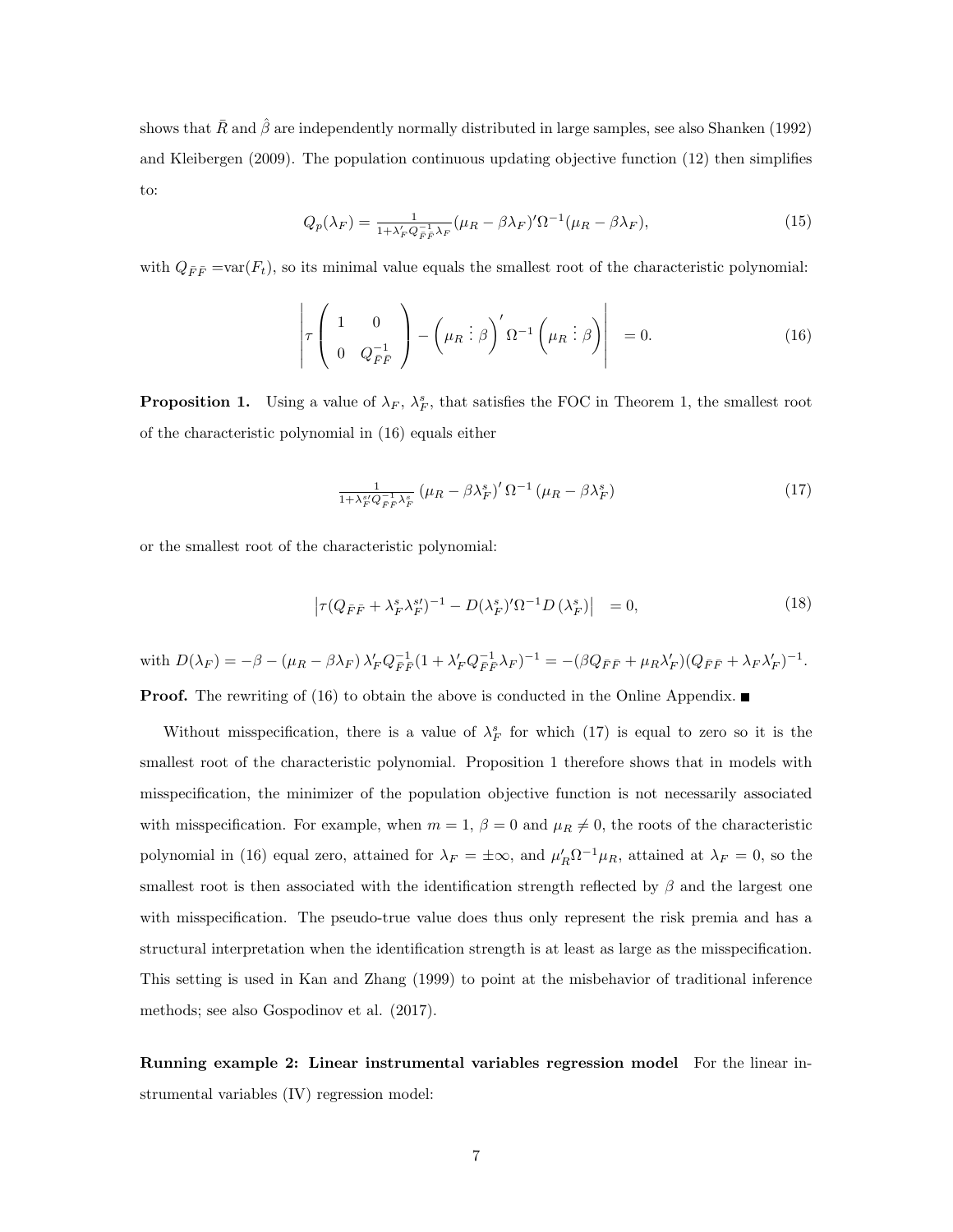shows that $\bar{R}$ and $\hat{\beta}$ are independently normally distributed in large samples, see also Shanken (1992) and Kleibergen (2009). The population continuous updating objective function (12) then simplifies to:

$$Q_p(\lambda_F) = \tfrac{1}{1+\lambda_F' Q_{\bar{F}\bar{F}}^{-1}\lambda_F}(\mu_R - \beta\lambda_F)'\Omega^{-1}(\mu_R - \beta\lambda_F), \tag{15}$$

with $Q_{\bar{F}\bar{F}}$ =var$(F_t)$, so its minimal value equals the smallest root of the characteristic polynomial:

$$\left| \tau \begin{pmatrix} 1 & 0 \\ 0 & Q_{\bar{F}\bar{F}}^{-1} \end{pmatrix} - \begin{pmatrix} \mu_R \vdots \beta \end{pmatrix}' \Omega^{-1} \begin{pmatrix} \mu_R \vdots \beta \end{pmatrix} \right| = 0. \tag{16}$$

**Proposition 1.** Using a value of $\lambda_F$, $\lambda_F^s$, that satisfies the FOC in Theorem 1, the smallest root of the characteristic polynomial in (16) equals either

$$\tfrac{1}{1+\lambda_F^{s\prime} Q_{\bar{F}\bar{F}}^{-1}\lambda_F^s} \left(\mu_R - \beta\lambda_F^s\right)' \Omega^{-1} \left(\mu_R - \beta\lambda_F^s\right) \tag{17}$$

or the smallest root of the characteristic polynomial:

$$\left|\tau(Q_{\bar{F}\bar{F}} + \lambda_F^s\lambda_F^{s\prime})^{-1} - D(\lambda_F^s)'\Omega^{-1}D\left(\lambda_F^s\right)\right| = 0, \tag{18}$$

with $D(\lambda_F) = -\beta - (\mu_R - \beta\lambda_F)\lambda_F' Q_{\bar{F}\bar{F}}^{-1}(1+\lambda_F' Q_{\bar{F}\bar{F}}^{-1}\lambda_F)^{-1} = -(\beta Q_{\bar{F}\bar{F}} + \mu_R\lambda_F')(Q_{\bar{F}\bar{F}} + \lambda_F\lambda_F')^{-1}$.

**Proof.** The rewriting of (16) to obtain the above is conducted in the Online Appendix. ∎

Without misspecification, there is a value of $\lambda_F^s$ for which (17) is equal to zero so it is the smallest root of the characteristic polynomial. Proposition 1 therefore shows that in models with misspecification, the minimizer of the population objective function is not necessarily associated with misspecification. For example, when $m = 1$, $\beta = 0$ and $\mu_R \neq 0$, the roots of the characteristic polynomial in (16) equal zero, attained for $\lambda_F = \pm\infty$, and $\mu_R'\Omega^{-1}\mu_R$, attained at $\lambda_F = 0$, so the smallest root is then associated with the identification strength reflected by $\beta$ and the largest one with misspecification. The pseudo-true value does thus only represent the risk premia and has a structural interpretation when the identification strength is at least as large as the misspecification. This setting is used in Kan and Zhang (1999) to point at the misbehavior of traditional inference methods; see also Gospodinov et al. (2017).

**Running example 2: Linear instrumental variables regression model** For the linear instrumental variables (IV) regression model: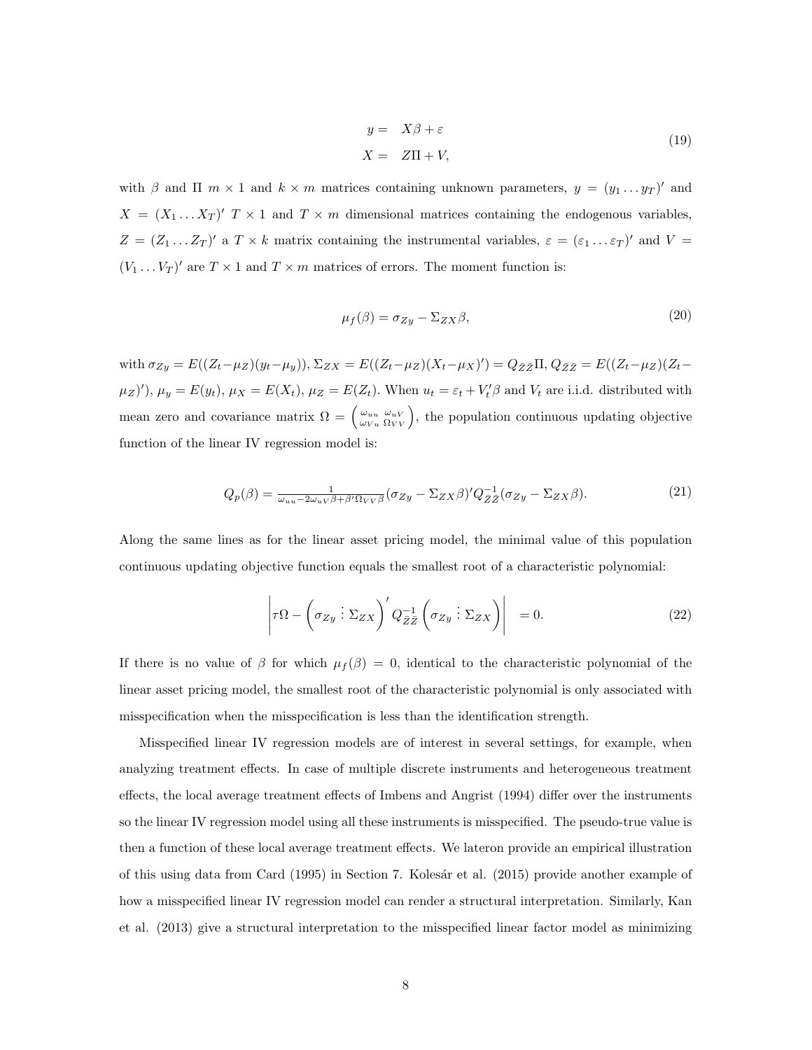$$
\begin{aligned}
y = &\ \ X\beta + \varepsilon \\
X = &\ \ Z\Pi + V,
\end{aligned}
\tag{19}
$$

with $\beta$ and $\Pi$ $m \times 1$ and $k \times m$ matrices containing unknown parameters, $y = (y_1 \dots y_T)'$ and $X = (X_1 \dots X_T)'$ $T \times 1$ and $T \times m$ dimensional matrices containing the endogenous variables, $Z = (Z_1 \dots Z_T)'$ a $T \times k$ matrix containing the instrumental variables, $\varepsilon = (\varepsilon_1 \dots \varepsilon_T)'$ and $V = (V_1 \dots V_T)'$ are $T \times 1$ and $T \times m$ matrices of errors. The moment function is:

$$
\mu_f(\beta) = \sigma_{Zy} - \Sigma_{ZX}\beta, \tag{20}
$$

with $\sigma_{Zy} = E((Z_t - \mu_Z)(y_t - \mu_y))$, $\Sigma_{ZX} = E((Z_t - \mu_Z)(X_t - \mu_X)') = Q_{\bar{Z}\bar{Z}}\Pi$, $Q_{\bar{Z}\bar{Z}} = E((Z_t - \mu_Z)(Z_t - \mu_Z)')$, $\mu_y = E(y_t)$, $\mu_X = E(X_t)$, $\mu_Z = E(Z_t)$. When $u_t = \varepsilon_t + V_t'\beta$ and $V_t$ are i.i.d. distributed with mean zero and covariance matrix $\Omega = \begin{pmatrix} \omega_{uu} & \omega_{uV} \\ \omega_{Vu} & \Omega_{VV} \end{pmatrix}$, the population continuous updating objective function of the linear IV regression model is:

$$
Q_p(\beta) = \frac{1}{\omega_{uu} - 2\omega_{uV}\beta + \beta'\Omega_{VV}\beta} (\sigma_{Zy} - \Sigma_{ZX}\beta)' Q_{\bar{Z}\bar{Z}}^{-1} (\sigma_{Zy} - \Sigma_{ZX}\beta). \tag{21}
$$

Along the same lines as for the linear asset pricing model, the minimal value of this population continuous updating objective function equals the smallest root of a characteristic polynomial:

$$
\left| \tau\Omega - \left( \sigma_{Zy} \vdots \Sigma_{ZX} \right)' Q_{\bar{Z}\bar{Z}}^{-1} \left( \sigma_{Zy} \vdots \Sigma_{ZX} \right) \right| = 0. \tag{22}
$$

If there is no value of $\beta$ for which $\mu_f(\beta) = 0$, identical to the characteristic polynomial of the linear asset pricing model, the smallest root of the characteristic polynomial is only associated with misspecification when the misspecification is less than the identification strength.

Misspecified linear IV regression models are of interest in several settings, for example, when analyzing treatment effects. In case of multiple discrete instruments and heterogeneous treatment effects, the local average treatment effects of Imbens and Angrist (1994) differ over the instruments so the linear IV regression model using all these instruments is misspecified. The pseudo-true value is then a function of these local average treatment effects. We lateron provide an empirical illustration of this using data from Card (1995) in Section 7. Kolesár et al. (2015) provide another example of how a misspecified linear IV regression model can render a structural interpretation. Similarly, Kan et al. (2013) give a structural interpretation to the misspecified linear factor model as minimizing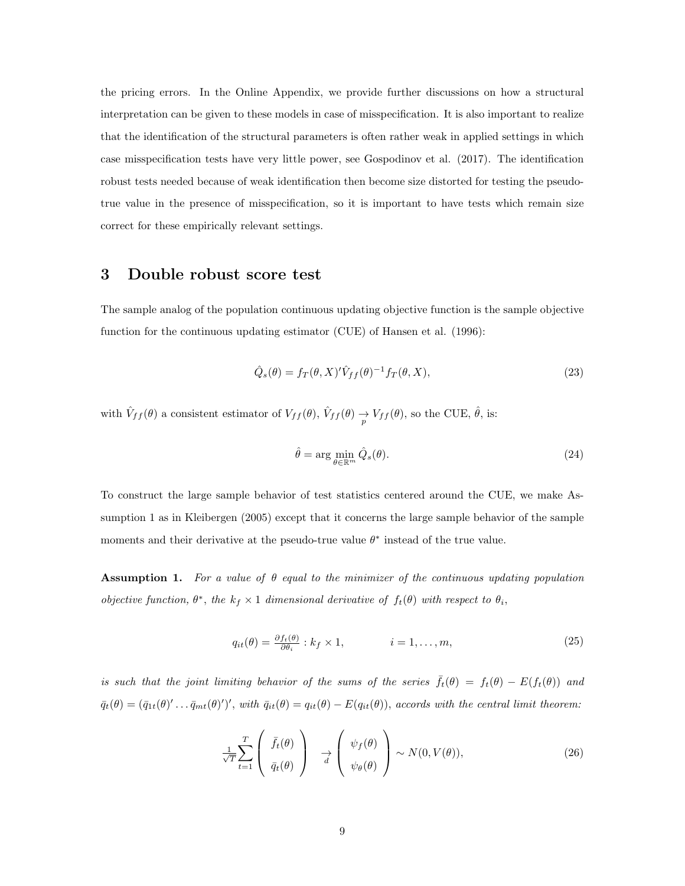the pricing errors. In the Online Appendix, we provide further discussions on how a structural interpretation can be given to these models in case of misspecification. It is also important to realize that the identification of the structural parameters is often rather weak in applied settings in which case misspecification tests have very little power, see Gospodinov et al. (2017). The identification robust tests needed because of weak identification then become size distorted for testing the pseudo-true value in the presence of misspecification, so it is important to have tests which remain size correct for these empirically relevant settings.

## 3 Double robust score test

The sample analog of the population continuous updating objective function is the sample objective function for the continuous updating estimator (CUE) of Hansen et al. (1996):

$$\hat{Q}_s(\theta) = f_T(\theta, X)'\hat{V}_{ff}(\theta)^{-1} f_T(\theta, X), \tag{23}$$

with $\hat{V}_{ff}(\theta)$ a consistent estimator of $V_{ff}(\theta)$, $\hat{V}_{ff}(\theta) \underset{p}{\rightarrow} V_{ff}(\theta)$, so the CUE, $\hat{\theta}$, is:

$$\hat{\theta} = \arg \min_{\theta \in \mathbb{R}^m} \hat{Q}_s(\theta). \tag{24}$$

To construct the large sample behavior of test statistics centered around the CUE, we make Assumption 1 as in Kleibergen (2005) except that it concerns the large sample behavior of the sample moments and their derivative at the pseudo-true value $\theta^*$ instead of the true value.

**Assumption 1.** *For a value of $\theta$ equal to the minimizer of the continuous updating population objective function, $\theta^*$, the $k_f \times 1$ dimensional derivative of $f_t(\theta)$ with respect to $\theta_i$,*

$$q_{it}(\theta) = \tfrac{\partial f_t(\theta)}{\partial \theta_i} : k_f \times 1, \qquad\qquad i = 1, \ldots, m, \tag{25}$$

*is such that the joint limiting behavior of the sums of the series $\bar{f}_t(\theta) = f_t(\theta) - E(f_t(\theta))$ and $\bar{q}_t(\theta) = (\bar{q}_{1t}(\theta)' \ldots \bar{q}_{mt}(\theta)')'$, with $\bar{q}_{it}(\theta) = q_{it}(\theta) - E(q_{it}(\theta))$, accords with the central limit theorem:*

$$\tfrac{1}{\sqrt{T}} \sum_{t=1}^{T} \begin{pmatrix} \bar{f}_t(\theta) \\ \bar{q}_t(\theta) \end{pmatrix} \underset{d}{\rightarrow} \begin{pmatrix} \psi_f(\theta) \\ \psi_\theta(\theta) \end{pmatrix} \sim N(0, V(\theta)), \tag{26}$$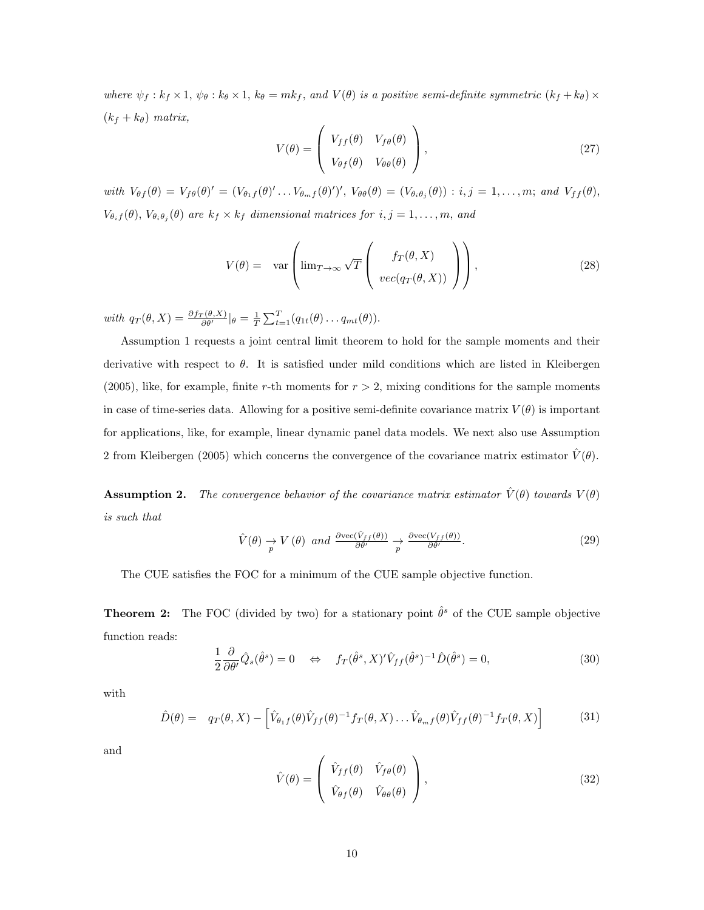*where* $\psi_f : k_f \times 1$, $\psi_\theta : k_\theta \times 1$, $k_\theta = mk_f$, *and* $V(\theta)$ *is a positive semi-definite symmetric* $(k_f + k_\theta) \times (k_f + k_\theta)$ *matrix,*

$$V(\theta) = \begin{pmatrix} V_{ff}(\theta) & V_{f\theta}(\theta) \\ V_{\theta f}(\theta) & V_{\theta\theta}(\theta) \end{pmatrix}, \tag{27}$$

*with* $V_{\theta f}(\theta) = V_{f\theta}(\theta)' = (V_{\theta_1 f}(\theta)' \dots V_{\theta_m f}(\theta)')'$, $V_{\theta\theta}(\theta) = (V_{\theta_i\theta_j}(\theta)) : i, j = 1, \dots, m$; *and* $V_{ff}(\theta)$, $V_{\theta_i f}(\theta)$, $V_{\theta_i\theta_j}(\theta)$ *are* $k_f \times k_f$ *dimensional matrices for* $i, j = 1, \dots, m$, *and*

$$V(\theta) = \text{var}\left(\lim_{T\to\infty} \sqrt{T} \begin{pmatrix} f_T(\theta, X) \\ vec(q_T(\theta, X)) \end{pmatrix}\right), \tag{28}$$

*with* $q_T(\theta, X) = \frac{\partial f_T(\theta, X)}{\partial \theta'}|_\theta = \frac{1}{T}\sum_{t=1}^T (q_{1t}(\theta) \dots q_{mt}(\theta))$.

Assumption 1 requests a joint central limit theorem to hold for the sample moments and their derivative with respect to $\theta$. It is satisfied under mild conditions which are listed in Kleibergen (2005), like, for example, finite $r$-th moments for $r > 2$, mixing conditions for the sample moments in case of time-series data. Allowing for a positive semi-definite covariance matrix $V(\theta)$ is important for applications, like, for example, linear dynamic panel data models. We next also use Assumption 2 from Kleibergen (2005) which concerns the convergence of the covariance matrix estimator $\hat{V}(\theta)$.

**Assumption 2.** *The convergence behavior of the covariance matrix estimator* $\hat{V}(\theta)$ *towards* $V(\theta)$ *is such that*

$$\hat{V}(\theta) \underset{p}{\to} V(\theta) \;\; \text{and} \;\; \frac{\partial \text{vec}(\hat{V}_{ff}(\theta))}{\partial \theta'} \underset{p}{\to} \frac{\partial \text{vec}(V_{ff}(\theta))}{\partial \theta'}. \tag{29}$$

The CUE satisfies the FOC for a minimum of the CUE sample objective function.

**Theorem 2:** The FOC (divided by two) for a stationary point $\hat{\theta}^s$ of the CUE sample objective function reads:

$$\frac{1}{2}\frac{\partial}{\partial \theta'}\hat{Q}_s(\hat{\theta}^s) = 0 \quad \Leftrightarrow \quad f_T(\hat{\theta}^s, X)'\hat{V}_{ff}(\hat{\theta}^s)^{-1}\hat{D}(\hat{\theta}^s) = 0, \tag{30}$$

with

$$\hat{D}(\theta) = q_T(\theta, X) - \left[\hat{V}_{\theta_1 f}(\theta)\hat{V}_{ff}(\theta)^{-1}f_T(\theta, X) \dots \hat{V}_{\theta_m f}(\theta)\hat{V}_{ff}(\theta)^{-1}f_T(\theta, X)\right] \tag{31}$$

and

$$\hat{V}(\theta) = \begin{pmatrix} \hat{V}_{ff}(\theta) & \hat{V}_{f\theta}(\theta) \\ \hat{V}_{\theta f}(\theta) & \hat{V}_{\theta\theta}(\theta) \end{pmatrix}, \tag{32}$$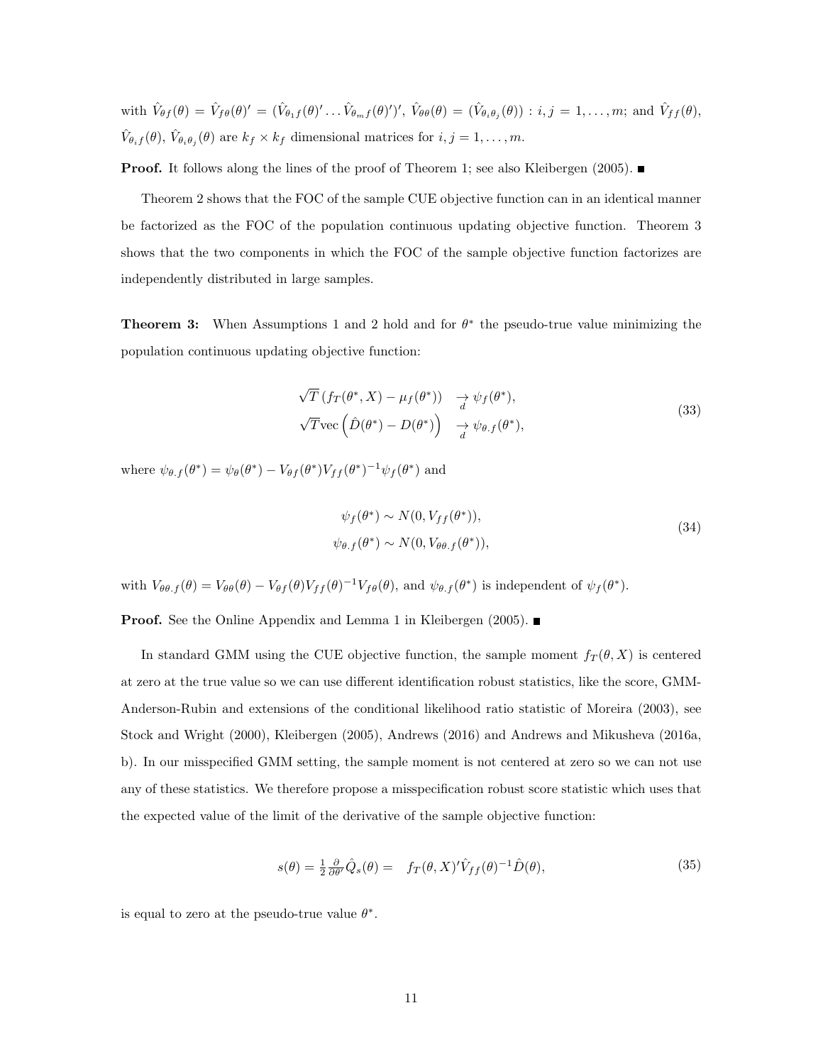with $\hat{V}_{\theta f}(\theta) = \hat{V}_{f\theta}(\theta)' = (\hat{V}_{\theta_1 f}(\theta)' \ldots \hat{V}_{\theta_m f}(\theta)')'$, $\hat{V}_{\theta\theta}(\theta) = (\hat{V}_{\theta_i\theta_j}(\theta)) : i,j = 1,\ldots,m$; and $\hat{V}_{ff}(\theta)$, $\hat{V}_{\theta_i f}(\theta)$, $\hat{V}_{\theta_i\theta_j}(\theta)$ are $k_f \times k_f$ dimensional matrices for $i,j = 1,\ldots,m$.

**Proof.** It follows along the lines of the proof of Theorem 1; see also Kleibergen (2005). ∎

Theorem 2 shows that the FOC of the sample CUE objective function can in an identical manner be factorized as the FOC of the population continuous updating objective function. Theorem 3 shows that the two components in which the FOC of the sample objective function factorizes are independently distributed in large samples.

**Theorem 3:** When Assumptions 1 and 2 hold and for $\theta^*$ the pseudo-true value minimizing the population continuous updating objective function:

$$
\begin{aligned}
\sqrt{T}\left(f_T(\theta^*, X) - \mu_f(\theta^*)\right) &\underset{d}{\rightarrow} \psi_f(\theta^*), \\
\sqrt{T}\text{vec}\left(\hat{D}(\theta^*) - D(\theta^*)\right) &\underset{d}{\rightarrow} \psi_{\theta.f}(\theta^*),
\end{aligned}
\tag{33}
$$

where $\psi_{\theta.f}(\theta^*) = \psi_\theta(\theta^*) - V_{\theta f}(\theta^*)V_{ff}(\theta^*)^{-1}\psi_f(\theta^*)$ and

$$
\begin{aligned}
\psi_f(\theta^*) &\sim N(0, V_{ff}(\theta^*)), \\
\psi_{\theta.f}(\theta^*) &\sim N(0, V_{\theta\theta.f}(\theta^*)),
\end{aligned}
\tag{34}
$$

with $V_{\theta\theta.f}(\theta) = V_{\theta\theta}(\theta) - V_{\theta f}(\theta)V_{ff}(\theta)^{-1}V_{f\theta}(\theta)$, and $\psi_{\theta.f}(\theta^*)$ is independent of $\psi_f(\theta^*)$.

**Proof.** See the Online Appendix and Lemma 1 in Kleibergen (2005). ∎

In standard GMM using the CUE objective function, the sample moment $f_T(\theta, X)$ is centered at zero at the true value so we can use different identification robust statistics, like the score, GMM-Anderson-Rubin and extensions of the conditional likelihood ratio statistic of Moreira (2003), see Stock and Wright (2000), Kleibergen (2005), Andrews (2016) and Andrews and Mikusheva (2016a, b). In our misspecified GMM setting, the sample moment is not centered at zero so we can not use any of these statistics. We therefore propose a misspecification robust score statistic which uses that the expected value of the limit of the derivative of the sample objective function:

$$
s(\theta) = \tfrac{1}{2}\tfrac{\partial}{\partial\theta'}\hat{Q}_s(\theta) = \quad f_T(\theta, X)'\hat{V}_{ff}(\theta)^{-1}\hat{D}(\theta),
\tag{35}
$$

is equal to zero at the pseudo-true value $\theta^*$.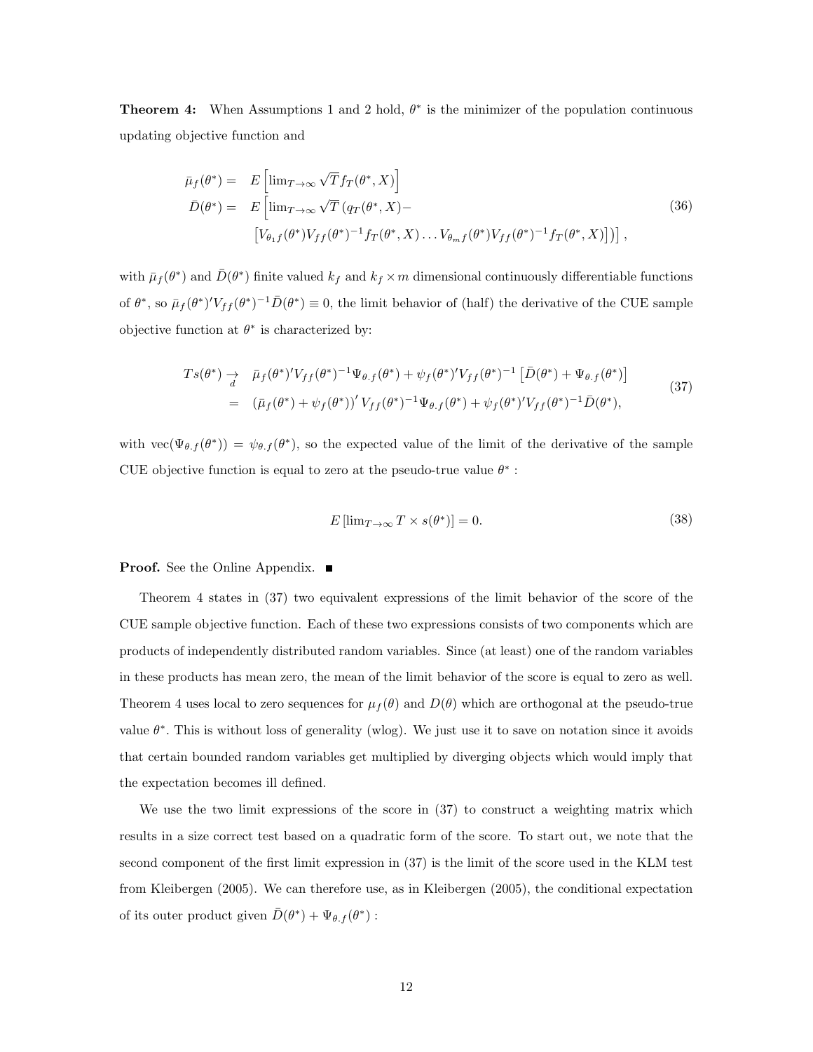**Theorem 4:** When Assumptions 1 and 2 hold, $\theta^*$ is the minimizer of the population continuous updating objective function and

$$
\begin{array}{rl}
\bar{\mu}_f(\theta^*) = & E\left[\lim_{T\to\infty}\sqrt{T}f_T(\theta^*,X)\right] \\
\bar{D}(\theta^*) = & E\left[\lim_{T\to\infty}\sqrt{T}\left(q_T(\theta^*,X)-\right.\right. \\
& \left.\left.\left[V_{\theta_1 f}(\theta^*)V_{ff}(\theta^*)^{-1}f_T(\theta^*,X)\ldots V_{\theta_m f}(\theta^*)V_{ff}(\theta^*)^{-1}f_T(\theta^*,X)\right]\right)\right],
\end{array} \tag{36}
$$

with $\bar{\mu}_f(\theta^*)$ and $\bar{D}(\theta^*)$ finite valued $k_f$ and $k_f \times m$ dimensional continuously differentiable functions of $\theta^*$, so $\bar{\mu}_f(\theta^*)'V_{ff}(\theta^*)^{-1}\bar{D}(\theta^*) \equiv 0$, the limit behavior of (half) the derivative of the CUE sample objective function at $\theta^*$ is characterized by:

$$
\begin{array}{rl}
Ts(\theta^*) \underset{d}{\to} & \bar{\mu}_f(\theta^*)'V_{ff}(\theta^*)^{-1}\Psi_{\theta.f}(\theta^*) + \psi_f(\theta^*)'V_{ff}(\theta^*)^{-1}\left[\bar{D}(\theta^*)+\Psi_{\theta.f}(\theta^*)\right] \\
= & \left(\bar{\mu}_f(\theta^*)+\psi_f(\theta^*)\right)'V_{ff}(\theta^*)^{-1}\Psi_{\theta.f}(\theta^*) + \psi_f(\theta^*)'V_{ff}(\theta^*)^{-1}\bar{D}(\theta^*),
\end{array} \tag{37}
$$

with $\text{vec}(\Psi_{\theta.f}(\theta^*)) = \psi_{\theta.f}(\theta^*)$, so the expected value of the limit of the derivative of the sample CUE objective function is equal to zero at the pseudo-true value $\theta^*$ :

$$
E\left[\lim_{T\to\infty} T \times s(\theta^*)\right] = 0. \tag{38}
$$

**Proof.** See the Online Appendix. ■

Theorem 4 states in (37) two equivalent expressions of the limit behavior of the score of the CUE sample objective function. Each of these two expressions consists of two components which are products of independently distributed random variables. Since (at least) one of the random variables in these products has mean zero, the mean of the limit behavior of the score is equal to zero as well. Theorem 4 uses local to zero sequences for $\mu_f(\theta)$ and $D(\theta)$ which are orthogonal at the pseudo-true value $\theta^*$. This is without loss of generality (wlog). We just use it to save on notation since it avoids that certain bounded random variables get multiplied by diverging objects which would imply that the expectation becomes ill defined.

We use the two limit expressions of the score in (37) to construct a weighting matrix which results in a size correct test based on a quadratic form of the score. To start out, we note that the second component of the first limit expression in (37) is the limit of the score used in the KLM test from Kleibergen (2005). We can therefore use, as in Kleibergen (2005), the conditional expectation of its outer product given $\bar{D}(\theta^*) + \Psi_{\theta.f}(\theta^*)$ :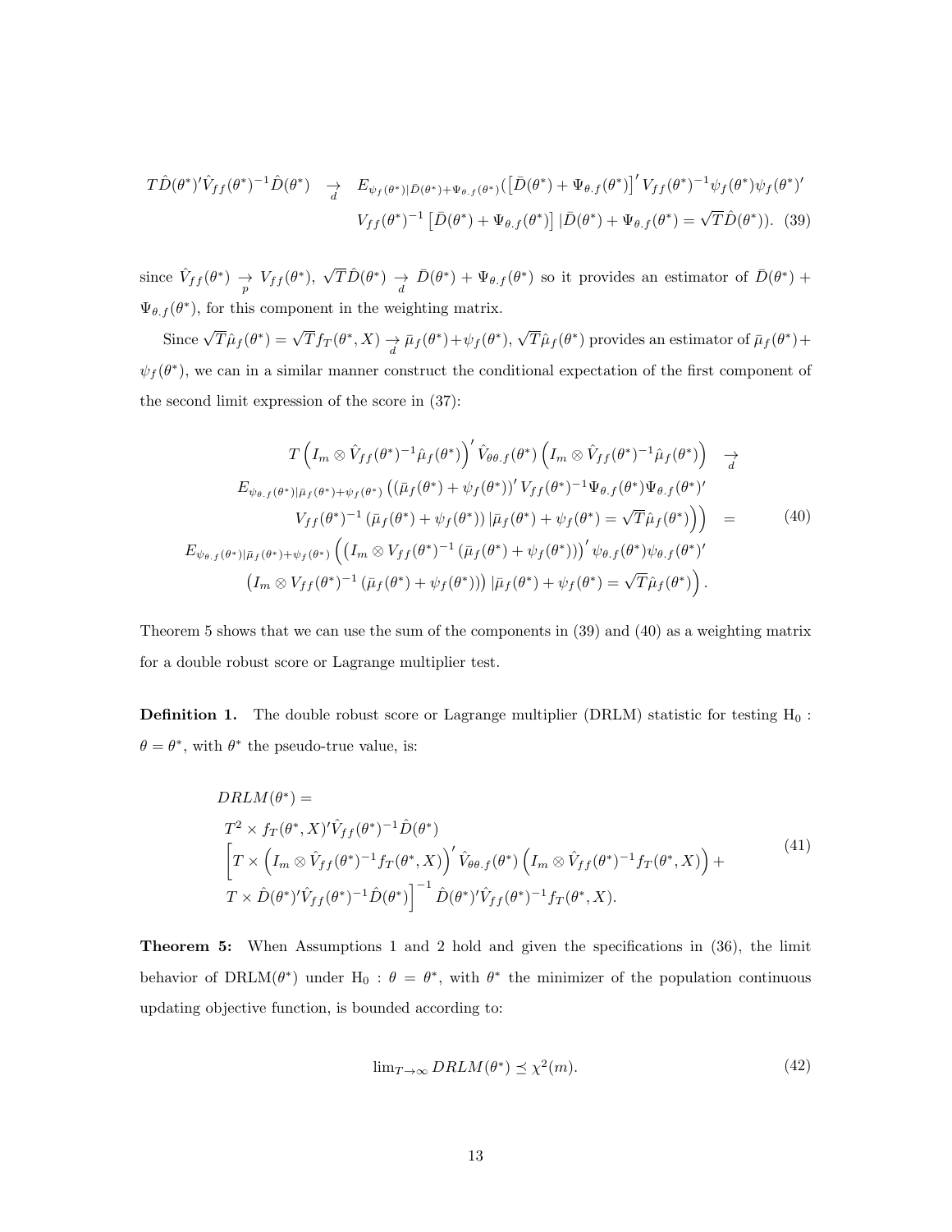$$
\begin{aligned}
T\hat{D}(\theta^*)'\hat{V}_{ff}(\theta^*)^{-1}\hat{D}(\theta^*) \quad \underset{d}{\rightarrow} \quad & E_{\psi_f(\theta^*)|\bar{D}(\theta^*)+\Psi_{\theta.f}(\theta^*)}(\left[\bar{D}(\theta^*)+\Psi_{\theta.f}(\theta^*)\right]' V_{ff}(\theta^*)^{-1}\psi_f(\theta^*)\psi_f(\theta^*)' \\
& V_{ff}(\theta^*)^{-1}\left[\bar{D}(\theta^*)+\Psi_{\theta.f}(\theta^*)\right] |\bar{D}(\theta^*)+\Psi_{\theta.f}(\theta^*)=\sqrt{T}\hat{D}(\theta^*)). \quad (39)
\end{aligned}
$$

since $\hat{V}_{ff}(\theta^*) \underset{p}{\rightarrow} V_{ff}(\theta^*)$, $\sqrt{T}\hat{D}(\theta^*) \underset{d}{\rightarrow} \bar{D}(\theta^*)+\Psi_{\theta.f}(\theta^*)$ so it provides an estimator of $\bar{D}(\theta^*)+\Psi_{\theta.f}(\theta^*)$, for this component in the weighting matrix.

Since $\sqrt{T}\hat{\mu}_f(\theta^*)=\sqrt{T}f_T(\theta^*,X) \underset{d}{\rightarrow} \bar{\mu}_f(\theta^*)+\psi_f(\theta^*)$, $\sqrt{T}\hat{\mu}_f(\theta^*)$ provides an estimator of $\bar{\mu}_f(\theta^*)+\psi_f(\theta^*)$, we can in a similar manner construct the conditional expectation of the first component of the second limit expression of the score in (37):

$$
\begin{aligned}
& T\left(I_m \otimes \hat{V}_{ff}(\theta^*)^{-1}\hat{\mu}_f(\theta^*)\right)'\hat{V}_{\theta\theta.f}(\theta^*)\left(I_m \otimes \hat{V}_{ff}(\theta^*)^{-1}\hat{\mu}_f(\theta^*)\right) \quad \underset{d}{\rightarrow} \\
& E_{\psi_{\theta.f}(\theta^*)|\bar{\mu}_f(\theta^*)+\psi_f(\theta^*)}\left((\bar{\mu}_f(\theta^*)+\psi_f(\theta^*))' V_{ff}(\theta^*)^{-1}\Psi_{\theta.f}(\theta^*)\Psi_{\theta.f}(\theta^*)'\right. \\
& \left. V_{ff}(\theta^*)^{-1}\left(\bar{\mu}_f(\theta^*)+\psi_f(\theta^*)\right)|\bar{\mu}_f(\theta^*)+\psi_f(\theta^*)=\sqrt{T}\hat{\mu}_f(\theta^*)\right)\Big) \quad = \qquad (40) \\
& E_{\psi_{\theta.f}(\theta^*)|\bar{\mu}_f(\theta^*)+\psi_f(\theta^*)}\left(\left(I_m \otimes V_{ff}(\theta^*)^{-1}\left(\bar{\mu}_f(\theta^*)+\psi_f(\theta^*)\right)\right)'\psi_{\theta.f}(\theta^*)\psi_{\theta.f}(\theta^*)'\right. \\
& \left.\left(I_m \otimes V_{ff}(\theta^*)^{-1}\left(\bar{\mu}_f(\theta^*)+\psi_f(\theta^*)\right)\right)|\bar{\mu}_f(\theta^*)+\psi_f(\theta^*)=\sqrt{T}\hat{\mu}_f(\theta^*)\right).
\end{aligned}
$$

Theorem 5 shows that we can use the sum of the components in (39) and (40) as a weighting matrix for a double robust score or Lagrange multiplier test.

**Definition 1.** The double robust score or Lagrange multiplier (DRLM) statistic for testing $\text{H}_0$ : $\theta=\theta^*$, with $\theta^*$ the pseudo-true value, is:

$$
\begin{aligned}
& DRLM(\theta^*)= \\
& T^2 \times f_T(\theta^*,X)'\hat{V}_{ff}(\theta^*)^{-1}\hat{D}(\theta^*) \\
& \left[T \times \left(I_m \otimes \hat{V}_{ff}(\theta^*)^{-1}f_T(\theta^*,X)\right)'\hat{V}_{\theta\theta.f}(\theta^*)\left(I_m \otimes \hat{V}_{ff}(\theta^*)^{-1}f_T(\theta^*,X)\right)+\right. \\
& \left. T \times \hat{D}(\theta^*)'\hat{V}_{ff}(\theta^*)^{-1}\hat{D}(\theta^*)\right]^{-1}\hat{D}(\theta^*)'\hat{V}_{ff}(\theta^*)^{-1}f_T(\theta^*,X).
\end{aligned} \qquad (41)
$$

**Theorem 5:** When Assumptions 1 and 2 hold and given the specifications in (36), the limit behavior of DRLM($\theta^*$) under $\text{H}_0$ : $\theta=\theta^*$, with $\theta^*$ the minimizer of the population continuous updating objective function, is bounded according to:

$$
\lim_{T\rightarrow\infty} DRLM(\theta^*) \preceq \chi^2(m). \qquad (42)
$$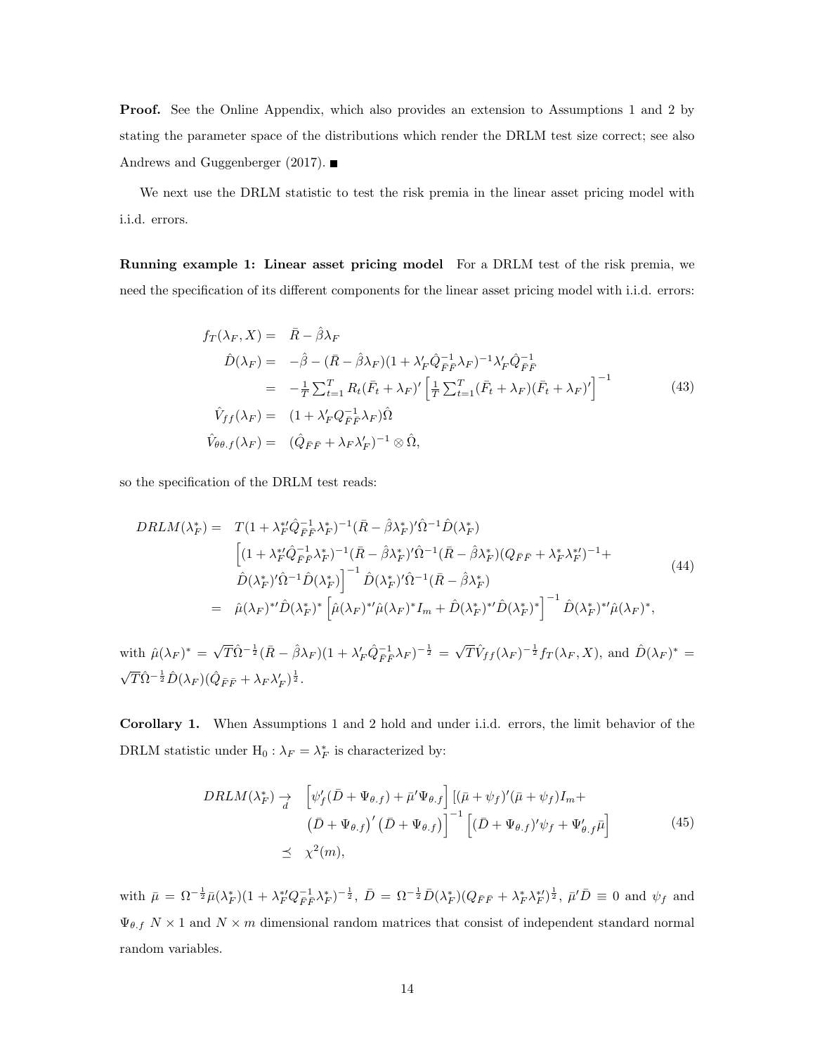**Proof.** See the Online Appendix, which also provides an extension to Assumptions 1 and 2 by stating the parameter space of the distributions which render the DRLM test size correct; see also Andrews and Guggenberger (2017). ■

We next use the DRLM statistic to test the risk premia in the linear asset pricing model with i.i.d. errors.

**Running example 1: Linear asset pricing model** For a DRLM test of the risk premia, we need the specification of its different components for the linear asset pricing model with i.i.d. errors:

$$
\begin{aligned}
f_T(\lambda_F, X) = &\quad \bar{R} - \hat{\beta}\lambda_F \\
\hat{D}(\lambda_F) = &\quad -\hat{\beta} - (\bar{R} - \hat{\beta}\lambda_F)(1 + \lambda_F'\hat{Q}_{\bar{F}\bar{F}}^{-1}\lambda_F)^{-1}\lambda_F'\hat{Q}_{\bar{F}\bar{F}}^{-1} \\
= &\quad -\tfrac{1}{T}\textstyle\sum_{t=1}^T R_t(\bar{F}_t + \lambda_F)' \left[\tfrac{1}{T}\textstyle\sum_{t=1}^T (\bar{F}_t + \lambda_F)(\bar{F}_t + \lambda_F)'\right]^{-1} \\
\hat{V}_{ff}(\lambda_F) = &\quad (1 + \lambda_F' Q_{\bar{F}\bar{F}}^{-1}\lambda_F)\hat{\Omega} \\
\hat{V}_{\theta\theta.f}(\lambda_F) = &\quad (\hat{Q}_{\bar{F}\bar{F}} + \lambda_F\lambda_F')^{-1} \otimes \hat{\Omega},
\end{aligned}
\tag{43}
$$

so the specification of the DRLM test reads:

$$
\begin{aligned}
DRLM(\lambda_F^*) = &\quad T(1 + \lambda_F^{*\prime}\hat{Q}_{\bar{F}\bar{F}}^{-1}\lambda_F^*)^{-1}(\bar{R} - \hat{\beta}\lambda_F^*)'\hat{\Omega}^{-1}\hat{D}(\lambda_F^*) \\
&\quad \Big[(1 + \lambda_F^{*\prime}\hat{Q}_{\bar{F}\bar{F}}^{-1}\lambda_F^*)^{-1}(\bar{R} - \hat{\beta}\lambda_F^*)'\hat{\Omega}^{-1}(\bar{R} - \hat{\beta}\lambda_F^*)(Q_{\bar{F}\bar{F}} + \lambda_F^*\lambda_F^{*\prime})^{-1} + \\
&\quad \hat{D}(\lambda_F^*)'\hat{\Omega}^{-1}\hat{D}(\lambda_F^*)\Big]^{-1} \hat{D}(\lambda_F^*)'\hat{\Omega}^{-1}(\bar{R} - \hat{\beta}\lambda_F^*) \\
= &\quad \hat{\mu}(\lambda_F)^{*\prime}\hat{D}(\lambda_F^*)^* \left[\hat{\mu}(\lambda_F)^{*\prime}\hat{\mu}(\lambda_F)^* I_m + \hat{D}(\lambda_F^*)^{*\prime}\hat{D}(\lambda_F^*)^*\right]^{-1} \hat{D}(\lambda_F^*)^{*\prime}\hat{\mu}(\lambda_F)^*,
\end{aligned}
\tag{44}
$$

with $\hat{\mu}(\lambda_F)^* = \sqrt{T}\hat{\Omega}^{-\frac{1}{2}}(\bar{R} - \hat{\beta}\lambda_F)(1 + \lambda_F'\hat{Q}_{\bar{F}\bar{F}}^{-1}\lambda_F)^{-\frac{1}{2}} = \sqrt{T}\hat{V}_{ff}(\lambda_F)^{-\frac{1}{2}}f_T(\lambda_F, X)$, and $\hat{D}(\lambda_F)^* = \sqrt{T}\hat{\Omega}^{-\frac{1}{2}}\hat{D}(\lambda_F)(\hat{Q}_{\bar{F}\bar{F}} + \lambda_F\lambda_F')^{\frac{1}{2}}$.

**Corollary 1.** When Assumptions 1 and 2 hold and under i.i.d. errors, the limit behavior of the DRLM statistic under $\mathrm{H}_0 : \lambda_F = \lambda_F^*$ is characterized by:

$$
\begin{aligned}
DRLM(\lambda_F^*) \underset{d}{\rightarrow} &\quad \left[\psi_f'(\bar{D} + \Psi_{\theta.f}) + \bar{\mu}'\Psi_{\theta.f}\right][(\bar{\mu} + \psi_f)'(\bar{\mu} + \psi_f)I_m + \\
&\quad \left(\bar{D} + \Psi_{\theta.f}\right)'\left(\bar{D} + \Psi_{\theta.f}\right)\Big]^{-1}\left[(\bar{D} + \Psi_{\theta.f})'\psi_f + \Psi_{\theta.f}'\bar{\mu}\right] \\
\preceq &\quad \chi^2(m),
\end{aligned}
\tag{45}
$$

with $\bar{\mu} = \Omega^{-\frac{1}{2}}\bar{\mu}(\lambda_F^*)(1 + \lambda_F^{*\prime}Q_{\bar{F}\bar{F}}^{-1}\lambda_F^*)^{-\frac{1}{2}}$, $\bar{D} = \Omega^{-\frac{1}{2}}\bar{D}(\lambda_F^*)(Q_{\bar{F}\bar{F}} + \lambda_F^*\lambda_F^{*\prime})^{\frac{1}{2}}$, $\bar{\mu}'\bar{D} \equiv 0$ and $\psi_f$ and $\Psi_{\theta.f}$ $N \times 1$ and $N \times m$ dimensional random matrices that consist of independent standard normal random variables.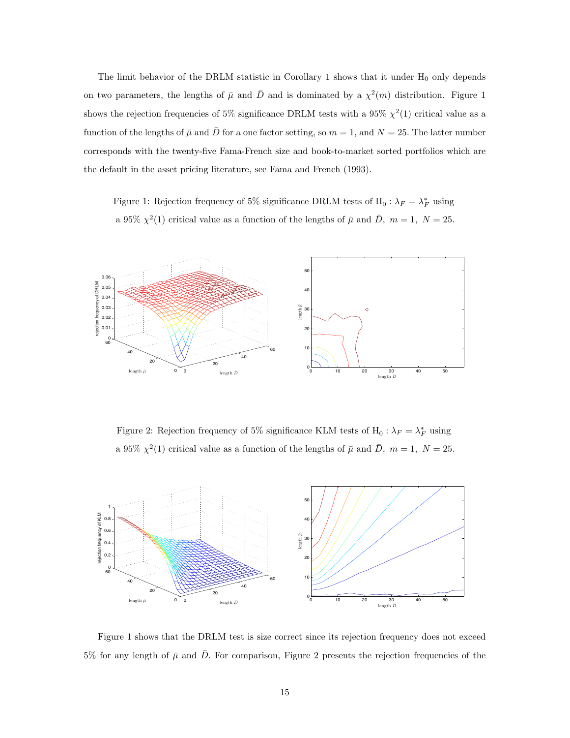The limit behavior of the DRLM statistic in Corollary 1 shows that it under $\mathrm{H}_0$ only depends on two parameters, the lengths of $\bar{\mu}$ and $\bar{D}$ and is dominated by a $\chi^2(m)$ distribution. Figure 1 shows the rejection frequencies of 5% significance DRLM tests with a 95% $\chi^2(1)$ critical value as a function of the lengths of $\bar{\mu}$ and $\bar{D}$ for a one factor setting, so $m = 1$, and $N = 25$. The latter number corresponds with the twenty-five Fama-French size and book-to-market sorted portfolios which are the default in the asset pricing literature, see Fama and French (1993).

Figure 1: Rejection frequency of 5% significance DRLM tests of $\mathrm{H}_0 : \lambda_F = \lambda_F^*$ using a 95% $\chi^2(1)$ critical value as a function of the lengths of $\bar{\mu}$ and $\bar{D}$, $m = 1$, $N = 25$.

Figure 2: Rejection frequency of 5% significance KLM tests of $\mathrm{H}_0 : \lambda_F = \lambda_F^*$ using a 95% $\chi^2(1)$ critical value as a function of the lengths of $\bar{\mu}$ and $\bar{D}$, $m = 1$, $N = 25$.

Figure 1 shows that the DRLM test is size correct since its rejection frequency does not exceed 5% for any length of $\bar{\mu}$ and $\bar{D}$. For comparison, Figure 2 presents the rejection frequencies of the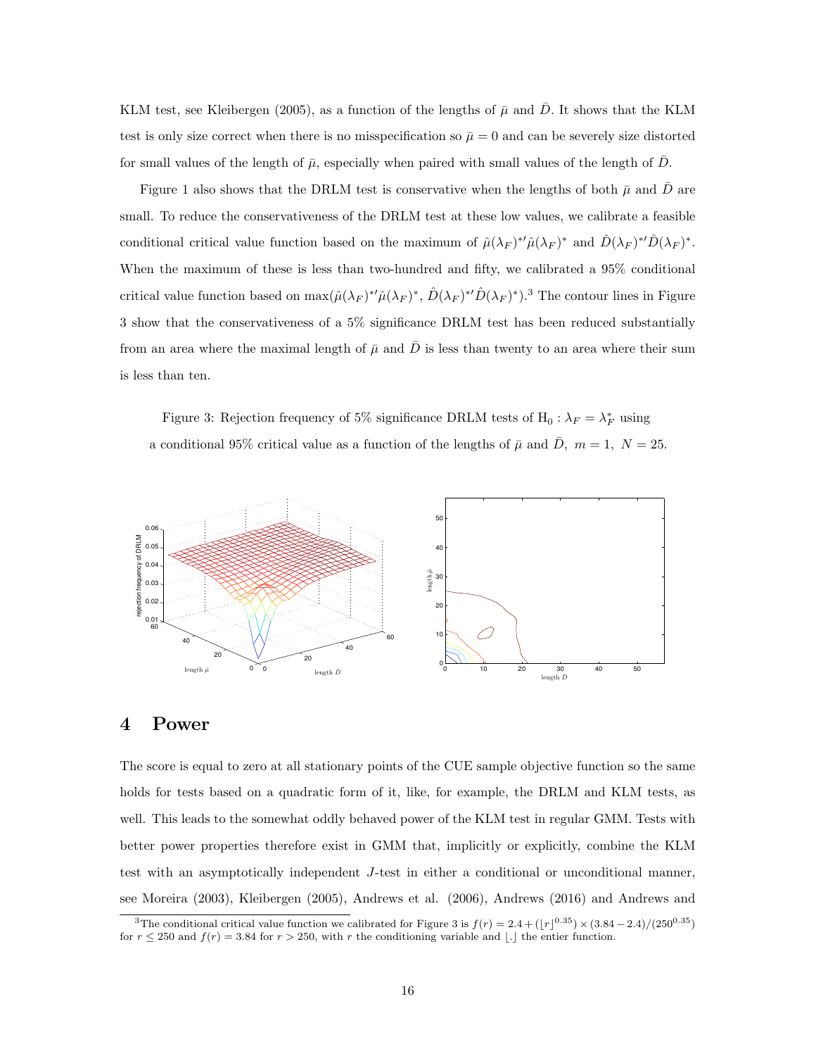KLM test, see Kleibergen (2005), as a function of the lengths of $\bar{\mu}$ and $\bar{D}$. It shows that the KLM test is only size correct when there is no misspecification so $\bar{\mu} = 0$ and can be severely size distorted for small values of the length of $\bar{\mu}$, especially when paired with small values of the length of $\bar{D}$.

Figure 1 also shows that the DRLM test is conservative when the lengths of both $\bar{\mu}$ and $\bar{D}$ are small. To reduce the conservativeness of the DRLM test at these low values, we calibrate a feasible conditional critical value function based on the maximum of $\hat{\mu}(\lambda_F)^{*\prime}\hat{\mu}(\lambda_F)^*$ and $\hat{D}(\lambda_F)^{*\prime}\hat{D}(\lambda_F)^*$. When the maximum of these is less than two-hundred and fifty, we calibrated a 95% conditional critical value function based on $\max(\hat{\mu}(\lambda_F)^{*\prime}\hat{\mu}(\lambda_F)^*,\ \hat{D}(\lambda_F)^{*\prime}\hat{D}(\lambda_F)^*)$.[3] The contour lines in Figure 3 show that the conservativeness of a 5% significance DRLM test has been reduced substantially from an area where the maximal length of $\bar{\mu}$ and $\bar{D}$ is less than twenty to an area where their sum is less than ten.

Figure 3: Rejection frequency of 5% significance DRLM tests of $\text{H}_0 : \lambda_F = \lambda_F^*$ using a conditional 95% critical value as a function of the lengths of $\bar{\mu}$ and $\bar{D}$, $m = 1$, $N = 25$.

# 4 Power

The score is equal to zero at all stationary points of the CUE sample objective function so the same holds for tests based on a quadratic form of it, like, for example, the DRLM and KLM tests, as well. This leads to the somewhat oddly behaved power of the KLM test in regular GMM. Tests with better power properties therefore exist in GMM that, implicitly or explicitly, combine the KLM test with an asymptotically independent $J$-test in either a conditional or unconditional manner, see Moreira (2003), Kleibergen (2005), Andrews et al. (2006), Andrews (2016) and Andrews and

[3] The conditional critical value function we calibrated for Figure 3 is $f(r) = 2.4 + (\lfloor r \rfloor^{0.35}) \times (3.84 - 2.4)/(250^{0.35})$ for $r \leq 250$ and $f(r) = 3.84$ for $r > 250$, with $r$ the conditioning variable and $\lfloor . \rfloor$ the entier function.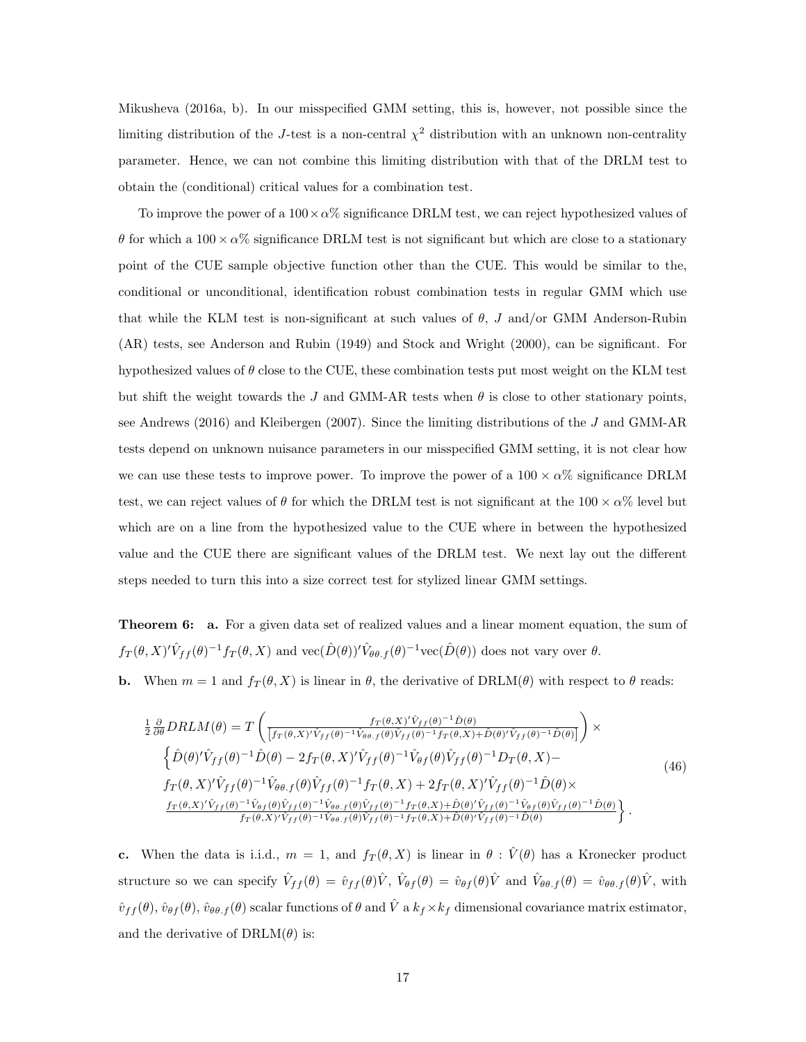Mikusheva (2016a, b). In our misspecified GMM setting, this is, however, not possible since the limiting distribution of the $J$-test is a non-central $\chi^2$ distribution with an unknown non-centrality parameter. Hence, we can not combine this limiting distribution with that of the DRLM test to obtain the (conditional) critical values for a combination test.

To improve the power of a $100 \times \alpha\%$ significance DRLM test, we can reject hypothesized values of $\theta$ for which a $100 \times \alpha\%$ significance DRLM test is not significant but which are close to a stationary point of the CUE sample objective function other than the CUE. This would be similar to the, conditional or unconditional, identification robust combination tests in regular GMM which use that while the KLM test is non-significant at such values of $\theta$, $J$ and/or GMM Anderson-Rubin (AR) tests, see Anderson and Rubin (1949) and Stock and Wright (2000), can be significant. For hypothesized values of $\theta$ close to the CUE, these combination tests put most weight on the KLM test but shift the weight towards the $J$ and GMM-AR tests when $\theta$ is close to other stationary points, see Andrews (2016) and Kleibergen (2007). Since the limiting distributions of the $J$ and GMM-AR tests depend on unknown nuisance parameters in our misspecified GMM setting, it is not clear how we can use these tests to improve power. To improve the power of a $100 \times \alpha\%$ significance DRLM test, we can reject values of $\theta$ for which the DRLM test is not significant at the $100 \times \alpha\%$ level but which are on a line from the hypothesized value to the CUE where in between the hypothesized value and the CUE there are significant values of the DRLM test. We next lay out the different steps needed to turn this into a size correct test for stylized linear GMM settings.

**Theorem 6:** **a.** For a given data set of realized values and a linear moment equation, the sum of $f_T(\theta, X)'\hat{V}_{ff}(\theta)^{-1}f_T(\theta, X)$ and $\text{vec}(\hat{D}(\theta))'\hat{V}_{\theta\theta.f}(\theta)^{-1}\text{vec}(\hat{D}(\theta))$ does not vary over $\theta$.

**b.** When $m = 1$ and $f_T(\theta, X)$ is linear in $\theta$, the derivative of DRLM$(\theta)$ with respect to $\theta$ reads:

$$
\begin{aligned}
&\tfrac{1}{2}\tfrac{\partial}{\partial\theta}DRLM(\theta) = T\left(\frac{f_T(\theta,X)'\hat{V}_{ff}(\theta)^{-1}\hat{D}(\theta)}{\left[f_T(\theta,X)'\hat{V}_{ff}(\theta)^{-1}\hat{V}_{\theta\theta.f}(\theta)\hat{V}_{ff}(\theta)^{-1}f_T(\theta,X)+\hat{D}(\theta)'\hat{V}_{ff}(\theta)^{-1}\hat{D}(\theta)\right]}\right)\times \\
&\quad\Big\{\hat{D}(\theta)'\hat{V}_{ff}(\theta)^{-1}\hat{D}(\theta) - 2f_T(\theta,X)'\hat{V}_{ff}(\theta)^{-1}\hat{V}_{\theta f}(\theta)\hat{V}_{ff}(\theta)^{-1}D_T(\theta,X) - \\
&\quad f_T(\theta,X)'\hat{V}_{ff}(\theta)^{-1}\hat{V}_{\theta\theta.f}(\theta)\hat{V}_{ff}(\theta)^{-1}f_T(\theta,X) + 2f_T(\theta,X)'\hat{V}_{ff}(\theta)^{-1}\hat{D}(\theta)\times \\
&\quad\frac{f_T(\theta,X)'\hat{V}_{ff}(\theta)^{-1}\hat{V}_{\theta f}(\theta)\hat{V}_{ff}(\theta)^{-1}\hat{V}_{\theta\theta.f}(\theta)\hat{V}_{ff}(\theta)^{-1}f_T(\theta,X)+\hat{D}(\theta)'\hat{V}_{ff}(\theta)^{-1}\hat{V}_{\theta f}(\theta)\hat{V}_{ff}(\theta)^{-1}\hat{D}(\theta)}{f_T(\theta,X)'\hat{V}_{ff}(\theta)^{-1}\hat{V}_{\theta\theta.f}(\theta)\hat{V}_{ff}(\theta)^{-1}f_T(\theta,X)+\hat{D}(\theta)'\hat{V}_{ff}(\theta)^{-1}\hat{D}(\theta)}\Big\}.
\end{aligned} \tag{46}
$$

**c.** When the data is i.i.d., $m = 1$, and $f_T(\theta, X)$ is linear in $\theta$ : $\hat{V}(\theta)$ has a Kronecker product structure so we can specify $\hat{V}_{ff}(\theta) = \hat{v}_{ff}(\theta)\hat{V}$, $\hat{V}_{\theta f}(\theta) = \hat{v}_{\theta f}(\theta)\hat{V}$ and $\hat{V}_{\theta\theta.f}(\theta) = \hat{v}_{\theta\theta.f}(\theta)\hat{V}$, with $\hat{v}_{ff}(\theta)$, $\hat{v}_{\theta f}(\theta)$, $\hat{v}_{\theta\theta.f}(\theta)$ scalar functions of $\theta$ and $\hat{V}$ a $k_f \times k_f$ dimensional covariance matrix estimator, and the derivative of DRLM$(\theta)$ is: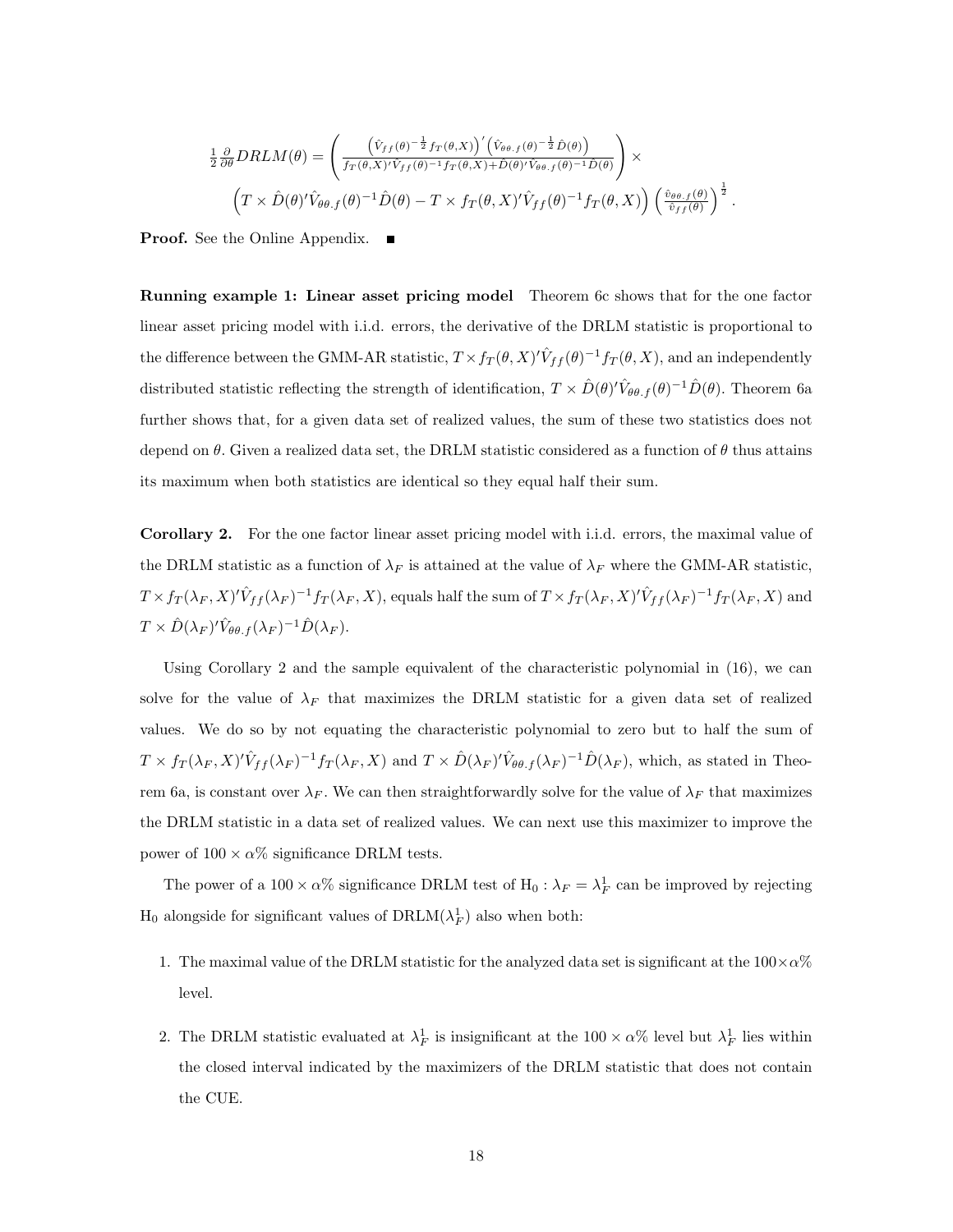$$
\frac{1}{2}\frac{\partial}{\partial\theta}DRLM(\theta) = \left( \frac{\left(\hat{V}_{ff}(\theta)^{-\frac{1}{2}} f_T(\theta,X)\right)' \left(\hat{V}_{\theta\theta.f}(\theta)^{-\frac{1}{2}} \hat{D}(\theta)\right)}{f_T(\theta,X)'\hat{V}_{ff}(\theta)^{-1} f_T(\theta,X) + \hat{D}(\theta)'\hat{V}_{\theta\theta.f}(\theta)^{-1}\hat{D}(\theta)} \right) \times
$$

$$
\left(T \times \hat{D}(\theta)'\hat{V}_{\theta\theta.f}(\theta)^{-1}\hat{D}(\theta) - T \times f_T(\theta,X)'\hat{V}_{ff}(\theta)^{-1} f_T(\theta,X)\right) \left(\frac{\hat{v}_{\theta\theta.f}(\theta)}{\hat{v}_{ff}(\theta)}\right)^{\frac{1}{2}}.
$$

**Proof.** See the Online Appendix. ∎

**Running example 1: Linear asset pricing model** Theorem 6c shows that for the one factor linear asset pricing model with i.i.d. errors, the derivative of the DRLM statistic is proportional to the difference between the GMM-AR statistic, $T \times f_T(\theta,X)'\hat{V}_{ff}(\theta)^{-1} f_T(\theta,X)$, and an independently distributed statistic reflecting the strength of identification, $T \times \hat{D}(\theta)'\hat{V}_{\theta\theta.f}(\theta)^{-1}\hat{D}(\theta)$. Theorem 6a further shows that, for a given data set of realized values, the sum of these two statistics does not depend on $\theta$. Given a realized data set, the DRLM statistic considered as a function of $\theta$ thus attains its maximum when both statistics are identical so they equal half their sum.

**Corollary 2.** For the one factor linear asset pricing model with i.i.d. errors, the maximal value of the DRLM statistic as a function of $\lambda_F$ is attained at the value of $\lambda_F$ where the GMM-AR statistic, $T \times f_T(\lambda_F,X)'\hat{V}_{ff}(\lambda_F)^{-1} f_T(\lambda_F,X)$, equals half the sum of $T \times f_T(\lambda_F,X)'\hat{V}_{ff}(\lambda_F)^{-1} f_T(\lambda_F,X)$ and $T \times \hat{D}(\lambda_F)'\hat{V}_{\theta\theta.f}(\lambda_F)^{-1}\hat{D}(\lambda_F)$.

Using Corollary 2 and the sample equivalent of the characteristic polynomial in (16), we can solve for the value of $\lambda_F$ that maximizes the DRLM statistic for a given data set of realized values. We do so by not equating the characteristic polynomial to zero but to half the sum of $T \times f_T(\lambda_F,X)'\hat{V}_{ff}(\lambda_F)^{-1} f_T(\lambda_F,X)$ and $T \times \hat{D}(\lambda_F)'\hat{V}_{\theta\theta.f}(\lambda_F)^{-1}\hat{D}(\lambda_F)$, which, as stated in Theorem 6a, is constant over $\lambda_F$. We can then straightforwardly solve for the value of $\lambda_F$ that maximizes the DRLM statistic in a data set of realized values. We can next use this maximizer to improve the power of $100 \times \alpha\%$ significance DRLM tests.

The power of a $100 \times \alpha\%$ significance DRLM test of $\text{H}_0 : \lambda_F = \lambda_F^1$ can be improved by rejecting $\text{H}_0$ alongside for significant values of $\text{DRLM}(\lambda_F^1)$ also when both:

1. The maximal value of the DRLM statistic for the analyzed data set is significant at the $100 \times \alpha\%$ level.
2. The DRLM statistic evaluated at $\lambda_F^1$ is insignificant at the $100 \times \alpha\%$ level but $\lambda_F^1$ lies within the closed interval indicated by the maximizers of the DRLM statistic that does not contain the CUE.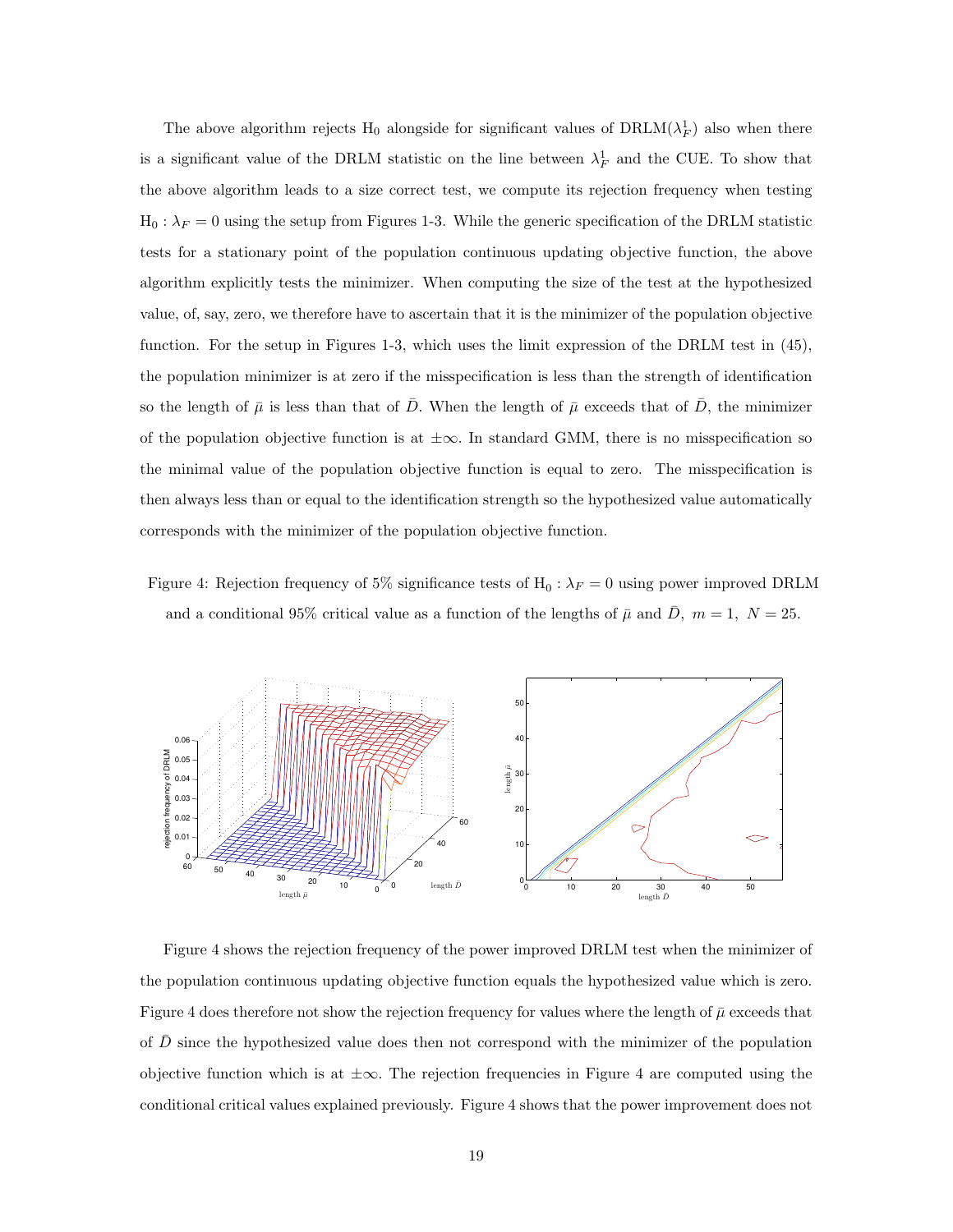The above algorithm rejects $\text{H}_0$ alongside for significant values of $\text{DRLM}(\lambda_F^1)$ also when there is a significant value of the DRLM statistic on the line between $\lambda_F^1$ and the CUE. To show that the above algorithm leads to a size correct test, we compute its rejection frequency when testing $\text{H}_0 : \lambda_F = 0$ using the setup from Figures 1-3. While the generic specification of the DRLM statistic tests for a stationary point of the population continuous updating objective function, the above algorithm explicitly tests the minimizer. When computing the size of the test at the hypothesized value, of, say, zero, we therefore have to ascertain that it is the minimizer of the population objective function. For the setup in Figures 1-3, which uses the limit expression of the DRLM test in (45), the population minimizer is at zero if the misspecification is less than the strength of identification so the length of $\bar{\mu}$ is less than that of $\bar{D}$. When the length of $\bar{\mu}$ exceeds that of $\bar{D}$, the minimizer of the population objective function is at $\pm\infty$. In standard GMM, there is no misspecification so the minimal value of the population objective function is equal to zero. The misspecification is then always less than or equal to the identification strength so the hypothesized value automatically corresponds with the minimizer of the population objective function.

Figure 4: Rejection frequency of 5% significance tests of $\text{H}_0 : \lambda_F = 0$ using power improved DRLM and a conditional 95% critical value as a function of the lengths of $\bar{\mu}$ and $\bar{D}$, $m = 1$, $N = 25$.

Figure 4 shows the rejection frequency of the power improved DRLM test when the minimizer of the population continuous updating objective function equals the hypothesized value which is zero. Figure 4 does therefore not show the rejection frequency for values where the length of $\bar{\mu}$ exceeds that of $\bar{D}$ since the hypothesized value does then not correspond with the minimizer of the population objective function which is at $\pm\infty$. The rejection frequencies in Figure 4 are computed using the conditional critical values explained previously. Figure 4 shows that the power improvement does not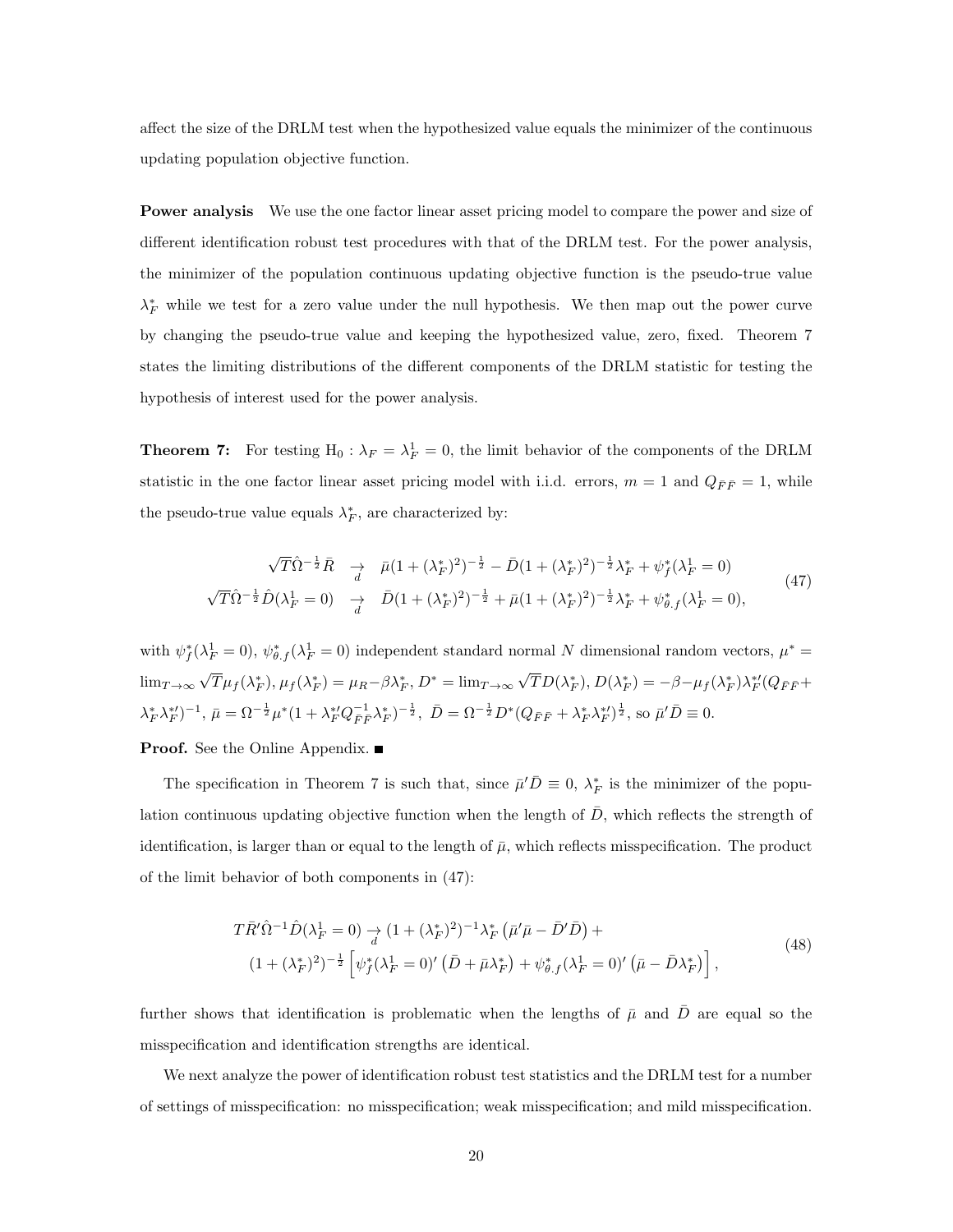affect the size of the DRLM test when the hypothesized value equals the minimizer of the continuous updating population objective function.

**Power analysis** We use the one factor linear asset pricing model to compare the power and size of different identification robust test procedures with that of the DRLM test. For the power analysis, the minimizer of the population continuous updating objective function is the pseudo-true value $\lambda_F^*$ while we test for a zero value under the null hypothesis. We then map out the power curve by changing the pseudo-true value and keeping the hypothesized value, zero, fixed. Theorem 7 states the limiting distributions of the different components of the DRLM statistic for testing the hypothesis of interest used for the power analysis.

**Theorem 7:** For testing $\mathrm{H}_0 : \lambda_F = \lambda_F^1 = 0$, the limit behavior of the components of the DRLM statistic in the one factor linear asset pricing model with i.i.d. errors, $m = 1$ and $Q_{\bar{F}\bar{F}} = 1$, while the pseudo-true value equals $\lambda_F^*$, are characterized by:

$$
\begin{aligned}
\sqrt{T}\hat{\Omega}^{-\frac{1}{2}}\bar{R} \quad &\underset{d}{\rightarrow} \quad \bar{\mu}(1+(\lambda_F^*)^2)^{-\frac{1}{2}} - \bar{D}(1+(\lambda_F^*)^2)^{-\frac{1}{2}}\lambda_F^* + \psi_f^*(\lambda_F^1 = 0) \\
\sqrt{T}\hat{\Omega}^{-\frac{1}{2}}\hat{D}(\lambda_F^1 = 0) \quad &\underset{d}{\rightarrow} \quad \bar{D}(1+(\lambda_F^*)^2)^{-\frac{1}{2}} + \bar{\mu}(1+(\lambda_F^*)^2)^{-\frac{1}{2}}\lambda_F^* + \psi_{\theta.f}^*(\lambda_F^1 = 0),
\end{aligned}
\tag{47}
$$

with $\psi_f^*(\lambda_F^1 = 0)$, $\psi_{\theta.f}^*(\lambda_F^1 = 0)$ independent standard normal $N$ dimensional random vectors, $\mu^* = \lim_{T\to\infty}\sqrt{T}\mu_f(\lambda_F^*)$, $\mu_f(\lambda_F^*) = \mu_R - \beta\lambda_F^*$, $D^* = \lim_{T\to\infty}\sqrt{T}D(\lambda_F^*)$, $D(\lambda_F^*) = -\beta - \mu_f(\lambda_F^*)\lambda_F^{*\prime}(Q_{\bar{F}\bar{F}} + \lambda_F^*\lambda_F^{*\prime})^{-1}$, $\bar{\mu} = \Omega^{-\frac{1}{2}}\mu^*(1 + \lambda_F^{*\prime}Q_{\bar{F}\bar{F}}^{-1}\lambda_F^*)^{-\frac{1}{2}}$, $\bar{D} = \Omega^{-\frac{1}{2}}D^*(Q_{\bar{F}\bar{F}} + \lambda_F^*\lambda_F^{*\prime})^{\frac{1}{2}}$, so $\bar{\mu}'\bar{D} \equiv 0$.

**Proof.** See the Online Appendix. ■

The specification in Theorem 7 is such that, since $\bar{\mu}'\bar{D} \equiv 0$, $\lambda_F^*$ is the minimizer of the population continuous updating objective function when the length of $\bar{D}$, which reflects the strength of identification, is larger than or equal to the length of $\bar{\mu}$, which reflects misspecification. The product of the limit behavior of both components in (47):

$$
\begin{aligned}
T\bar{R}'\hat{\Omega}^{-1}\hat{D}(\lambda_F^1 = 0) &\underset{d}{\rightarrow} (1+(\lambda_F^*)^2)^{-1}\lambda_F^*\left(\bar{\mu}'\bar{\mu} - \bar{D}'\bar{D}\right) + \\
&(1+(\lambda_F^*)^2)^{-\frac{1}{2}}\left[\psi_f^*(\lambda_F^1 = 0)'\left(\bar{D} + \bar{\mu}\lambda_F^*\right) + \psi_{\theta.f}^*(\lambda_F^1 = 0)'\left(\bar{\mu} - \bar{D}\lambda_F^*\right)\right],
\end{aligned}
\tag{48}
$$

further shows that identification is problematic when the lengths of $\bar{\mu}$ and $\bar{D}$ are equal so the misspecification and identification strengths are identical.

We next analyze the power of identification robust test statistics and the DRLM test for a number of settings of misspecification: no misspecification; weak misspecification; and mild misspecification.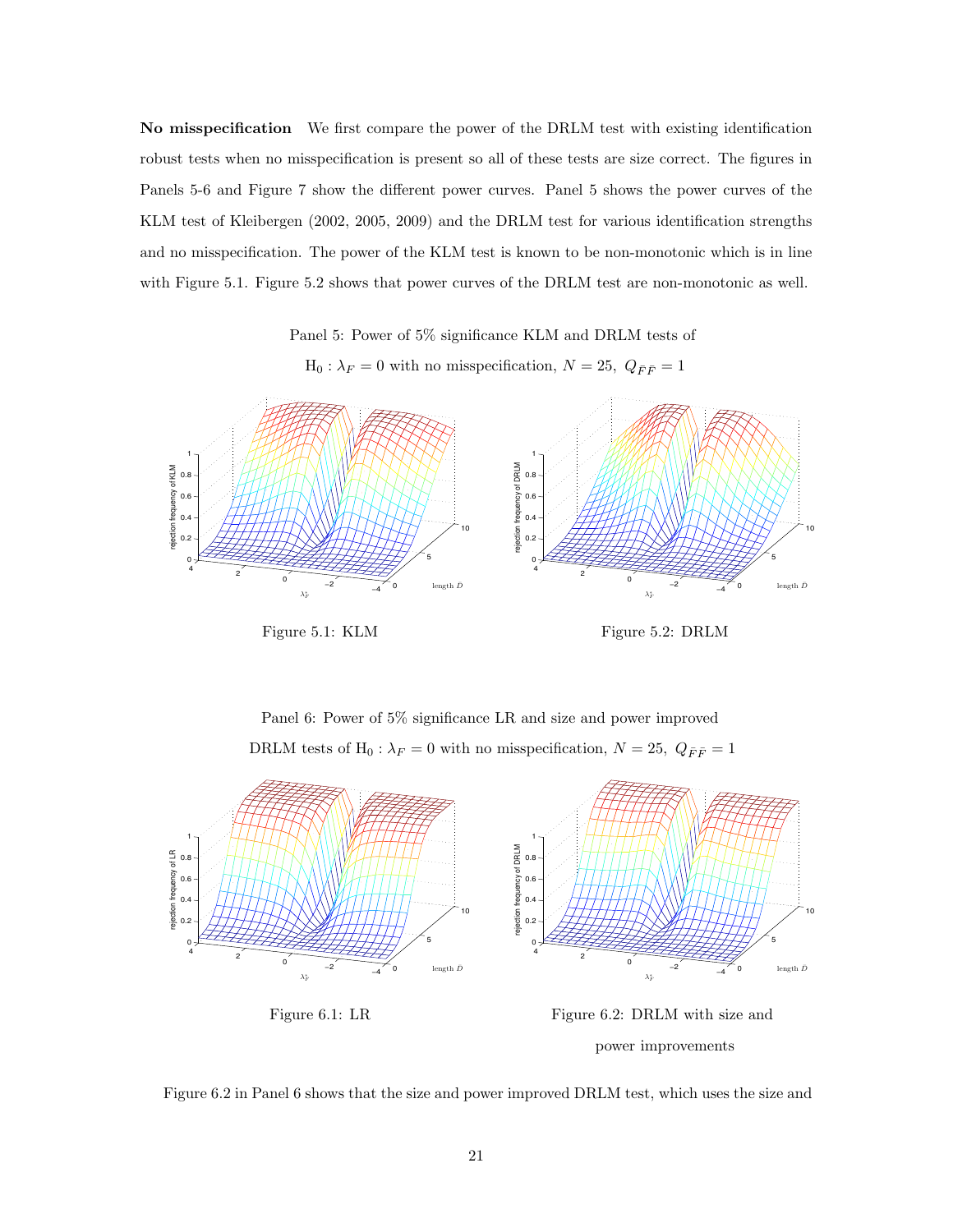**No misspecification** We first compare the power of the DRLM test with existing identification robust tests when no misspecification is present so all of these tests are size correct. The figures in Panels 5-6 and Figure 7 show the different power curves. Panel 5 shows the power curves of the KLM test of Kleibergen (2002, 2005, 2009) and the DRLM test for various identification strengths and no misspecification. The power of the KLM test is known to be non-monotonic which is in line with Figure 5.1. Figure 5.2 shows that power curves of the DRLM test are non-monotonic as well.

Panel 5: Power of 5% significance KLM and DRLM tests of

$\mathrm{H}_0 : \lambda_F = 0$ with no misspecification, $N = 25$, $Q_{\bar{F}\bar{F}} = 1$

Figure 5.1: KLM

Figure 5.2: DRLM

Panel 6: Power of 5% significance LR and size and power improved

DRLM tests of $\mathrm{H}_0 : \lambda_F = 0$ with no misspecification, $N = 25$, $Q_{\bar{F}\bar{F}} = 1$

Figure 6.1: LR

Figure 6.2: DRLM with size and power improvements

Figure 6.2 in Panel 6 shows that the size and power improved DRLM test, which uses the size and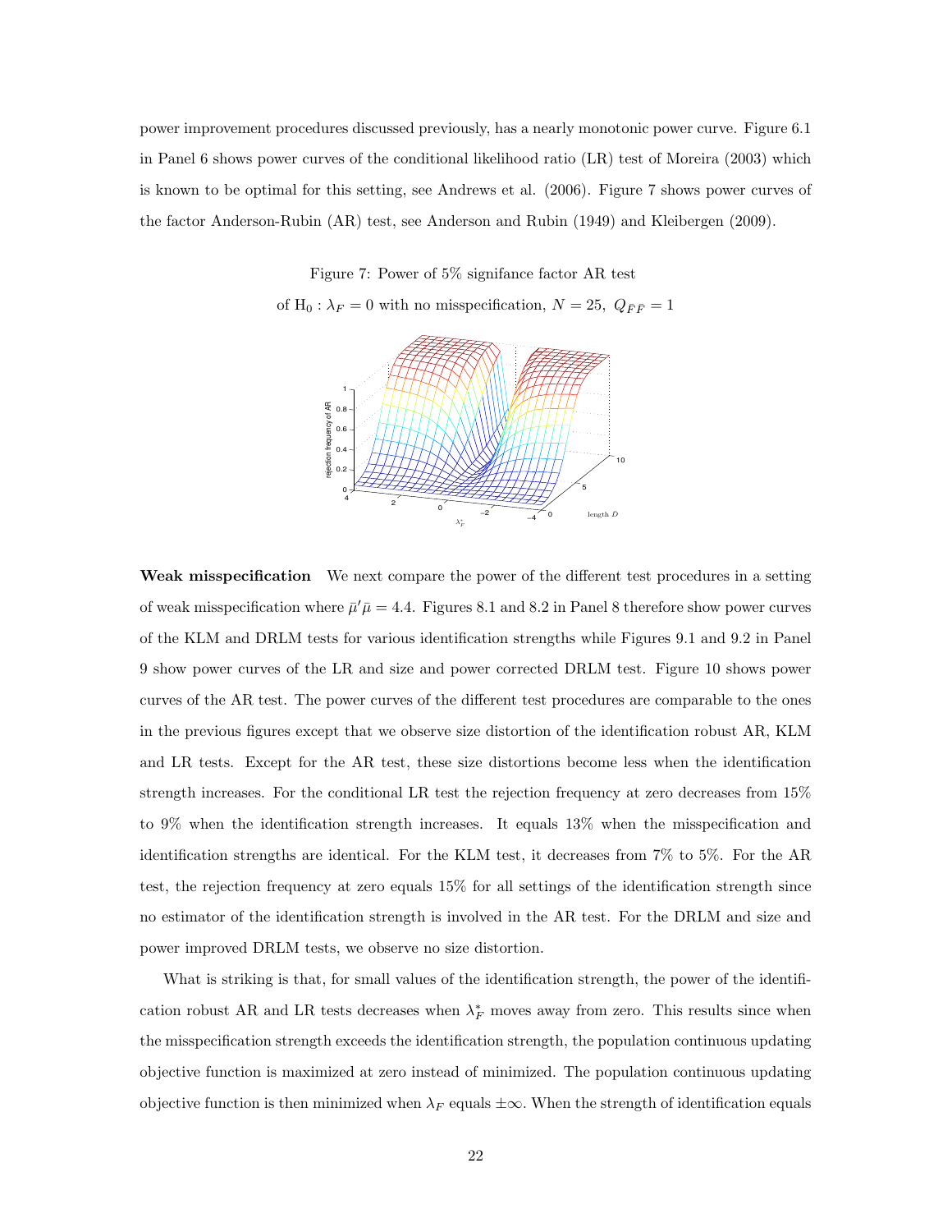power improvement procedures discussed previously, has a nearly monotonic power curve. Figure 6.1 in Panel 6 shows power curves of the conditional likelihood ratio (LR) test of Moreira (2003) which is known to be optimal for this setting, see Andrews et al. (2006). Figure 7 shows power curves of the factor Anderson-Rubin (AR) test, see Anderson and Rubin (1949) and Kleibergen (2009).

Figure 7: Power of 5% signifance factor AR test

of $\mathrm{H}_0 : \lambda_F = 0$ with no misspecification, $N = 25$, $Q_{\bar{F}\bar{F}} = 1$

**Weak misspecification** We next compare the power of the different test procedures in a setting of weak misspecification where $\bar{\mu}'\bar{\mu} = 4.4$. Figures 8.1 and 8.2 in Panel 8 therefore show power curves of the KLM and DRLM tests for various identification strengths while Figures 9.1 and 9.2 in Panel 9 show power curves of the LR and size and power corrected DRLM test. Figure 10 shows power curves of the AR test. The power curves of the different test procedures are comparable to the ones in the previous figures except that we observe size distortion of the identification robust AR, KLM and LR tests. Except for the AR test, these size distortions become less when the identification strength increases. For the conditional LR test the rejection frequency at zero decreases from 15% to 9% when the identification strength increases. It equals 13% when the misspecification and identification strengths are identical. For the KLM test, it decreases from 7% to 5%. For the AR test, the rejection frequency at zero equals 15% for all settings of the identification strength since no estimator of the identification strength is involved in the AR test. For the DRLM and size and power improved DRLM tests, we observe no size distortion.

What is striking is that, for small values of the identification strength, the power of the identification robust AR and LR tests decreases when $\lambda_F^*$ moves away from zero. This results since when the misspecification strength exceeds the identification strength, the population continuous updating objective function is maximized at zero instead of minimized. The population continuous updating objective function is then minimized when $\lambda_F$ equals $\pm\infty$. When the strength of identification equals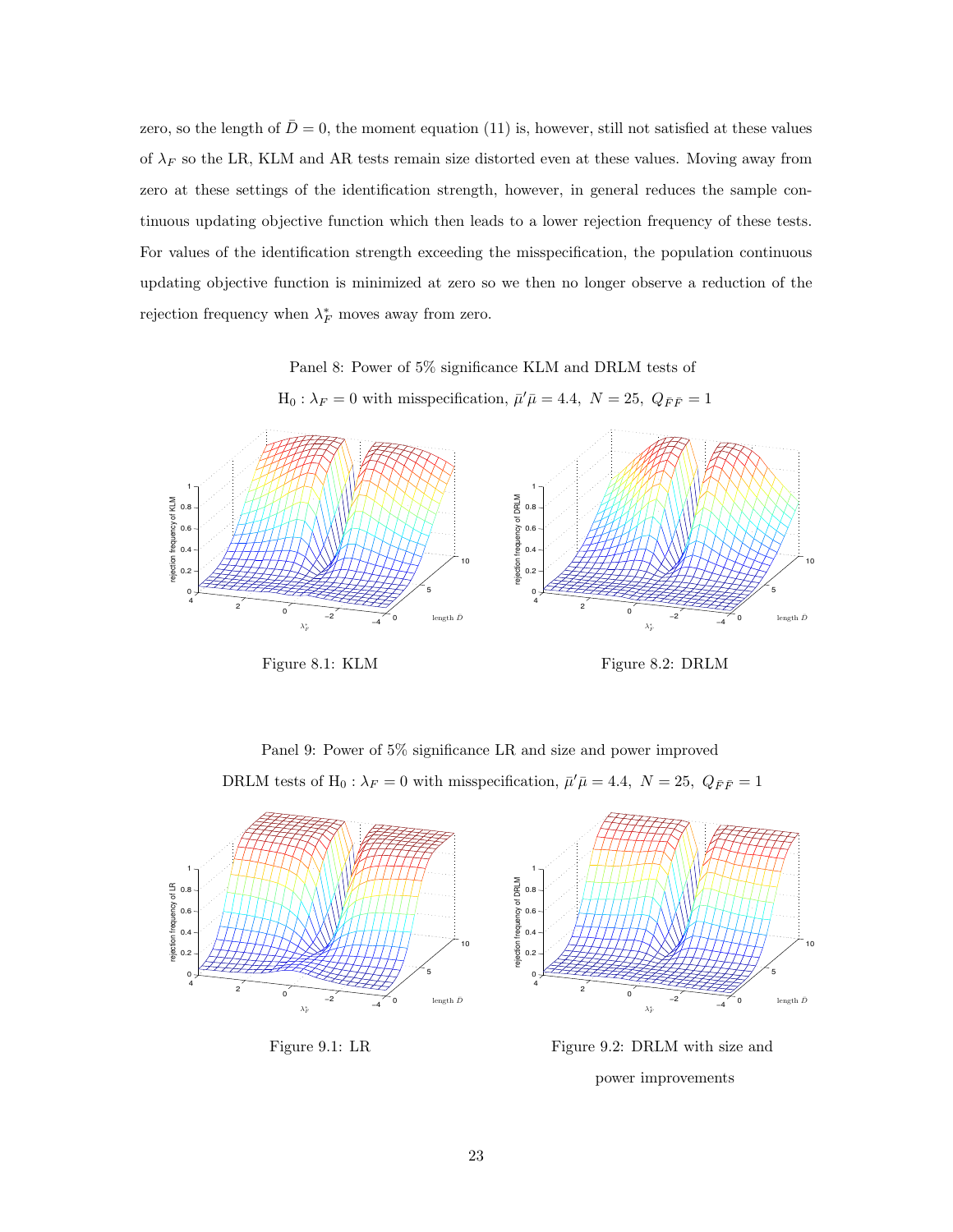zero, so the length of $\bar{D} = 0$, the moment equation (11) is, however, still not satisfied at these values of $\lambda_F$ so the LR, KLM and AR tests remain size distorted even at these values. Moving away from zero at these settings of the identification strength, however, in general reduces the sample continuous updating objective function which then leads to a lower rejection frequency of these tests. For values of the identification strength exceeding the misspecification, the population continuous updating objective function is minimized at zero so we then no longer observe a reduction of the rejection frequency when $\lambda_F^*$ moves away from zero.

Panel 8: Power of 5% significance KLM and DRLM tests of

$\mathrm{H}_0 : \lambda_F = 0$ with misspecification, $\bar{\mu}'\bar{\mu} = 4.4,\ N = 25,\ Q_{\bar{F}\bar{F}} = 1$

Figure 8.1: KLM

Figure 8.2: DRLM

Panel 9: Power of 5% significance LR and size and power improved

DRLM tests of $\mathrm{H}_0 : \lambda_F = 0$ with misspecification, $\bar{\mu}'\bar{\mu} = 4.4,\ N = 25,\ Q_{\bar{F}\bar{F}} = 1$

Figure 9.1: LR

Figure 9.2: DRLM with size and power improvements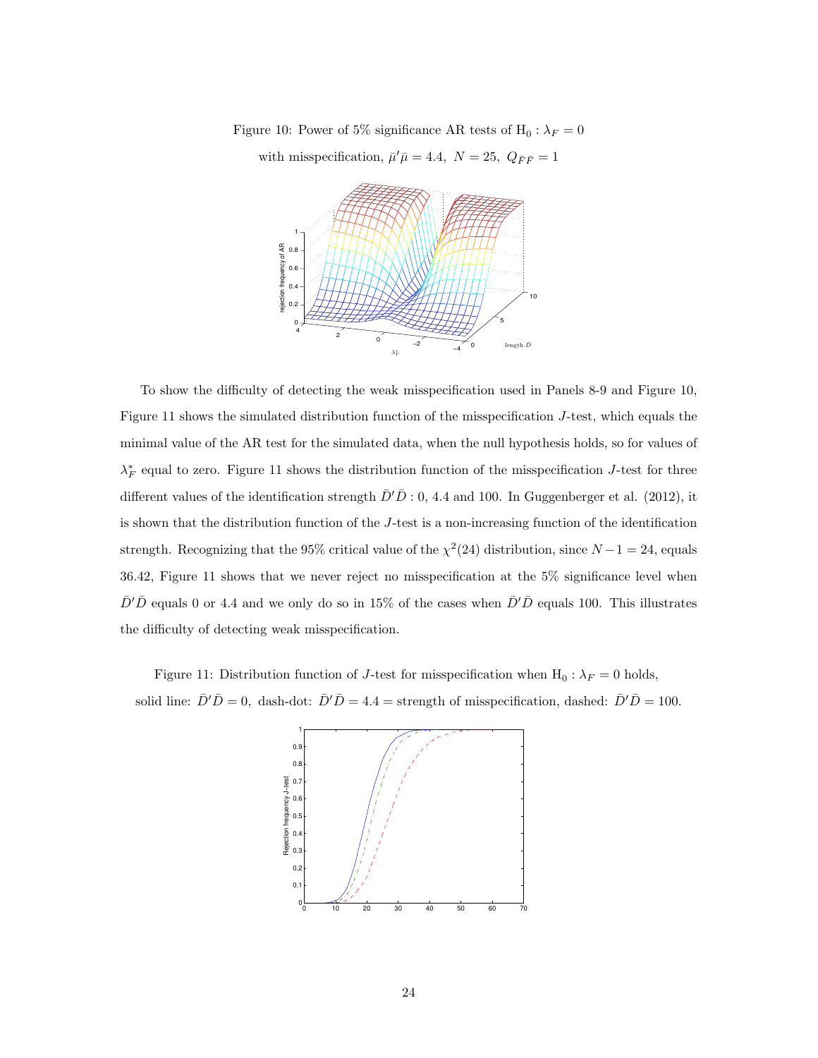Figure 10: Power of 5% significance AR tests of $\mathrm{H}_0 : \lambda_F = 0$

with misspecification, $\bar{\mu}'\bar{\mu} = 4.4, \ N = 25, \ Q_{\bar{F}\bar{F}} = 1$

To show the difficulty of detecting the weak misspecification used in Panels 8-9 and Figure 10, Figure 11 shows the simulated distribution function of the misspecification $J$-test, which equals the minimal value of the AR test for the simulated data, when the null hypothesis holds, so for values of $\lambda_F^*$ equal to zero. Figure 11 shows the distribution function of the misspecification $J$-test for three different values of the identification strength $\bar{D}'\bar{D}$ : 0, 4.4 and 100. In Guggenberger et al. (2012), it is shown that the distribution function of the $J$-test is a non-increasing function of the identification strength. Recognizing that the 95% critical value of the $\chi^2(24)$ distribution, since $N-1 = 24$, equals 36.42, Figure 11 shows that we never reject no misspecification at the 5% significance level when $\bar{D}'\bar{D}$ equals 0 or 4.4 and we only do so in 15% of the cases when $\bar{D}'\bar{D}$ equals 100. This illustrates the difficulty of detecting weak misspecification.

Figure 11: Distribution function of $J$-test for misspecification when $\mathrm{H}_0 : \lambda_F = 0$ holds,

solid line: $\bar{D}'\bar{D} = 0$, dash-dot: $\bar{D}'\bar{D} = 4.4 =$ strength of misspecification, dashed: $\bar{D}'\bar{D} = 100$.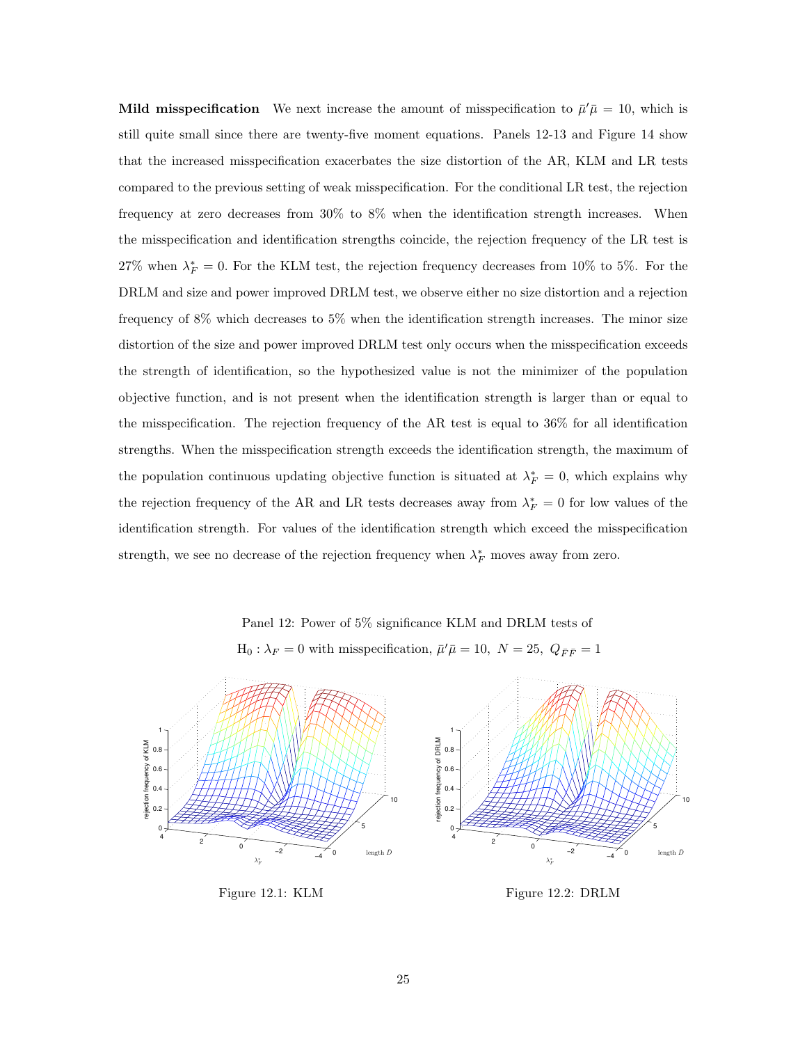**Mild misspecification** We next increase the amount of misspecification to $\bar{\mu}'\bar{\mu} = 10$, which is still quite small since there are twenty-five moment equations. Panels 12-13 and Figure 14 show that the increased misspecification exacerbates the size distortion of the AR, KLM and LR tests compared to the previous setting of weak misspecification. For the conditional LR test, the rejection frequency at zero decreases from 30% to 8% when the identification strength increases. When the misspecification and identification strengths coincide, the rejection frequency of the LR test is 27% when $\lambda_F^* = 0$. For the KLM test, the rejection frequency decreases from 10% to 5%. For the DRLM and size and power improved DRLM test, we observe either no size distortion and a rejection frequency of 8% which decreases to 5% when the identification strength increases. The minor size distortion of the size and power improved DRLM test only occurs when the misspecification exceeds the strength of identification, so the hypothesized value is not the minimizer of the population objective function, and is not present when the identification strength is larger than or equal to the misspecification. The rejection frequency of the AR test is equal to 36% for all identification strengths. When the misspecification strength exceeds the identification strength, the maximum of the population continuous updating objective function is situated at $\lambda_F^* = 0$, which explains why the rejection frequency of the AR and LR tests decreases away from $\lambda_F^* = 0$ for low values of the identification strength. For values of the identification strength which exceed the misspecification strength, we see no decrease of the rejection frequency when $\lambda_F^*$ moves away from zero.

Panel 12: Power of 5% significance KLM and DRLM tests of

$\mathrm{H}_0 : \lambda_F = 0$ with misspecification, $\bar{\mu}'\bar{\mu} = 10,\ N = 25,\ Q_{\bar{F}\bar{F}} = 1$

Figure 12.1: KLM

Figure 12.2: DRLM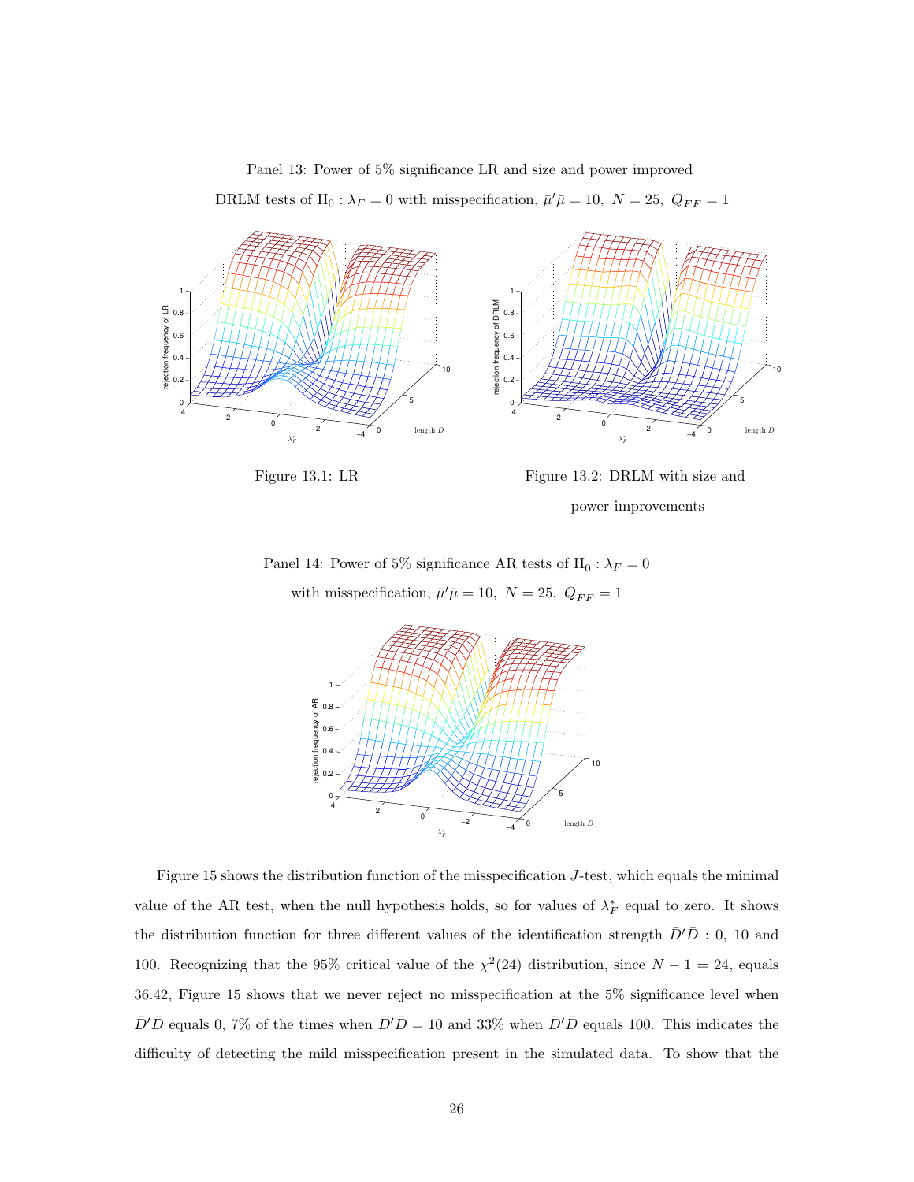Panel 13: Power of 5% significance LR and size and power improved DRLM tests of $\mathrm{H}_0 : \lambda_F = 0$ with misspecification, $\bar{\mu}'\bar{\mu} = 10,\ N = 25,\ Q_{\bar{F}\bar{F}} = 1$

Figure 13.1: LR

Figure 13.2: DRLM with size and power improvements

Panel 14: Power of 5% significance AR tests of $\mathrm{H}_0 : \lambda_F = 0$ with misspecification, $\bar{\mu}'\bar{\mu} = 10,\ N = 25,\ Q_{\bar{F}\bar{F}} = 1$

Figure 15 shows the distribution function of the misspecification $J$-test, which equals the minimal value of the AR test, when the null hypothesis holds, so for values of $\lambda_F^*$ equal to zero. It shows the distribution function for three different values of the identification strength $\bar{D}'\bar{D}$ : 0, 10 and 100. Recognizing that the 95% critical value of the $\chi^2(24)$ distribution, since $N - 1 = 24$, equals 36.42, Figure 15 shows that we never reject no misspecification at the 5% significance level when $\bar{D}'\bar{D}$ equals 0, 7% of the times when $\bar{D}'\bar{D} = 10$ and 33% when $\bar{D}'\bar{D}$ equals 100. This indicates the difficulty of detecting the mild misspecification present in the simulated data. To show that the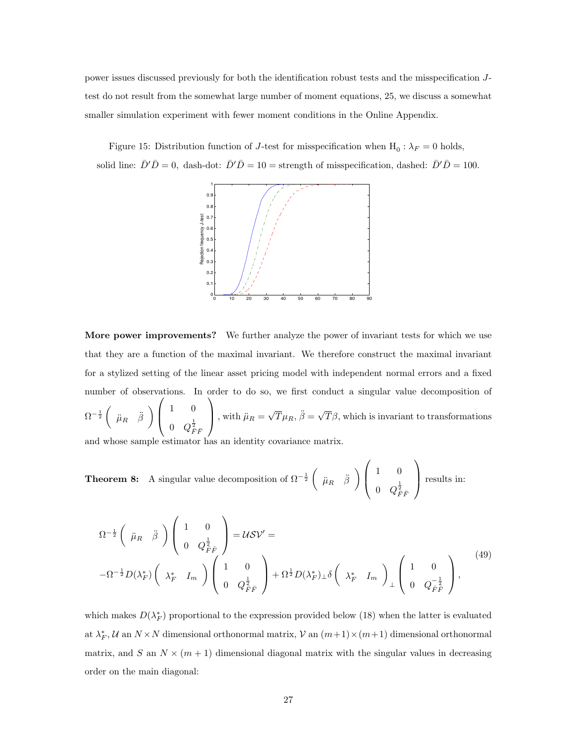power issues discussed previously for both the identification robust tests and the misspecification $J$-test do not result from the somewhat large number of moment equations, 25, we discuss a somewhat smaller simulation experiment with fewer moment conditions in the Online Appendix.

Figure 15: Distribution function of $J$-test for misspecification when $\mathrm{H}_0 : \lambda_F = 0$ holds, solid line: $\bar{D}'\bar{D} = 0$, dash-dot: $\bar{D}'\bar{D} = 10 =$ strength of misspecification, dashed: $\bar{D}'\bar{D} = 100$.

**More power improvements?** We further analyze the power of invariant tests for which we use that they are a function of the maximal invariant. We therefore construct the maximal invariant for a stylized setting of the linear asset pricing model with independent normal errors and a fixed number of observations. In order to do so, we first conduct a singular value decomposition of $\Omega^{-\frac{1}{2}} \begin{pmatrix} \ddot{\mu}_R & \ddot{\beta} \end{pmatrix} \begin{pmatrix} 1 & 0 \\ 0 & Q_{\bar{F}\bar{F}}^{\frac{1}{2}} \end{pmatrix}$, with $\ddot{\mu}_R = \sqrt{T}\mu_R$, $\ddot{\beta} = \sqrt{T}\beta$, which is invariant to transformations and whose sample estimator has an identity covariance matrix.

**Theorem 8:** A singular value decomposition of $\Omega^{-\frac{1}{2}} \begin{pmatrix} \ddot{\mu}_R & \ddot{\beta} \end{pmatrix} \begin{pmatrix} 1 & 0 \\ 0 & Q_{\bar{F}\bar{F}}^{\frac{1}{2}} \end{pmatrix}$ results in:

$$
\begin{aligned}
&\Omega^{-\frac{1}{2}} \begin{pmatrix} \ddot{\mu}_R & \ddot{\beta} \end{pmatrix} \begin{pmatrix} 1 & 0 \\ 0 & Q_{\bar{F}\bar{F}}^{\frac{1}{2}} \end{pmatrix} = \mathcal{U}\mathcal{S}\mathcal{V}' = \\
&-\Omega^{-\frac{1}{2}} D(\lambda_F^*) \begin{pmatrix} \lambda_F^* & I_m \end{pmatrix} \begin{pmatrix} 1 & 0 \\ 0 & Q_{\bar{F}\bar{F}}^{\frac{1}{2}} \end{pmatrix} + \Omega^{\frac{1}{2}} D(\lambda_F^*)_\perp \delta \begin{pmatrix} \lambda_F^* & I_m \end{pmatrix}_\perp \begin{pmatrix} 1 & 0 \\ 0 & Q_{\bar{F}\bar{F}}^{-\frac{1}{2}} \end{pmatrix},
\end{aligned} \tag{49}
$$

which makes $D(\lambda_F^*)$ proportional to the expression provided below (18) when the latter is evaluated at $\lambda_F^*$, $\mathcal{U}$ an $N \times N$ dimensional orthonormal matrix, $\mathcal{V}$ an $(m+1) \times (m+1)$ dimensional orthonormal matrix, and $S$ an $N \times (m+1)$ dimensional diagonal matrix with the singular values in decreasing order on the main diagonal: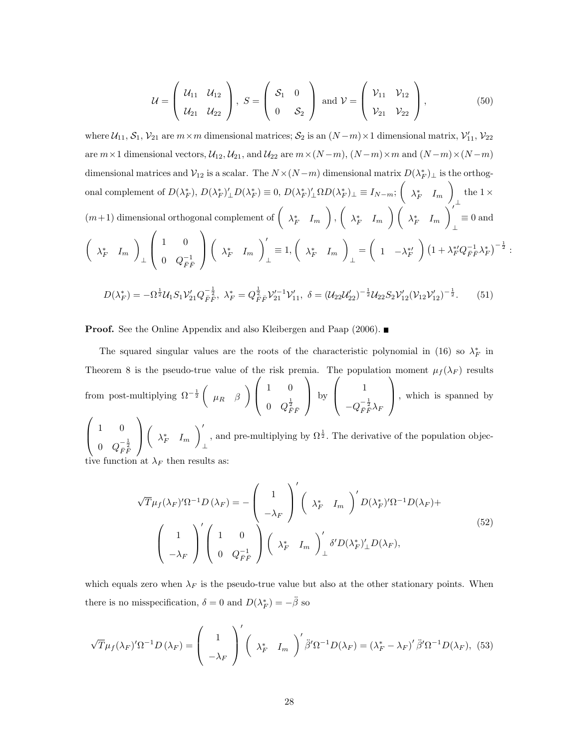$$\mathcal{U} = \begin{pmatrix} \mathcal{U}_{11} & \mathcal{U}_{12} \\ \mathcal{U}_{21} & \mathcal{U}_{22} \end{pmatrix}, \ S = \begin{pmatrix} \mathcal{S}_1 & 0 \\ 0 & \mathcal{S}_2 \end{pmatrix} \text{ and } \mathcal{V} = \begin{pmatrix} \mathcal{V}_{11} & \mathcal{V}_{12} \\ \mathcal{V}_{21} & \mathcal{V}_{22} \end{pmatrix}, \tag{50}$$

where $\mathcal{U}_{11}$, $\mathcal{S}_1$, $\mathcal{V}_{21}$ are $m \times m$ dimensional matrices; $\mathcal{S}_2$ is an $(N-m) \times 1$ dimensional matrix, $\mathcal{V}_{11}'$, $\mathcal{V}_{22}$ are $m \times 1$ dimensional vectors, $\mathcal{U}_{12}, \mathcal{U}_{21}$, and $\mathcal{U}_{22}$ are $m \times (N-m)$, $(N-m) \times m$ and $(N-m) \times (N-m)$ dimensional matrices and $\mathcal{V}_{12}$ is a scalar. The $N \times (N-m)$ dimensional matrix $D(\lambda_F^*)_\perp$ is the orthogonal complement of $D(\lambda_F^*)$, $D(\lambda_F^*)_\perp' D(\lambda_F^*) \equiv 0$, $D(\lambda_F^*)_\perp' \Omega D(\lambda_F^*)_\perp \equiv I_{N-m}$; $\begin{pmatrix} \lambda_F^* & I_m \end{pmatrix}_\perp'$ the $1 \times (m+1)$ dimensional orthogonal complement of $\begin{pmatrix} \lambda_F^* & I_m \end{pmatrix}$, $\begin{pmatrix} \lambda_F^* & I_m \end{pmatrix} \begin{pmatrix} \lambda_F^* & I_m \end{pmatrix}_\perp' \equiv 0$ and $\begin{pmatrix} \lambda_F^* & I_m \end{pmatrix}_\perp \begin{pmatrix} 1 & 0 \\ 0 & Q_{\bar{F}\bar{F}}^{-1} \end{pmatrix} \begin{pmatrix} \lambda_F^* & I_m \end{pmatrix}_\perp' \equiv 1$, $\begin{pmatrix} \lambda_F^* & I_m \end{pmatrix}_\perp = \begin{pmatrix} 1 & -\lambda_F^{*\prime} \end{pmatrix} \left(1 + \lambda_F^{*\prime} Q_{\bar{F}\bar{F}}^{-1} \lambda_F^*\right)^{-\frac{1}{2}}$ :

$$D(\lambda_F^*) = -\Omega^{\frac{1}{2}} \mathcal{U}_1 S_1 \mathcal{V}_{21}' Q_{\bar{F}\bar{F}}^{-\frac{1}{2}}, \ \lambda_F^* = Q_{\bar{F}\bar{F}}^{\frac{1}{2}} \mathcal{V}_{21}'^{-1} \mathcal{V}_{11}', \ \delta = (\mathcal{U}_{22}\mathcal{U}_{22}')^{-\frac{1}{2}} \mathcal{U}_{22} S_2 \mathcal{V}_{12}' (\mathcal{V}_{12}\mathcal{V}_{12}')^{-\frac{1}{2}}. \tag{51}$$

**Proof.** See the Online Appendix and also Kleibergen and Paap (2006). ■

The squared singular values are the roots of the characteristic polynomial in (16) so $\lambda_F^*$ in Theorem 8 is the pseudo-true value of the risk premia. The population moment $\mu_f(\lambda_F)$ results from post-multiplying $\Omega^{-\frac{1}{2}} \begin{pmatrix} \mu_R & \beta \end{pmatrix} \begin{pmatrix} 1 & 0 \\ 0 & Q_{\bar{F}\bar{F}}^{\frac{1}{2}} \end{pmatrix}$ by $\begin{pmatrix} 1 \\ -Q_{\bar{F}\bar{F}}^{-\frac{1}{2}} \lambda_F \end{pmatrix}$, which is spanned by $\begin{pmatrix} 1 & 0 \\ 0 & Q_{\bar{F}\bar{F}}^{-\frac{1}{2}} \end{pmatrix} \begin{pmatrix} \lambda_F^* & I_m \end{pmatrix}_\perp'$, and pre-multiplying by $\Omega^{\frac{1}{2}}$. The derivative of the population objective function at $\lambda_F$ then results as:

$$\begin{aligned} \sqrt{T} \mu_f(\lambda_F)' \Omega^{-1} D(\lambda_F) = &- \begin{pmatrix} 1 \\ -\lambda_F \end{pmatrix}' \begin{pmatrix} \lambda_F^* & I_m \end{pmatrix}' D(\lambda_F^*)' \Omega^{-1} D(\lambda_F) + \\ &\begin{pmatrix} 1 \\ -\lambda_F \end{pmatrix}' \begin{pmatrix} 1 & 0 \\ 0 & Q_{\bar{F}\bar{F}}^{-1} \end{pmatrix} \begin{pmatrix} \lambda_F^* & I_m \end{pmatrix}_\perp' \delta' D(\lambda_F^*)_\perp' D(\lambda_F), \end{aligned} \tag{52}$$

which equals zero when $\lambda_F$ is the pseudo-true value but also at the other stationary points. When there is no misspecification, $\delta = 0$ and $D(\lambda_F^*) = -\ddot{\beta}$ so

$$\sqrt{T} \mu_f(\lambda_F)' \Omega^{-1} D(\lambda_F) = \begin{pmatrix} 1 \\ -\lambda_F \end{pmatrix}' \begin{pmatrix} \lambda_F^* & I_m \end{pmatrix}' \ddot{\beta}' \Omega^{-1} D(\lambda_F) = (\lambda_F^* - \lambda_F)' \ddot{\beta}' \Omega^{-1} D(\lambda_F), \tag{53}$$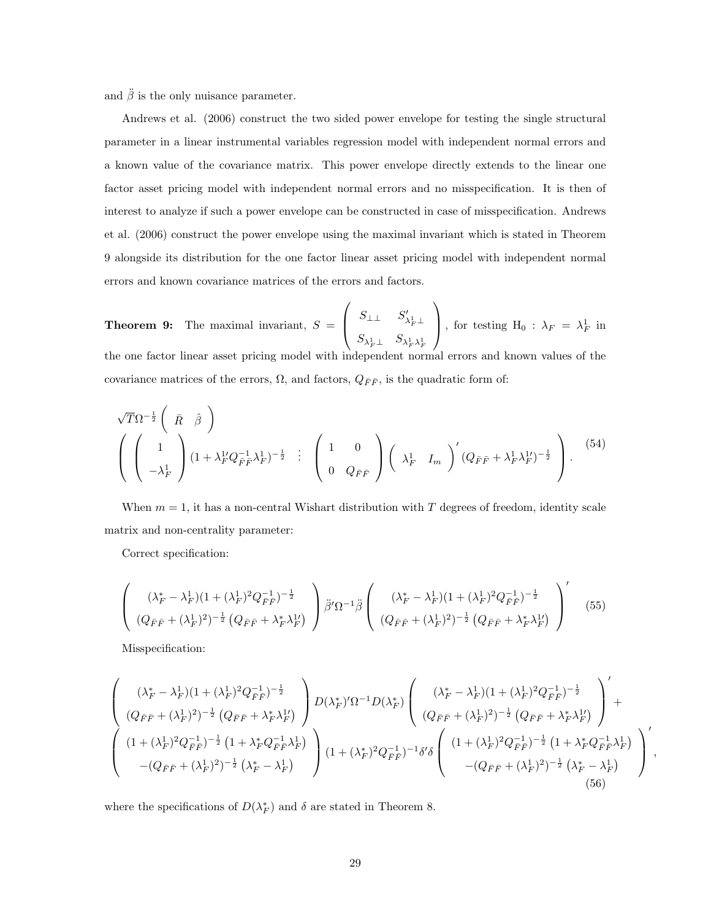and $\ddot{\beta}$ is the only nuisance parameter.

Andrews et al. (2006) construct the two sided power envelope for testing the single structural parameter in a linear instrumental variables regression model with independent normal errors and a known value of the covariance matrix. This power envelope directly extends to the linear one factor asset pricing model with independent normal errors and no misspecification. It is then of interest to analyze if such a power envelope can be constructed in case of misspecification. Andrews et al. (2006) construct the power envelope using the maximal invariant which is stated in Theorem 9 alongside its distribution for the one factor linear asset pricing model with independent normal errors and known covariance matrices of the errors and factors.

**Theorem 9:** The maximal invariant, $S = \begin{pmatrix} S_{\perp\perp} & S'_{\lambda_F^1\perp} \\ S_{\lambda_F^1\perp} & S_{\lambda_F^1\lambda_F^1} \end{pmatrix}$, for testing $\text{H}_0 : \lambda_F = \lambda_F^1$ in the one factor linear asset pricing model with independent normal errors and known values of the covariance matrices of the errors, $\Omega$, and factors, $Q_{\bar{F}\bar{F}}$, is the quadratic form of:

$$\sqrt{T}\Omega^{-\frac{1}{2}} \begin{pmatrix} \bar{R} & \hat{\beta} \end{pmatrix} \left( \begin{pmatrix} 1 \\ -\lambda_F^1 \end{pmatrix} (1 + \lambda_F^{1\prime} Q_{\bar{F}\bar{F}}^{-1} \lambda_F^1)^{-\frac{1}{2}} \;\vdots\; \begin{pmatrix} 1 & 0 \\ 0 & Q_{\bar{F}\bar{F}} \end{pmatrix} \begin{pmatrix} \lambda_F^1 & I_m \end{pmatrix}' (Q_{\bar{F}\bar{F}} + \lambda_F^1 \lambda_F^{1\prime})^{-\frac{1}{2}} \right). \tag{54}$$

When $m = 1$, it has a non-central Wishart distribution with $T$ degrees of freedom, identity scale matrix and non-centrality parameter:

Correct specification:

$$\begin{pmatrix} (\lambda_F^* - \lambda_F^1)(1 + (\lambda_F^1)^2 Q_{\bar{F}\bar{F}}^{-1})^{-\frac{1}{2}} \\ (Q_{\bar{F}\bar{F}} + (\lambda_F^1)^2)^{-\frac{1}{2}} \left( Q_{\bar{F}\bar{F}} + \lambda_F^* \lambda_F^{1\prime} \right) \end{pmatrix} \ddot{\beta}' \Omega^{-1} \ddot{\beta} \begin{pmatrix} (\lambda_F^* - \lambda_F^1)(1 + (\lambda_F^1)^2 Q_{\bar{F}\bar{F}}^{-1})^{-\frac{1}{2}} \\ (Q_{\bar{F}\bar{F}} + (\lambda_F^1)^2)^{-\frac{1}{2}} \left( Q_{\bar{F}\bar{F}} + \lambda_F^* \lambda_F^{1\prime} \right) \end{pmatrix}' \tag{55}$$

Misspecification:

$$\begin{aligned} &\begin{pmatrix} (\lambda_F^* - \lambda_F^1)(1 + (\lambda_F^1)^2 Q_{\bar{F}\bar{F}}^{-1})^{-\frac{1}{2}} \\ (Q_{\bar{F}\bar{F}} + (\lambda_F^1)^2)^{-\frac{1}{2}} \left( Q_{\bar{F}\bar{F}} + \lambda_F^* \lambda_F^{1\prime} \right) \end{pmatrix} D(\lambda_F^*)' \Omega^{-1} D(\lambda_F^*) \begin{pmatrix} (\lambda_F^* - \lambda_F^1)(1 + (\lambda_F^1)^2 Q_{\bar{F}\bar{F}}^{-1})^{-\frac{1}{2}} \\ (Q_{\bar{F}\bar{F}} + (\lambda_F^1)^2)^{-\frac{1}{2}} \left( Q_{\bar{F}\bar{F}} + \lambda_F^* \lambda_F^{1\prime} \right) \end{pmatrix}' + \\ &\begin{pmatrix} (1 + (\lambda_F^1)^2 Q_{\bar{F}\bar{F}}^{-1})^{-\frac{1}{2}} \left( 1 + \lambda_F^* Q_{\bar{F}\bar{F}}^{-1} \lambda_F^1 \right) \\ -(Q_{\bar{F}\bar{F}} + (\lambda_F^1)^2)^{-\frac{1}{2}} \left( \lambda_F^* - \lambda_F^1 \right) \end{pmatrix} (1 + (\lambda_F^*)^2 Q_{\bar{F}\bar{F}}^{-1})^{-1} \delta' \delta \begin{pmatrix} (1 + (\lambda_F^1)^2 Q_{\bar{F}\bar{F}}^{-1})^{-\frac{1}{2}} \left( 1 + \lambda_F^* Q_{\bar{F}\bar{F}}^{-1} \lambda_F^1 \right) \\ -(Q_{\bar{F}\bar{F}} + (\lambda_F^1)^2)^{-\frac{1}{2}} \left( \lambda_F^* - \lambda_F^1 \right) \end{pmatrix}', \end{aligned} \tag{56}$$

where the specifications of $D(\lambda_F^*)$ and $\delta$ are stated in Theorem 8.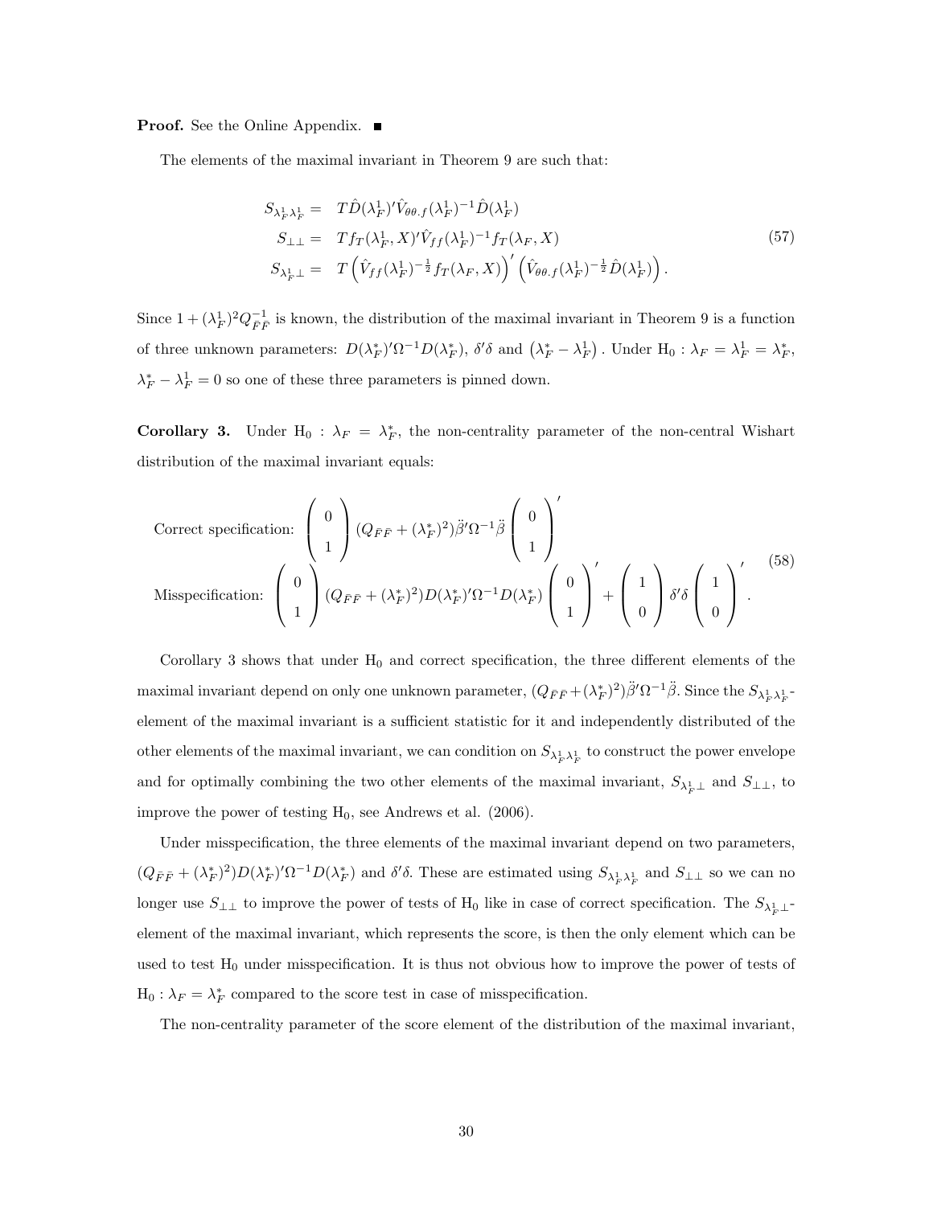**Proof.** See the Online Appendix. ■

The elements of the maximal invariant in Theorem 9 are such that:

$$
\begin{aligned}
S_{\lambda_F^1 \lambda_F^1} &= T\hat{D}(\lambda_F^1)'\hat{V}_{\theta\theta.f}(\lambda_F^1)^{-1}\hat{D}(\lambda_F^1) \\
S_{\perp\perp} &= Tf_T(\lambda_F^1, X)'\hat{V}_{ff}(\lambda_F^1)^{-1}f_T(\lambda_F, X) \\
S_{\lambda_F^1 \perp} &= T\left(\hat{V}_{ff}(\lambda_F^1)^{-\frac{1}{2}}f_T(\lambda_F, X)\right)'\left(\hat{V}_{\theta\theta.f}(\lambda_F^1)^{-\frac{1}{2}}\hat{D}(\lambda_F^1)\right).
\end{aligned}
\tag{57}
$$

Since $1+(\lambda_F^1)^2 Q_{\bar{F}\bar{F}}^{-1}$ is known, the distribution of the maximal invariant in Theorem 9 is a function of three unknown parameters: $D(\lambda_F^*)'\Omega^{-1}D(\lambda_F^*)$, $\delta'\delta$ and $\left(\lambda_F^* - \lambda_F^1\right)$. Under $\mathrm{H}_0 : \lambda_F = \lambda_F^1 = \lambda_F^*$, $\lambda_F^* - \lambda_F^1 = 0$ so one of these three parameters is pinned down.

**Corollary 3.** Under $\mathrm{H}_0 : \lambda_F = \lambda_F^*$, the non-centrality parameter of the non-central Wishart distribution of the maximal invariant equals:

$$
\begin{array}{ll}
\text{Correct specification:} & \begin{pmatrix} 0 \\ 1 \end{pmatrix} (Q_{\bar{F}\bar{F}} + (\lambda_F^*)^2)\ddot{\beta}'\Omega^{-1}\ddot{\beta} \begin{pmatrix} 0 \\ 1 \end{pmatrix}' \\
\text{Misspecification:} & \begin{pmatrix} 0 \\ 1 \end{pmatrix} (Q_{\bar{F}\bar{F}} + (\lambda_F^*)^2)D(\lambda_F^*)'\Omega^{-1}D(\lambda_F^*) \begin{pmatrix} 0 \\ 1 \end{pmatrix}' + \begin{pmatrix} 1 \\ 0 \end{pmatrix} \delta'\delta \begin{pmatrix} 1 \\ 0 \end{pmatrix}'.
\end{array}
\tag{58}
$$

Corollary 3 shows that under $\mathrm{H}_0$ and correct specification, the three different elements of the maximal invariant depend on only one unknown parameter, $(Q_{\bar{F}\bar{F}} + (\lambda_F^*)^2)\ddot{\beta}'\Omega^{-1}\ddot{\beta}$. Since the $S_{\lambda_F^1 \lambda_F^1}$-element of the maximal invariant is a sufficient statistic for it and independently distributed of the other elements of the maximal invariant, we can condition on $S_{\lambda_F^1 \lambda_F^1}$ to construct the power envelope and for optimally combining the two other elements of the maximal invariant, $S_{\lambda_F^1 \perp}$ and $S_{\perp\perp}$, to improve the power of testing $\mathrm{H}_0$, see Andrews et al. (2006).

Under misspecification, the three elements of the maximal invariant depend on two parameters, $(Q_{\bar{F}\bar{F}} + (\lambda_F^*)^2)D(\lambda_F^*)'\Omega^{-1}D(\lambda_F^*)$ and $\delta'\delta$. These are estimated using $S_{\lambda_F^1 \lambda_F^1}$ and $S_{\perp\perp}$ so we can no longer use $S_{\perp\perp}$ to improve the power of tests of $\mathrm{H}_0$ like in case of correct specification. The $S_{\lambda_F^1 \perp}$-element of the maximal invariant, which represents the score, is then the only element which can be used to test $\mathrm{H}_0$ under misspecification. It is thus not obvious how to improve the power of tests of $\mathrm{H}_0 : \lambda_F = \lambda_F^*$ compared to the score test in case of misspecification.

The non-centrality parameter of the score element of the distribution of the maximal invariant,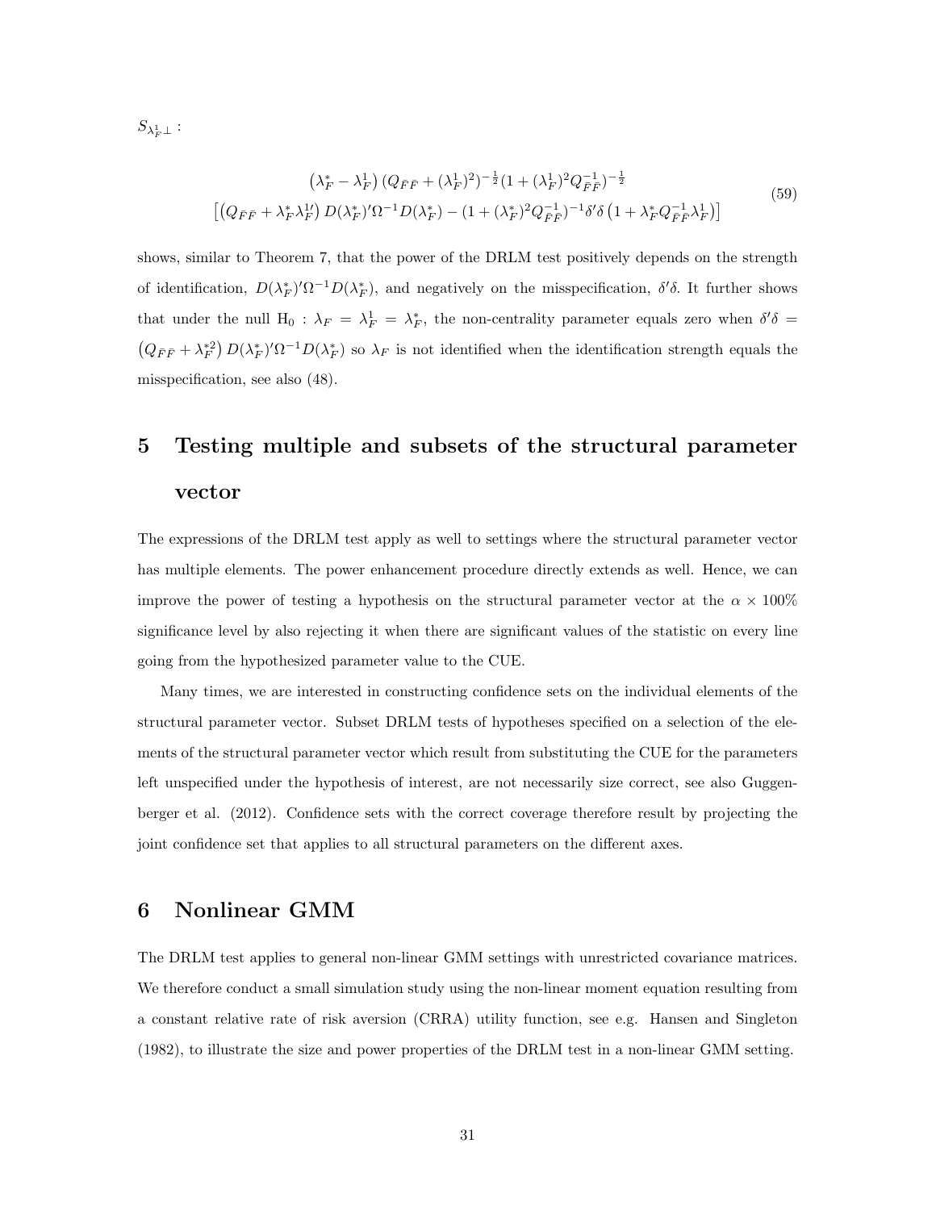$S_{\lambda_F^1 \perp}$ :

$$
\begin{array}{c}
\left(\lambda_F^* - \lambda_F^1\right) (Q_{\bar{F}\bar{F}} + (\lambda_F^1)^2)^{-\frac{1}{2}} (1 + (\lambda_F^1)^2 Q_{\bar{F}\bar{F}}^{-1})^{-\frac{1}{2}} \\
\left[\left(Q_{\bar{F}\bar{F}} + \lambda_F^* \lambda_F^{1\prime}\right) D(\lambda_F^*)' \Omega^{-1} D(\lambda_F^*) - (1 + (\lambda_F^*)^2 Q_{\bar{F}\bar{F}}^{-1})^{-1} \delta' \delta \left(1 + \lambda_F^* Q_{\bar{F}\bar{F}}^{-1} \lambda_F^1\right)\right]
\end{array}
\tag{59}
$$

shows, similar to Theorem 7, that the power of the DRLM test positively depends on the strength of identification, $D(\lambda_F^*)'\Omega^{-1}D(\lambda_F^*)$, and negatively on the misspecification, $\delta'\delta$. It further shows that under the null $\text{H}_0 : \lambda_F = \lambda_F^1 = \lambda_F^*$, the non-centrality parameter equals zero when $\delta'\delta = \left(Q_{\bar{F}\bar{F}} + \lambda_F^{*2}\right) D(\lambda_F^*)'\Omega^{-1}D(\lambda_F^*)$ so $\lambda_F$ is not identified when the identification strength equals the misspecification, see also (48).

# 5 Testing multiple and subsets of the structural parameter vector

The expressions of the DRLM test apply as well to settings where the structural parameter vector has multiple elements. The power enhancement procedure directly extends as well. Hence, we can improve the power of testing a hypothesis on the structural parameter vector at the $\alpha \times 100\%$ significance level by also rejecting it when there are significant values of the statistic on every line going from the hypothesized parameter value to the CUE.

Many times, we are interested in constructing confidence sets on the individual elements of the structural parameter vector. Subset DRLM tests of hypotheses specified on a selection of the elements of the structural parameter vector which result from substituting the CUE for the parameters left unspecified under the hypothesis of interest, are not necessarily size correct, see also Guggenberger et al. (2012). Confidence sets with the correct coverage therefore result by projecting the joint confidence set that applies to all structural parameters on the different axes.

# 6 Nonlinear GMM

The DRLM test applies to general non-linear GMM settings with unrestricted covariance matrices. We therefore conduct a small simulation study using the non-linear moment equation resulting from a constant relative rate of risk aversion (CRRA) utility function, see e.g. Hansen and Singleton (1982), to illustrate the size and power properties of the DRLM test in a non-linear GMM setting.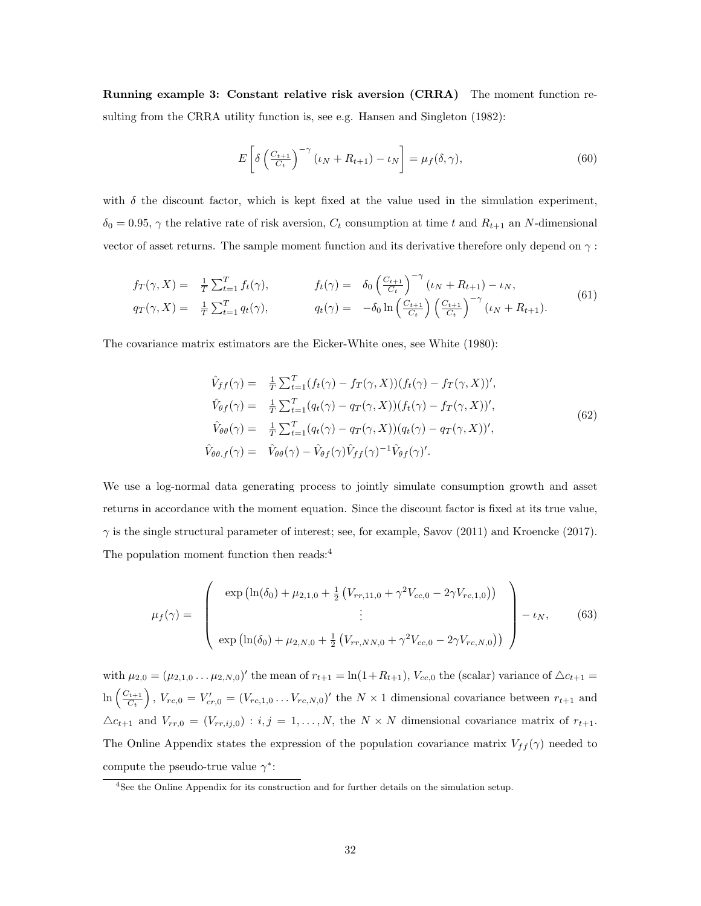**Running example 3: Constant relative risk aversion (CRRA)** The moment function resulting from the CRRA utility function is, see e.g. Hansen and Singleton (1982):

$$E\left[\delta\left(\tfrac{C_{t+1}}{C_t}\right)^{-\gamma}(\iota_N + R_{t+1}) - \iota_N\right] = \mu_f(\delta, \gamma), \tag{60}$$

with $\delta$ the discount factor, which is kept fixed at the value used in the simulation experiment, $\delta_0 = 0.95$, $\gamma$ the relative rate of risk aversion, $C_t$ consumption at time $t$ and $R_{t+1}$ an $N$-dimensional vector of asset returns. The sample moment function and its derivative therefore only depend on $\gamma$ :

$$\begin{array}{llll} f_T(\gamma, X) = & \frac{1}{T}\sum_{t=1}^T f_t(\gamma), & f_t(\gamma) = & \delta_0\left(\frac{C_{t+1}}{C_t}\right)^{-\gamma}(\iota_N + R_{t+1}) - \iota_N, \\ q_T(\gamma, X) = & \frac{1}{T}\sum_{t=1}^T q_t(\gamma), & q_t(\gamma) = & -\delta_0 \ln\left(\frac{C_{t+1}}{C_t}\right)\left(\frac{C_{t+1}}{C_t}\right)^{-\gamma}(\iota_N + R_{t+1}). \end{array} \tag{61}$$

The covariance matrix estimators are the Eicker-White ones, see White (1980):

$$\begin{array}{rl} \hat{V}_{ff}(\gamma) = & \frac{1}{T}\sum_{t=1}^T (f_t(\gamma) - f_T(\gamma, X))(f_t(\gamma) - f_T(\gamma, X))', \\ \hat{V}_{\theta f}(\gamma) = & \frac{1}{T}\sum_{t=1}^T (q_t(\gamma) - q_T(\gamma, X))(f_t(\gamma) - f_T(\gamma, X))', \\ \hat{V}_{\theta\theta}(\gamma) = & \frac{1}{T}\sum_{t=1}^T (q_t(\gamma) - q_T(\gamma, X))(q_t(\gamma) - q_T(\gamma, X))', \\ \hat{V}_{\theta\theta.f}(\gamma) = & \hat{V}_{\theta\theta}(\gamma) - \hat{V}_{\theta f}(\gamma)\hat{V}_{ff}(\gamma)^{-1}\hat{V}_{\theta f}(\gamma)'. \end{array} \tag{62}$$

We use a log-normal data generating process to jointly simulate consumption growth and asset returns in accordance with the moment equation. Since the discount factor is fixed at its true value, $\gamma$ is the single structural parameter of interest; see, for example, Savov (2011) and Kroencke (2017). The population moment function then reads:[4]

$$\mu_f(\gamma) = \left(\begin{array}{c} \exp\left(\ln(\delta_0) + \mu_{2,1,0} + \frac{1}{2}\left(V_{rr,11,0} + \gamma^2 V_{cc,0} - 2\gamma V_{rc,1,0}\right)\right) \\ \vdots \\ \exp\left(\ln(\delta_0) + \mu_{2,N,0} + \frac{1}{2}\left(V_{rr,NN,0} + \gamma^2 V_{cc,0} - 2\gamma V_{rc,N,0}\right)\right) \end{array}\right) - \iota_N, \tag{63}$$

with $\mu_{2,0} = (\mu_{2,1,0} \ldots \mu_{2,N,0})'$ the mean of $r_{t+1} = \ln(1+R_{t+1})$, $V_{cc,0}$ the (scalar) variance of $\triangle c_{t+1} = \ln\left(\frac{C_{t+1}}{C_t}\right)$, $V_{rc,0} = V_{cr,0}' = (V_{rc,1,0} \ldots V_{rc,N,0})'$ the $N \times 1$ dimensional covariance between $r_{t+1}$ and $\triangle c_{t+1}$ and $V_{rr,0} = (V_{rr,ij,0}) : i, j = 1, \ldots, N$, the $N \times N$ dimensional covariance matrix of $r_{t+1}$. The Online Appendix states the expression of the population covariance matrix $V_{ff}(\gamma)$ needed to compute the pseudo-true value $\gamma^*$:

[4] See the Online Appendix for its construction and for further details on the simulation setup.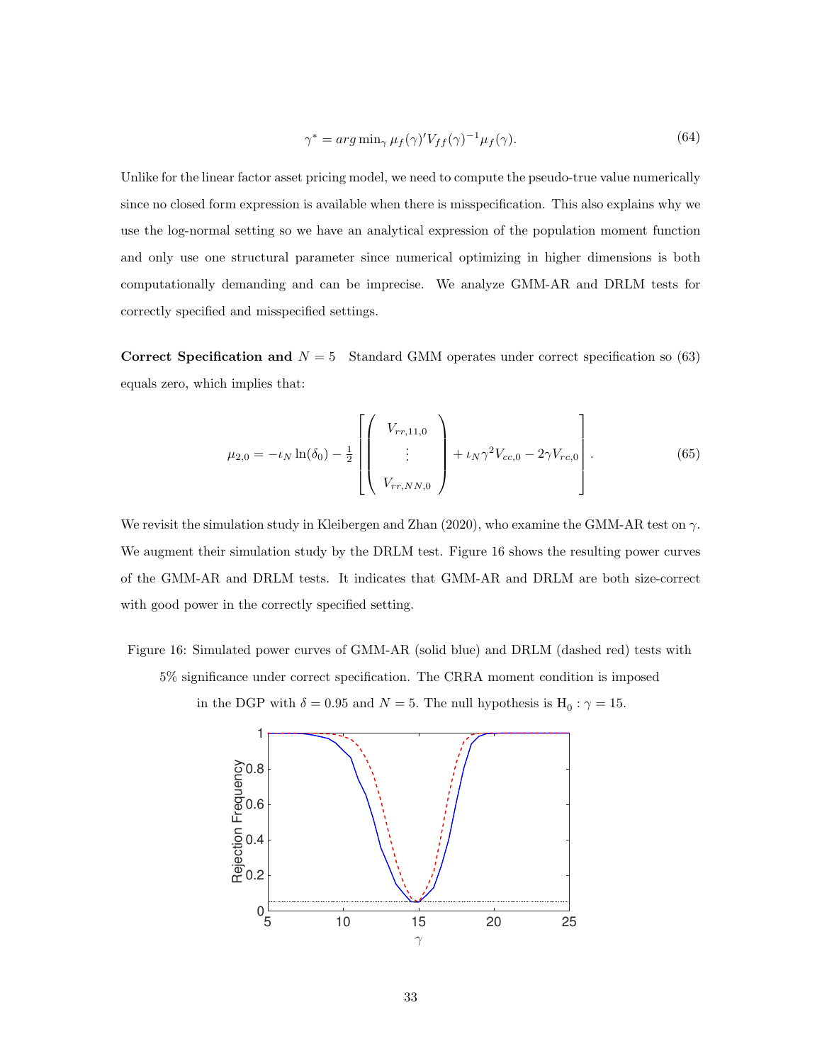$$\gamma^* = arg\min_\gamma \mu_f(\gamma)' V_{ff}(\gamma)^{-1} \mu_f(\gamma). \tag{64}$$

Unlike for the linear factor asset pricing model, we need to compute the pseudo-true value numerically since no closed form expression is available when there is misspecification. This also explains why we use the log-normal setting so we have an analytical expression of the population moment function and only use one structural parameter since numerical optimizing in higher dimensions is both computationally demanding and can be imprecise. We analyze GMM-AR and DRLM tests for correctly specified and misspecified settings.

**Correct Specification and $N = 5$** Standard GMM operates under correct specification so (63) equals zero, which implies that:

$$\mu_{2,0} = -\iota_N \ln(\delta_0) - \frac{1}{2}\left[\begin{pmatrix} V_{rr,11,0} \\ \vdots \\ V_{rr,NN,0} \end{pmatrix} + \iota_N \gamma^2 V_{cc,0} - 2\gamma V_{rc,0}\right]. \tag{65}$$

We revisit the simulation study in Kleibergen and Zhan (2020), who examine the GMM-AR test on $\gamma$. We augment their simulation study by the DRLM test. Figure 16 shows the resulting power curves of the GMM-AR and DRLM tests. It indicates that GMM-AR and DRLM are both size-correct with good power in the correctly specified setting.

Figure 16: Simulated power curves of GMM-AR (solid blue) and DRLM (dashed red) tests with 5% significance under correct specification. The CRRA moment condition is imposed in the DGP with $\delta = 0.95$ and $N = 5$. The null hypothesis is $\text{H}_0 : \gamma = 15$.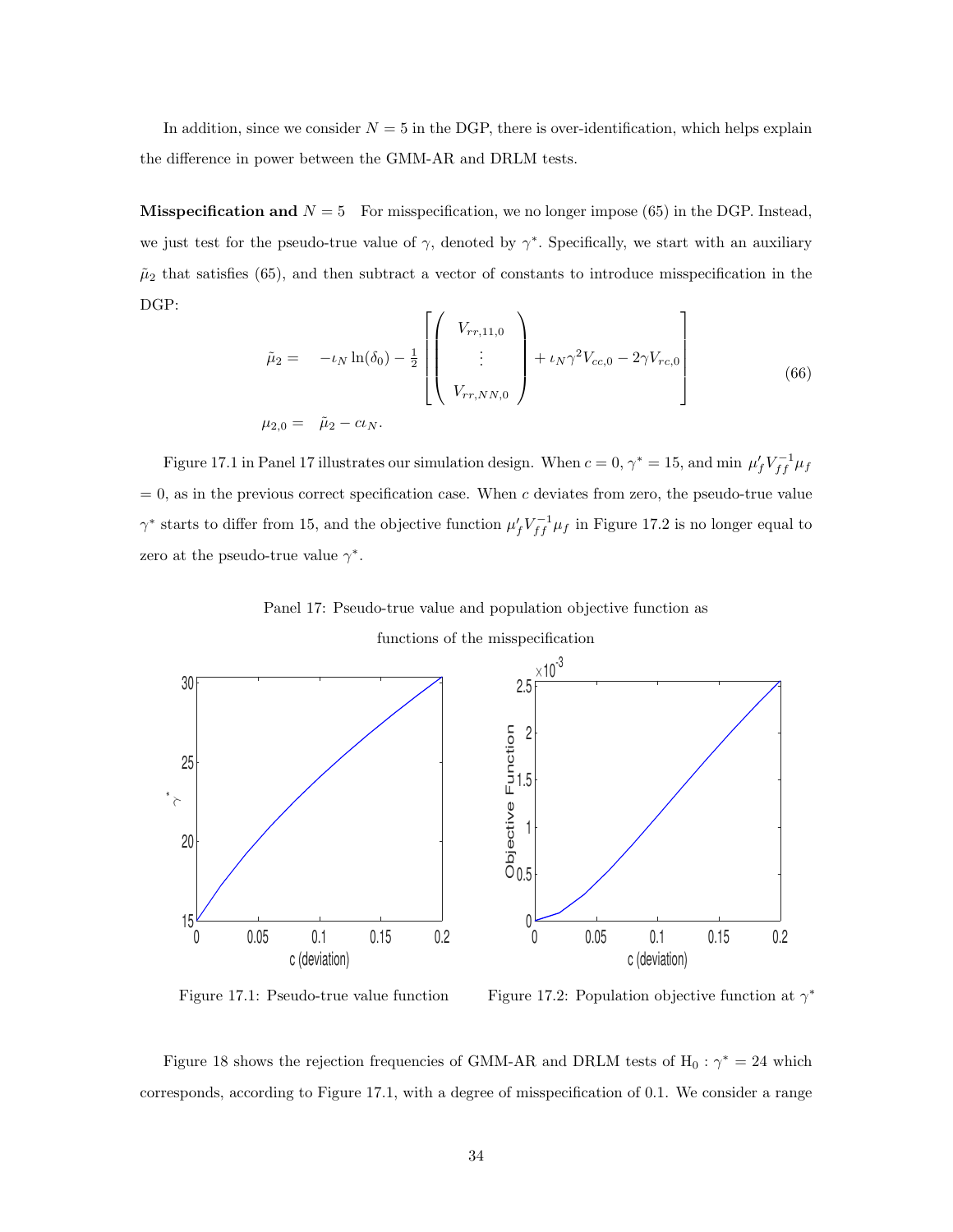In addition, since we consider $N = 5$ in the DGP, there is over-identification, which helps explain the difference in power between the GMM-AR and DRLM tests.

**Misspecification and $N = 5$** For misspecification, we no longer impose (65) in the DGP. Instead, we just test for the pseudo-true value of $\gamma$, denoted by $\gamma^*$. Specifically, we start with an auxiliary $\tilde{\mu}_2$ that satisfies (65), and then subtract a vector of constants to introduce misspecification in the DGP:

$$
\begin{aligned}
\tilde{\mu}_2 = & \quad -\iota_N \ln(\delta_0) - \tfrac{1}{2}\left[\begin{pmatrix} V_{rr,11,0} \\ \vdots \\ V_{rr,NN,0} \end{pmatrix} + \iota_N \gamma^2 V_{cc,0} - 2\gamma V_{rc,0}\right] \\
\mu_{2,0} = & \quad \tilde{\mu}_2 - c\iota_N.
\end{aligned}
\tag{66}
$$

Figure 17.1 in Panel 17 illustrates our simulation design. When $c = 0$, $\gamma^* = 15$, and min $\mu_f' V_{ff}^{-1} \mu_f = 0$, as in the previous correct specification case. When $c$ deviates from zero, the pseudo-true value $\gamma^*$ starts to differ from 15, and the objective function $\mu_f' V_{ff}^{-1} \mu_f$ in Figure 17.2 is no longer equal to zero at the pseudo-true value $\gamma^*$.

Panel 17: Pseudo-true value and population objective function as functions of the misspecification

Figure 17.1: Pseudo-true value function

Figure 17.2: Population objective function at $\gamma^*$

Figure 18 shows the rejection frequencies of GMM-AR and DRLM tests of $\text{H}_0 : \gamma^* = 24$ which corresponds, according to Figure 17.1, with a degree of misspecification of 0.1. We consider a range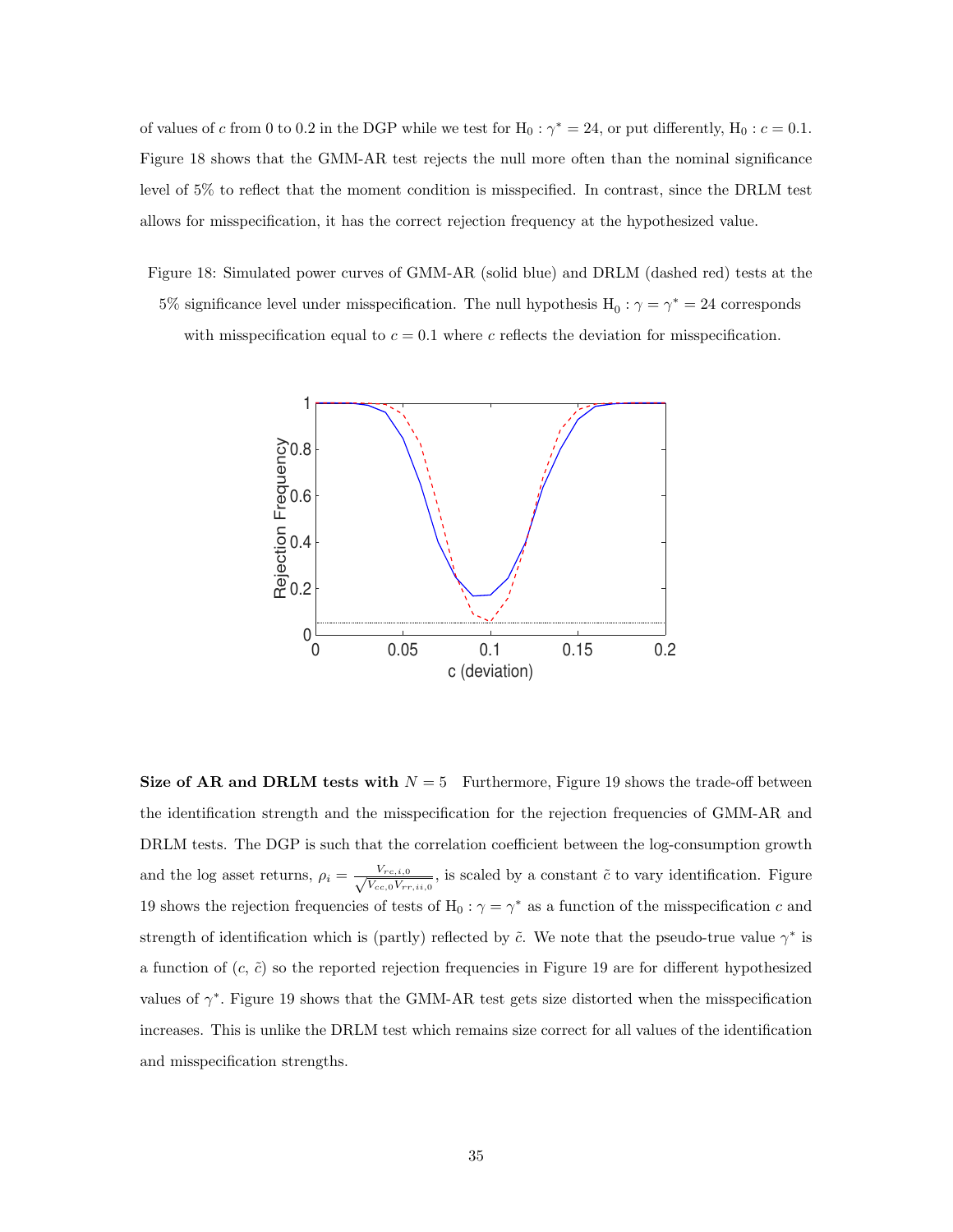of values of $c$ from 0 to 0.2 in the DGP while we test for $\text{H}_0 : \gamma^* = 24$, or put differently, $\text{H}_0 : c = 0.1$. Figure 18 shows that the GMM-AR test rejects the null more often than the nominal significance level of 5% to reflect that the moment condition is misspecified. In contrast, since the DRLM test allows for misspecification, it has the correct rejection frequency at the hypothesized value.

Figure 18: Simulated power curves of GMM-AR (solid blue) and DRLM (dashed red) tests at the 5% significance level under misspecification. The null hypothesis $\text{H}_0 : \gamma = \gamma^* = 24$ corresponds with misspecification equal to $c = 0.1$ where $c$ reflects the deviation for misspecification.

**Size of AR and DRLM tests with $N = 5$** Furthermore, Figure 19 shows the trade-off between the identification strength and the misspecification for the rejection frequencies of GMM-AR and DRLM tests. The DGP is such that the correlation coefficient between the log-consumption growth and the log asset returns, $\rho_i = \frac{V_{rc,i,0}}{\sqrt{V_{cc,0}V_{rr,ii,0}}}$, is scaled by a constant $\tilde{c}$ to vary identification. Figure 19 shows the rejection frequencies of tests of $\text{H}_0 : \gamma = \gamma^*$ as a function of the misspecification $c$ and strength of identification which is (partly) reflected by $\tilde{c}$. We note that the pseudo-true value $\gamma^*$ is a function of $(c, \tilde{c})$ so the reported rejection frequencies in Figure 19 are for different hypothesized values of $\gamma^*$. Figure 19 shows that the GMM-AR test gets size distorted when the misspecification increases. This is unlike the DRLM test which remains size correct for all values of the identification and misspecification strengths.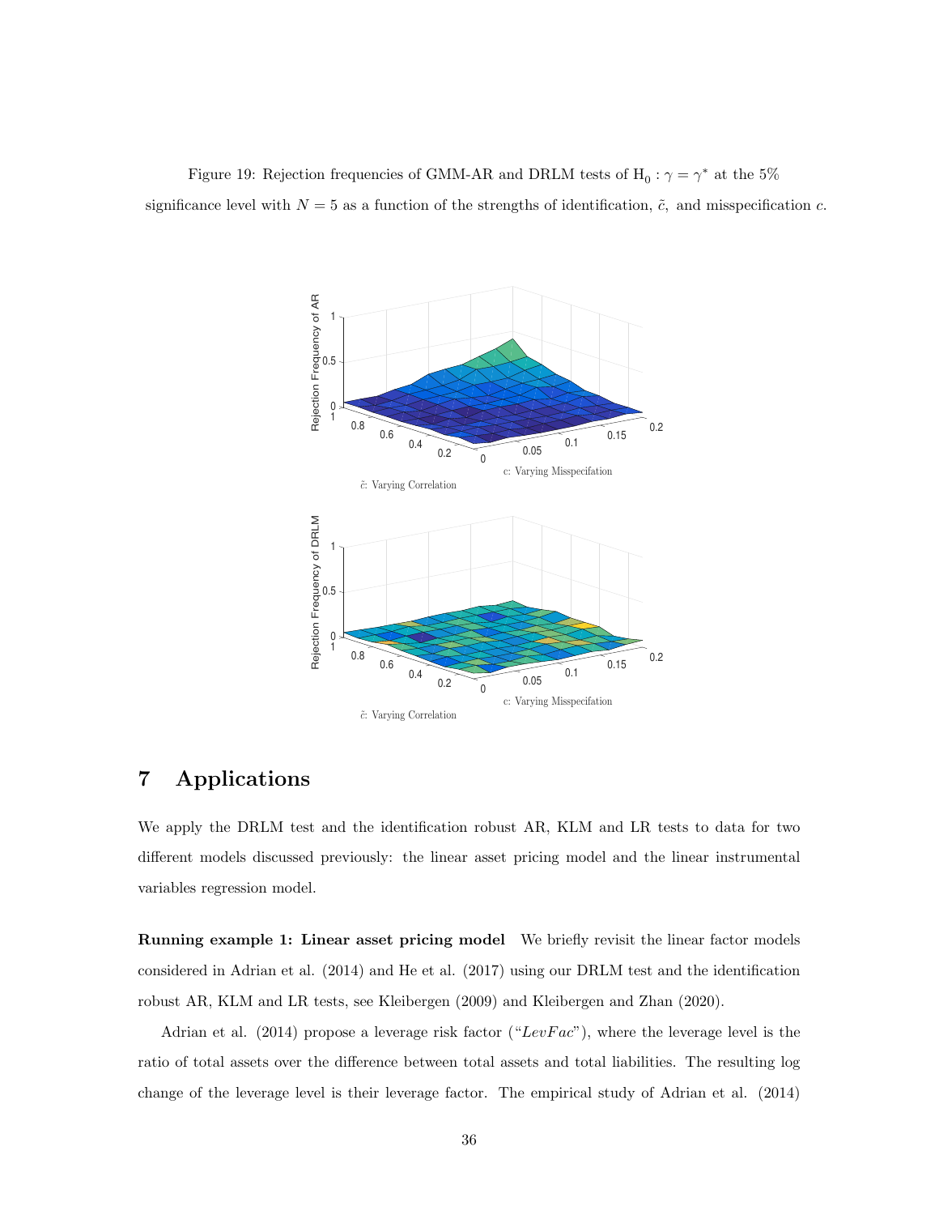Figure 19: Rejection frequencies of GMM-AR and DRLM tests of $\mathrm{H}_0 : \gamma = \gamma^*$ at the 5% significance level with $N = 5$ as a function of the strengths of identification, $\tilde{c}$, and misspecification $c$.

# 7 Applications

We apply the DRLM test and the identification robust AR, KLM and LR tests to data for two different models discussed previously: the linear asset pricing model and the linear instrumental variables regression model.

**Running example 1: Linear asset pricing model** We briefly revisit the linear factor models considered in Adrian et al. (2014) and He et al. (2017) using our DRLM test and the identification robust AR, KLM and LR tests, see Kleibergen (2009) and Kleibergen and Zhan (2020).

Adrian et al. (2014) propose a leverage risk factor ("*LevFac*"), where the leverage level is the ratio of total assets over the difference between total assets and total liabilities. The resulting log change of the leverage level is their leverage factor. The empirical study of Adrian et al. (2014)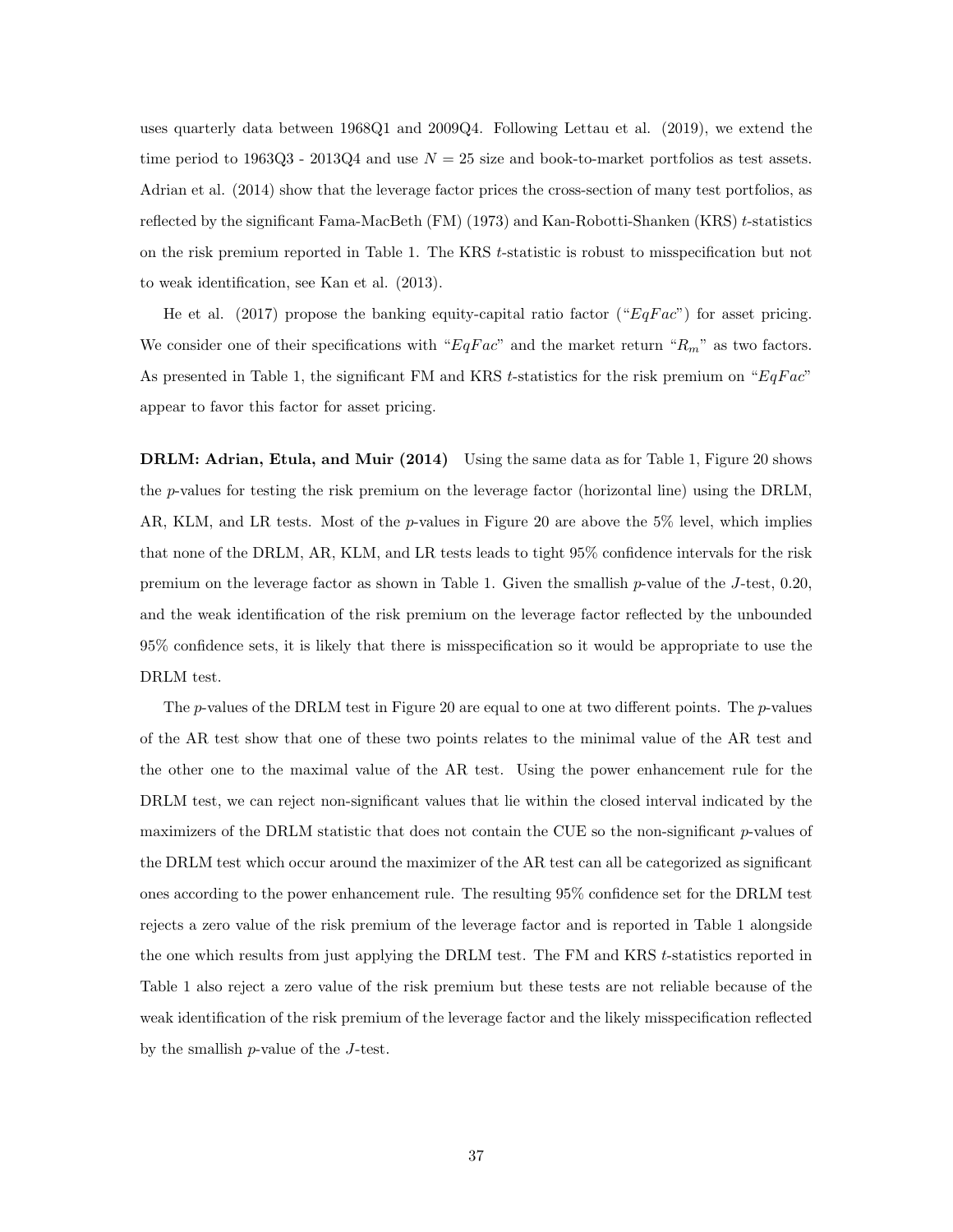uses quarterly data between 1968Q1 and 2009Q4. Following Lettau et al. (2019), we extend the time period to 1963Q3 - 2013Q4 and use $N = 25$ size and book-to-market portfolios as test assets. Adrian et al. (2014) show that the leverage factor prices the cross-section of many test portfolios, as reflected by the significant Fama-MacBeth (FM) (1973) and Kan-Robotti-Shanken (KRS) $t$-statistics on the risk premium reported in Table 1. The KRS $t$-statistic is robust to misspecification but not to weak identification, see Kan et al. (2013).

He et al. (2017) propose the banking equity-capital ratio factor ("$EqFac$") for asset pricing. We consider one of their specifications with "$EqFac$" and the market return "$R_m$" as two factors. As presented in Table 1, the significant FM and KRS $t$-statistics for the risk premium on "$EqFac$" appear to favor this factor for asset pricing.

**DRLM: Adrian, Etula, and Muir (2014)** Using the same data as for Table 1, Figure 20 shows the $p$-values for testing the risk premium on the leverage factor (horizontal line) using the DRLM, AR, KLM, and LR tests. Most of the $p$-values in Figure 20 are above the 5% level, which implies that none of the DRLM, AR, KLM, and LR tests leads to tight 95% confidence intervals for the risk premium on the leverage factor as shown in Table 1. Given the smallish $p$-value of the $J$-test, 0.20, and the weak identification of the risk premium on the leverage factor reflected by the unbounded 95% confidence sets, it is likely that there is misspecification so it would be appropriate to use the DRLM test.

The $p$-values of the DRLM test in Figure 20 are equal to one at two different points. The $p$-values of the AR test show that one of these two points relates to the minimal value of the AR test and the other one to the maximal value of the AR test. Using the power enhancement rule for the DRLM test, we can reject non-significant values that lie within the closed interval indicated by the maximizers of the DRLM statistic that does not contain the CUE so the non-significant $p$-values of the DRLM test which occur around the maximizer of the AR test can all be categorized as significant ones according to the power enhancement rule. The resulting 95% confidence set for the DRLM test rejects a zero value of the risk premium of the leverage factor and is reported in Table 1 alongside the one which results from just applying the DRLM test. The FM and KRS $t$-statistics reported in Table 1 also reject a zero value of the risk premium but these tests are not reliable because of the weak identification of the risk premium of the leverage factor and the likely misspecification reflected by the smallish $p$-value of the $J$-test.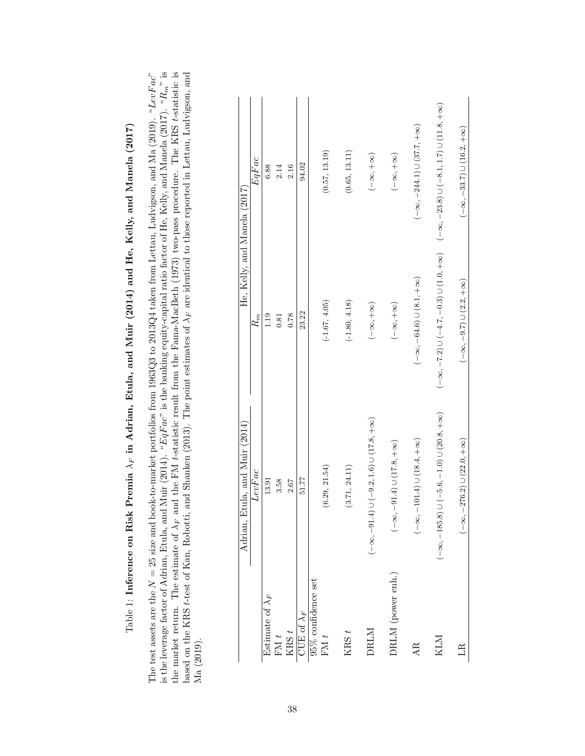Table 1: **Inference on Risk Premia $\lambda_F$ in Adrian, Etula, and Muir (2014) and He, Kelly, and Manela (2017)**

The test assets are the $N = 25$ size and book-to-market portfolios from 1963Q3 to 2013Q4 taken from Lettau, Ludvigson, and Ma (2019). "$LevFac$" is the leverage factor of Adrian, Etula, and Muir (2014). "$EqFac$" is the banking equity-capital ratio factor of He, Kelly, and Manela (2017). "$R_m$" is the market return. The estimate of $\lambda_F$ and the FM $t$-statistic result from the Fama-MacBeth (1973) two-pass procedure. The KRS $t$-statistic is based on the KRS $t$-test of Kan, Robotti, and Shanken (2013). The point estimates of $\lambda_F$ are identical to those reported in Lettau, Ludvigson, and Ma (2019).

| | Adrian, Etula, and Muir (2014) | He, Kelly, and Manela (2017) | |
|---|---|---|---|
| | $LevFac$ | $R_m$ | $EqFac$ |
| Estimate of $\lambda_F$ | 13.91 | 1.19 | 6.88 |
| FM $t$ | 3.58 | 0.81 | 2.14 |
| KRS $t$ | 2.67 | 0.78 | 2.16 |
| CUE of $\lambda_F$ | 51.77 | 23.22 | 94.02 |
| 95% confidence set | | | |
| FM $t$ | (6.29, 21.54) | (-1.67, 4.05) | (0.57, 13.19) |
| KRS $t$ | (3.71, 24.11) | (-1.80, 4.18) | (0.65, 13.11) |
| DRLM | $(-\infty, -91.4) \cup (-9.2, 1.6) \cup (17.8, +\infty)$ | $(-\infty, +\infty)$ | $(-\infty, +\infty)$ |
| DRLM (power enh.) | $(-\infty, -91.4) \cup (17.8, +\infty)$ | $(-\infty, +\infty)$ | $(-\infty, +\infty)$ |
| AR | $(-\infty, -101.4) \cup (18.4, +\infty)$ | $(-\infty, -64.6) \cup (8.1, +\infty)$ | $(-\infty, -244.1) \cup (37.7, +\infty)$ |
| KLM | $(-\infty, -185.8) \cup (-5.6, -1.0) \cup (20.8, +\infty)$ | $(-\infty, -7.2) \cup (-4.7, -0.3) \cup (1.0, +\infty)$ | $(-\infty, -23.8) \cup (-8.1, 1.7) \cup (11.8, +\infty)$ |
| LR | $(-\infty, -276.2) \cup (22.0, +\infty)$ | $(-\infty, -9.7) \cup (2.2, +\infty)$ | $(-\infty, -33.7) \cup (16.2, +\infty)$ |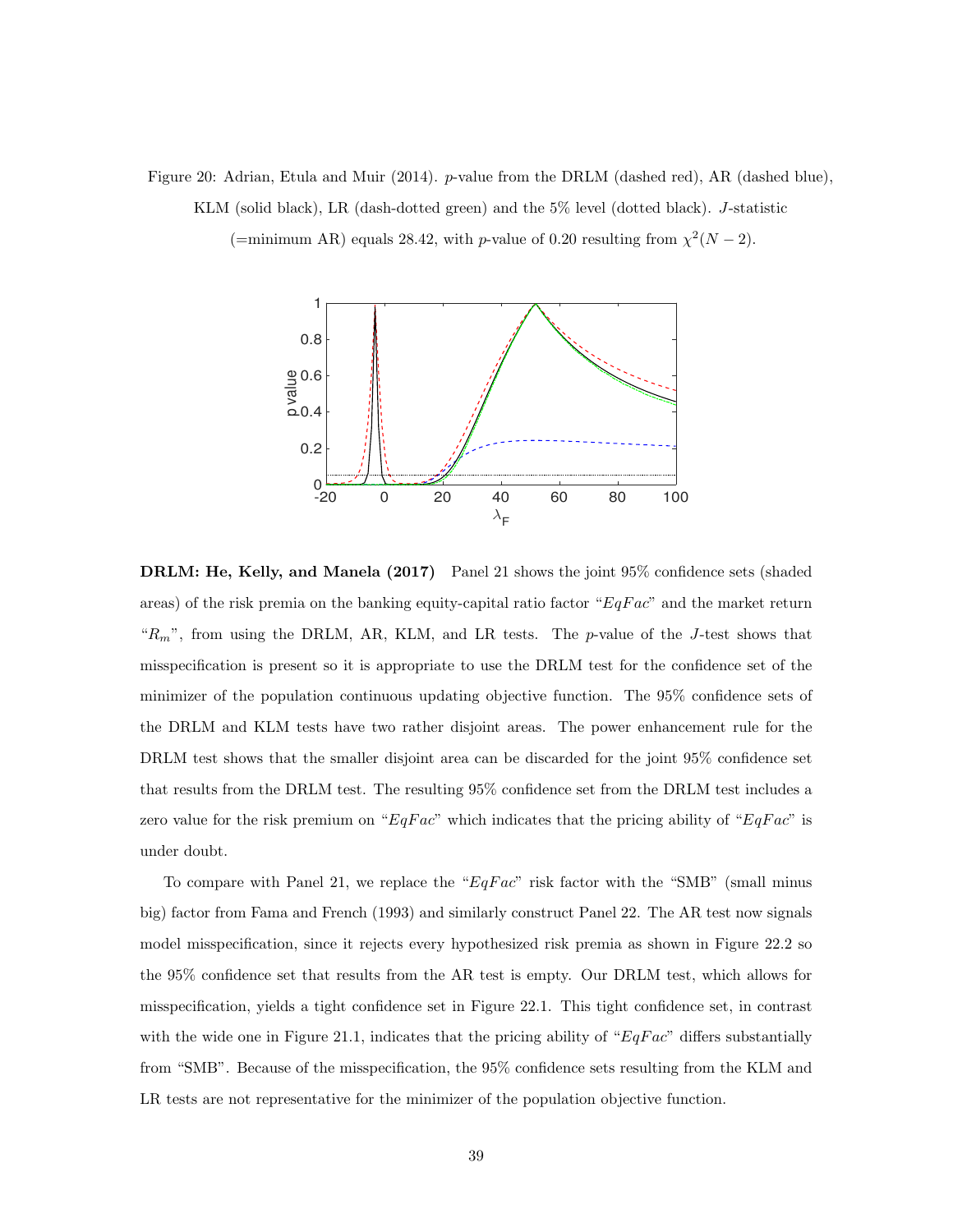Figure 20: Adrian, Etula and Muir (2014). $p$-value from the DRLM (dashed red), AR (dashed blue), KLM (solid black), LR (dash-dotted green) and the 5% level (dotted black). $J$-statistic (=minimum AR) equals 28.42, with $p$-value of 0.20 resulting from $\chi^2(N-2)$.

**DRLM: He, Kelly, and Manela (2017)** Panel 21 shows the joint 95% confidence sets (shaded areas) of the risk premia on the banking equity-capital ratio factor "$EqFac$" and the market return "$R_m$", from using the DRLM, AR, KLM, and LR tests. The $p$-value of the $J$-test shows that misspecification is present so it is appropriate to use the DRLM test for the confidence set of the minimizer of the population continuous updating objective function. The 95% confidence sets of the DRLM and KLM tests have two rather disjoint areas. The power enhancement rule for the DRLM test shows that the smaller disjoint area can be discarded for the joint 95% confidence set that results from the DRLM test. The resulting 95% confidence set from the DRLM test includes a zero value for the risk premium on "$EqFac$" which indicates that the pricing ability of "$EqFac$" is under doubt.

To compare with Panel 21, we replace the "$EqFac$" risk factor with the "SMB" (small minus big) factor from Fama and French (1993) and similarly construct Panel 22. The AR test now signals model misspecification, since it rejects every hypothesized risk premia as shown in Figure 22.2 so the 95% confidence set that results from the AR test is empty. Our DRLM test, which allows for misspecification, yields a tight confidence set in Figure 22.1. This tight confidence set, in contrast with the wide one in Figure 21.1, indicates that the pricing ability of "$EqFac$" differs substantially from "SMB". Because of the misspecification, the 95% confidence sets resulting from the KLM and LR tests are not representative for the minimizer of the population objective function.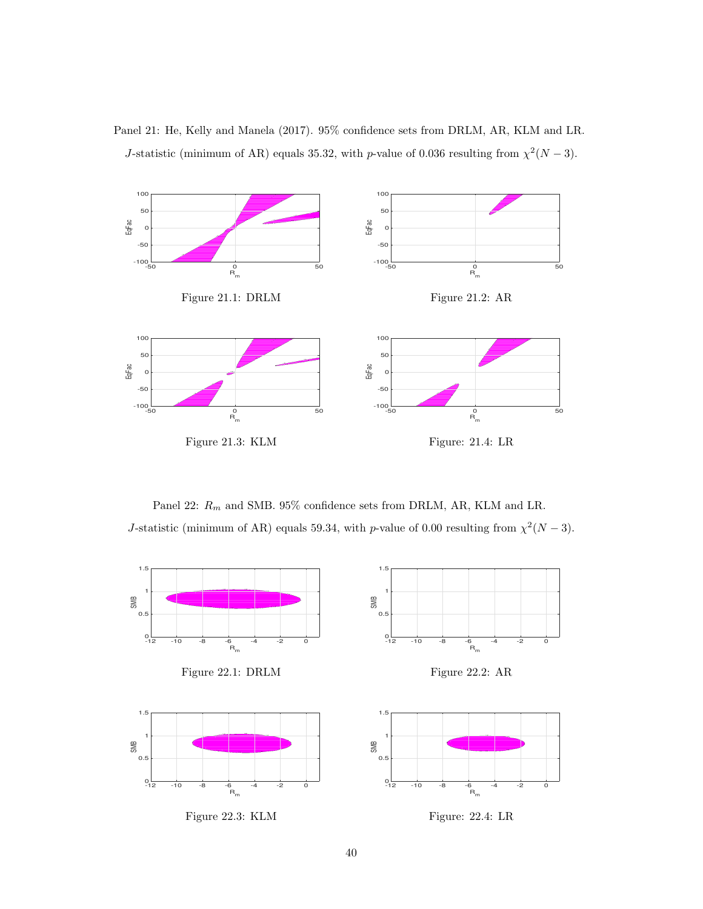Panel 21: He, Kelly and Manela (2017). 95% confidence sets from DRLM, AR, KLM and LR. $J$-statistic (minimum of AR) equals 35.32, with $p$-value of 0.036 resulting from $\chi^2(N-3)$.

Figure 21.1: DRLM

Figure 21.2: AR

Figure 21.3: KLM

Figure: 21.4: LR

Panel 22: $R_m$ and SMB. 95% confidence sets from DRLM, AR, KLM and LR. $J$-statistic (minimum of AR) equals 59.34, with $p$-value of 0.00 resulting from $\chi^2(N-3)$.

Figure 22.1: DRLM

Figure 22.2: AR

Figure 22.3: KLM

Figure: 22.4: LR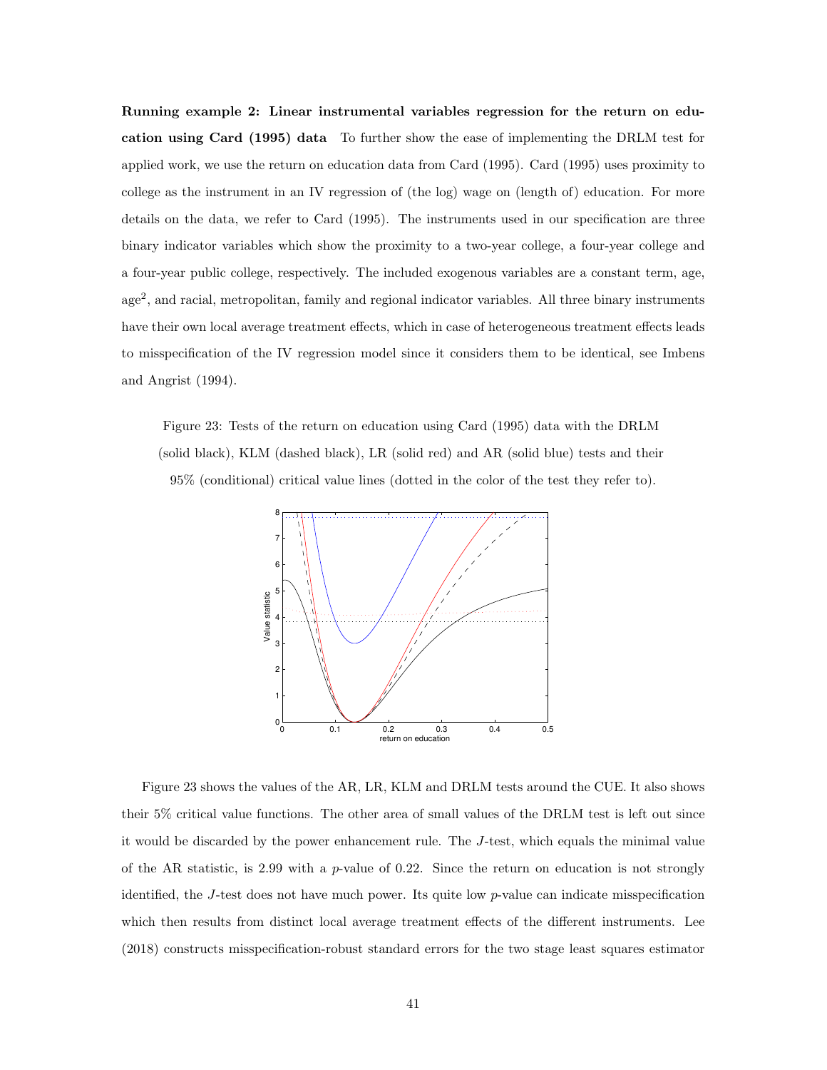**Running example 2: Linear instrumental variables regression for the return on education using Card (1995) data** To further show the ease of implementing the DRLM test for applied work, we use the return on education data from Card (1995). Card (1995) uses proximity to college as the instrument in an IV regression of (the log) wage on (length of) education. For more details on the data, we refer to Card (1995). The instruments used in our specification are three binary indicator variables which show the proximity to a two-year college, a four-year college and a four-year public college, respectively. The included exogenous variables are a constant term, age, age$^2$, and racial, metropolitan, family and regional indicator variables. All three binary instruments have their own local average treatment effects, which in case of heterogeneous treatment effects leads to misspecification of the IV regression model since it considers them to be identical, see Imbens and Angrist (1994).

Figure 23: Tests of the return on education using Card (1995) data with the DRLM (solid black), KLM (dashed black), LR (solid red) and AR (solid blue) tests and their 95% (conditional) critical value lines (dotted in the color of the test they refer to).

Figure 23 shows the values of the AR, LR, KLM and DRLM tests around the CUE. It also shows their 5% critical value functions. The other area of small values of the DRLM test is left out since it would be discarded by the power enhancement rule. The $J$-test, which equals the minimal value of the AR statistic, is 2.99 with a $p$-value of 0.22. Since the return on education is not strongly identified, the $J$-test does not have much power. Its quite low $p$-value can indicate misspecification which then results from distinct local average treatment effects of the different instruments. Lee (2018) constructs misspecification-robust standard errors for the two stage least squares estimator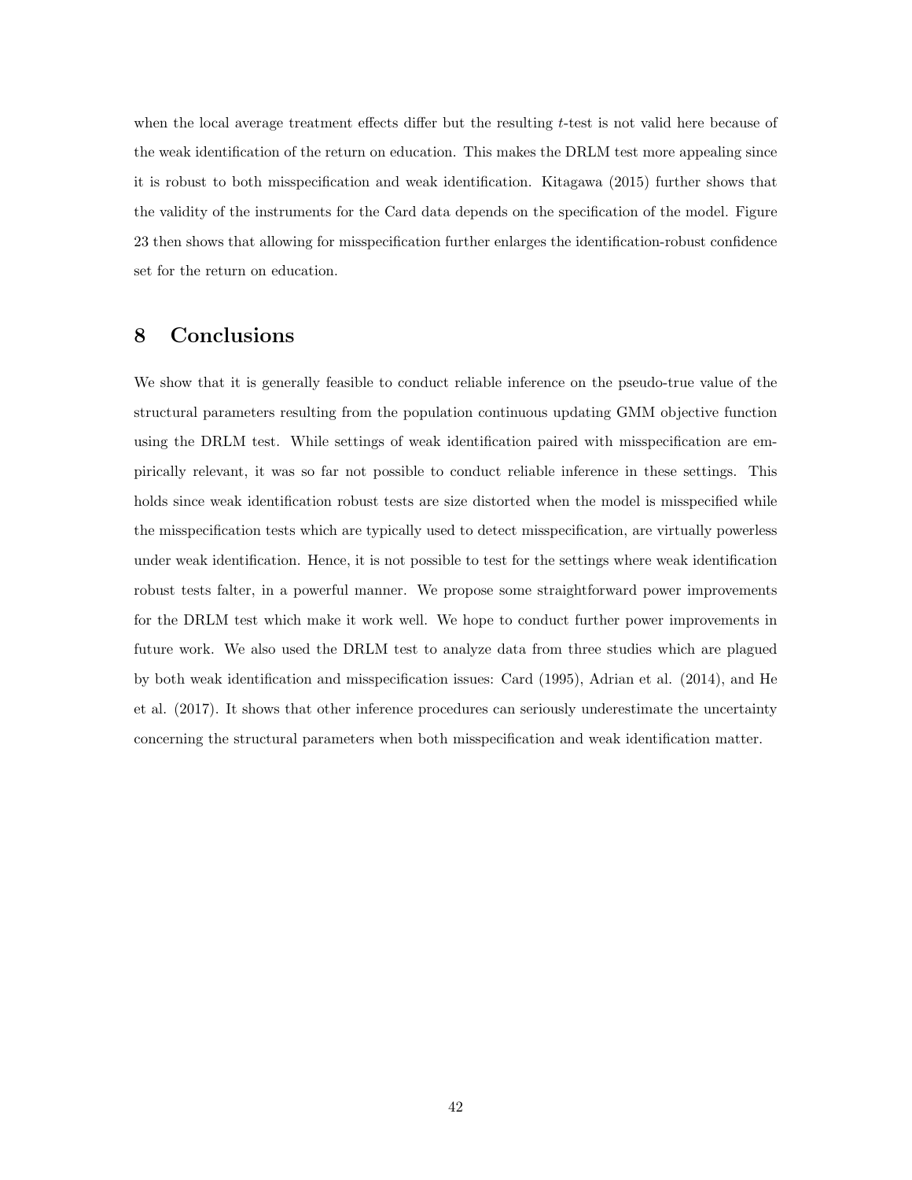when the local average treatment effects differ but the resulting $t$-test is not valid here because of the weak identification of the return on education. This makes the DRLM test more appealing since it is robust to both misspecification and weak identification. Kitagawa (2015) further shows that the validity of the instruments for the Card data depends on the specification of the model. Figure 23 then shows that allowing for misspecification further enlarges the identification-robust confidence set for the return on education.

## 8 Conclusions

We show that it is generally feasible to conduct reliable inference on the pseudo-true value of the structural parameters resulting from the population continuous updating GMM objective function using the DRLM test. While settings of weak identification paired with misspecification are empirically relevant, it was so far not possible to conduct reliable inference in these settings. This holds since weak identification robust tests are size distorted when the model is misspecified while the misspecification tests which are typically used to detect misspecification, are virtually powerless under weak identification. Hence, it is not possible to test for the settings where weak identification robust tests falter, in a powerful manner. We propose some straightforward power improvements for the DRLM test which make it work well. We hope to conduct further power improvements in future work. We also used the DRLM test to analyze data from three studies which are plagued by both weak identification and misspecification issues: Card (1995), Adrian et al. (2014), and He et al. (2017). It shows that other inference procedures can seriously underestimate the uncertainty concerning the structural parameters when both misspecification and weak identification matter.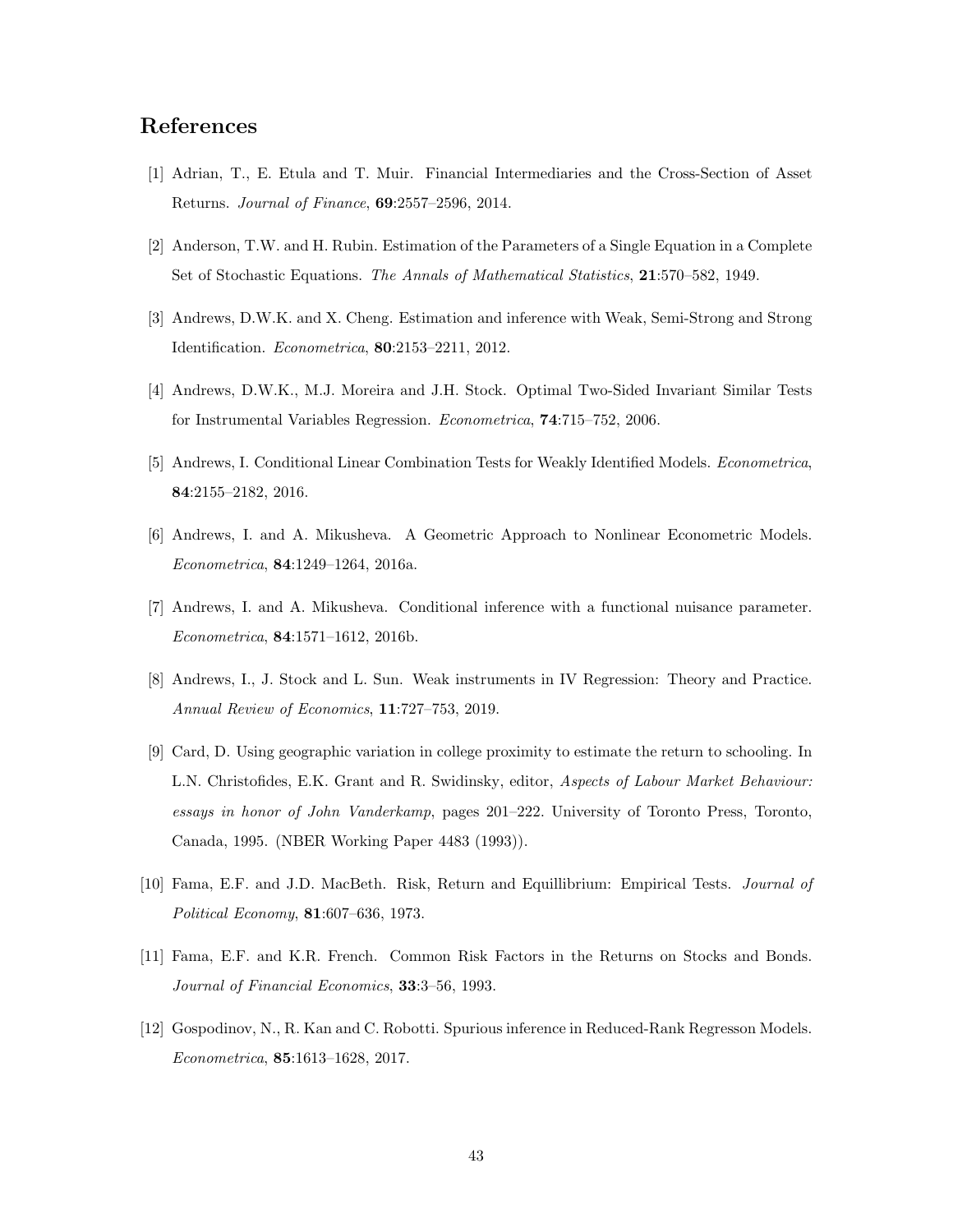## References

[1] Adrian, T., E. Etula and T. Muir. Financial Intermediaries and the Cross-Section of Asset Returns. *Journal of Finance*, **69**:2557–2596, 2014.

[2] Anderson, T.W. and H. Rubin. Estimation of the Parameters of a Single Equation in a Complete Set of Stochastic Equations. *The Annals of Mathematical Statistics*, **21**:570–582, 1949.

[3] Andrews, D.W.K. and X. Cheng. Estimation and inference with Weak, Semi-Strong and Strong Identification. *Econometrica*, **80**:2153–2211, 2012.

[4] Andrews, D.W.K., M.J. Moreira and J.H. Stock. Optimal Two-Sided Invariant Similar Tests for Instrumental Variables Regression. *Econometrica*, **74**:715–752, 2006.

[5] Andrews, I. Conditional Linear Combination Tests for Weakly Identified Models. *Econometrica*, **84**:2155–2182, 2016.

[6] Andrews, I. and A. Mikusheva. A Geometric Approach to Nonlinear Econometric Models. *Econometrica*, **84**:1249–1264, 2016a.

[7] Andrews, I. and A. Mikusheva. Conditional inference with a functional nuisance parameter. *Econometrica*, **84**:1571–1612, 2016b.

[8] Andrews, I., J. Stock and L. Sun. Weak instruments in IV Regression: Theory and Practice. *Annual Review of Economics*, **11**:727–753, 2019.

[9] Card, D. Using geographic variation in college proximity to estimate the return to schooling. In L.N. Christofides, E.K. Grant and R. Swidinsky, editor, *Aspects of Labour Market Behaviour: essays in honor of John Vanderkamp*, pages 201–222. University of Toronto Press, Toronto, Canada, 1995. (NBER Working Paper 4483 (1993)).

[10] Fama, E.F. and J.D. MacBeth. Risk, Return and Equillibrium: Empirical Tests. *Journal of Political Economy*, **81**:607–636, 1973.

[11] Fama, E.F. and K.R. French. Common Risk Factors in the Returns on Stocks and Bonds. *Journal of Financial Economics*, **33**:3–56, 1993.

[12] Gospodinov, N., R. Kan and C. Robotti. Spurious inference in Reduced-Rank Regresson Models. *Econometrica*, **85**:1613–1628, 2017.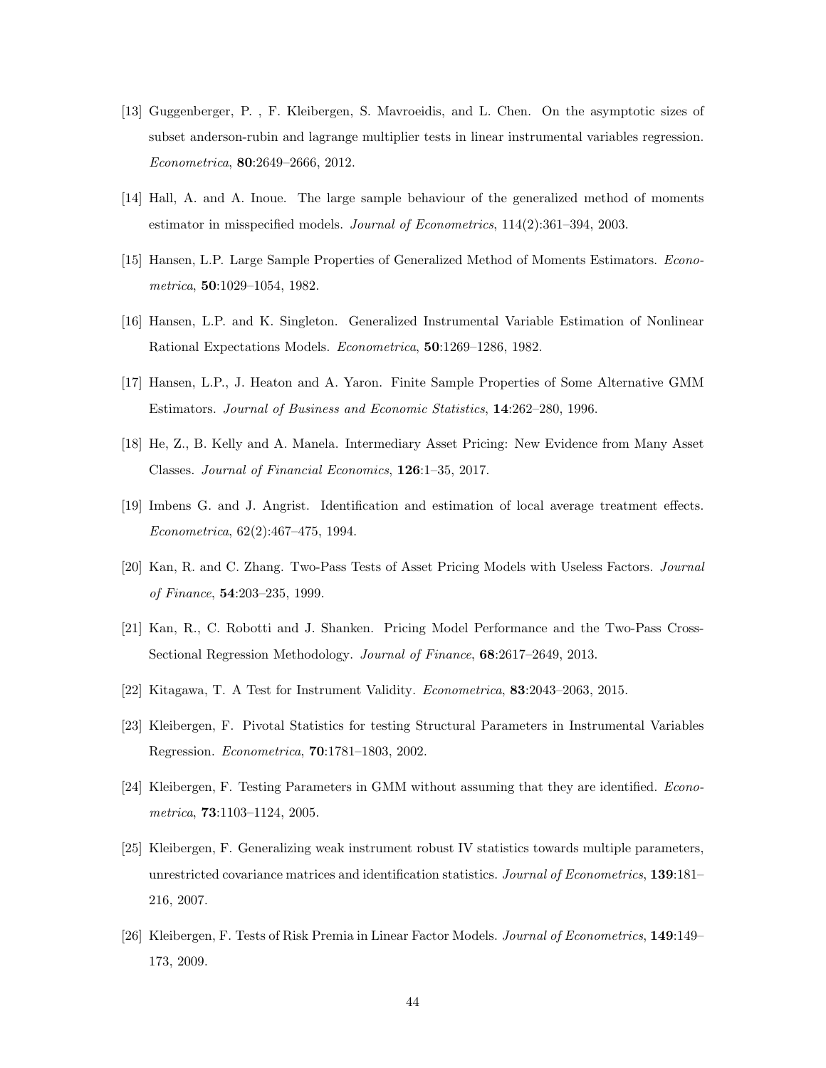[13] Guggenberger, P. , F. Kleibergen, S. Mavroeidis, and L. Chen. On the asymptotic sizes of subset anderson-rubin and lagrange multiplier tests in linear instrumental variables regression. *Econometrica*, **80**:2649–2666, 2012.

[14] Hall, A. and A. Inoue. The large sample behaviour of the generalized method of moments estimator in misspecified models. *Journal of Econometrics*, 114(2):361–394, 2003.

[15] Hansen, L.P. Large Sample Properties of Generalized Method of Moments Estimators. *Econometrica*, **50**:1029–1054, 1982.

[16] Hansen, L.P. and K. Singleton. Generalized Instrumental Variable Estimation of Nonlinear Rational Expectations Models. *Econometrica*, **50**:1269–1286, 1982.

[17] Hansen, L.P., J. Heaton and A. Yaron. Finite Sample Properties of Some Alternative GMM Estimators. *Journal of Business and Economic Statistics*, **14**:262–280, 1996.

[18] He, Z., B. Kelly and A. Manela. Intermediary Asset Pricing: New Evidence from Many Asset Classes. *Journal of Financial Economics*, **126**:1–35, 2017.

[19] Imbens G. and J. Angrist. Identification and estimation of local average treatment effects. *Econometrica*, 62(2):467–475, 1994.

[20] Kan, R. and C. Zhang. Two-Pass Tests of Asset Pricing Models with Useless Factors. *Journal of Finance*, **54**:203–235, 1999.

[21] Kan, R., C. Robotti and J. Shanken. Pricing Model Performance and the Two-Pass Cross-Sectional Regression Methodology. *Journal of Finance*, **68**:2617–2649, 2013.

[22] Kitagawa, T. A Test for Instrument Validity. *Econometrica*, **83**:2043–2063, 2015.

[23] Kleibergen, F. Pivotal Statistics for testing Structural Parameters in Instrumental Variables Regression. *Econometrica*, **70**:1781–1803, 2002.

[24] Kleibergen, F. Testing Parameters in GMM without assuming that they are identified. *Econometrica*, **73**:1103–1124, 2005.

[25] Kleibergen, F. Generalizing weak instrument robust IV statistics towards multiple parameters, unrestricted covariance matrices and identification statistics. *Journal of Econometrics*, **139**:181–216, 2007.

[26] Kleibergen, F. Tests of Risk Premia in Linear Factor Models. *Journal of Econometrics*, **149**:149–173, 2009.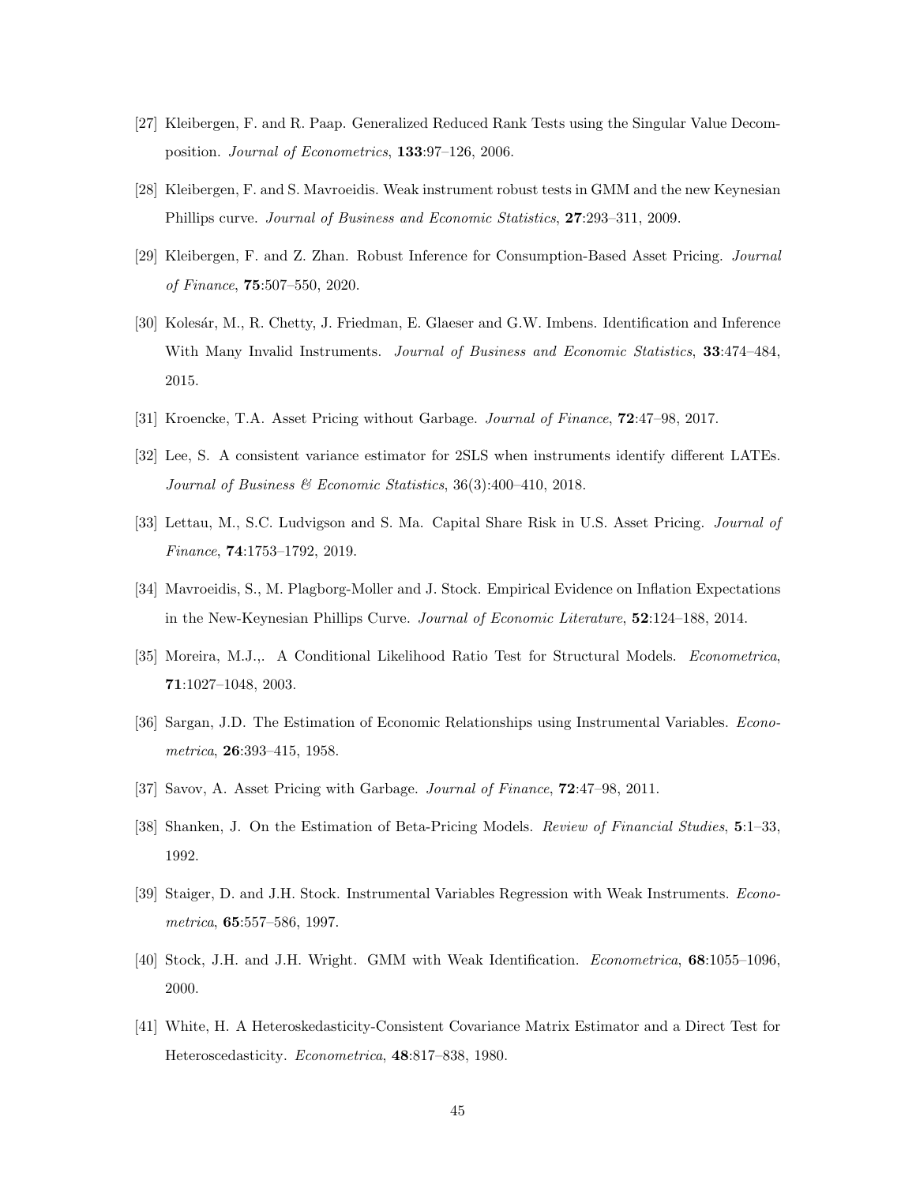[27] Kleibergen, F. and R. Paap. Generalized Reduced Rank Tests using the Singular Value Decomposition. *Journal of Econometrics*, **133**:97–126, 2006.

[28] Kleibergen, F. and S. Mavroeidis. Weak instrument robust tests in GMM and the new Keynesian Phillips curve. *Journal of Business and Economic Statistics*, **27**:293–311, 2009.

[29] Kleibergen, F. and Z. Zhan. Robust Inference for Consumption-Based Asset Pricing. *Journal of Finance*, **75**:507–550, 2020.

[30] Kolesár, M., R. Chetty, J. Friedman, E. Glaeser and G.W. Imbens. Identification and Inference With Many Invalid Instruments. *Journal of Business and Economic Statistics*, **33**:474–484, 2015.

[31] Kroencke, T.A. Asset Pricing without Garbage. *Journal of Finance*, **72**:47–98, 2017.

[32] Lee, S. A consistent variance estimator for 2SLS when instruments identify different LATEs. *Journal of Business & Economic Statistics*, 36(3):400–410, 2018.

[33] Lettau, M., S.C. Ludvigson and S. Ma. Capital Share Risk in U.S. Asset Pricing. *Journal of Finance*, **74**:1753–1792, 2019.

[34] Mavroeidis, S., M. Plagborg-Moller and J. Stock. Empirical Evidence on Inflation Expectations in the New-Keynesian Phillips Curve. *Journal of Economic Literature*, **52**:124–188, 2014.

[35] Moreira, M.J.,. A Conditional Likelihood Ratio Test for Structural Models. *Econometrica*, **71**:1027–1048, 2003.

[36] Sargan, J.D. The Estimation of Economic Relationships using Instrumental Variables. *Econometrica*, **26**:393–415, 1958.

[37] Savov, A. Asset Pricing with Garbage. *Journal of Finance*, **72**:47–98, 2011.

[38] Shanken, J. On the Estimation of Beta-Pricing Models. *Review of Financial Studies*, **5**:1–33, 1992.

[39] Staiger, D. and J.H. Stock. Instrumental Variables Regression with Weak Instruments. *Econometrica*, **65**:557–586, 1997.

[40] Stock, J.H. and J.H. Wright. GMM with Weak Identification. *Econometrica*, **68**:1055–1096, 2000.

[41] White, H. A Heteroskedasticity-Consistent Covariance Matrix Estimator and a Direct Test for Heteroscedasticity. *Econometrica*, **48**:817–838, 1980.